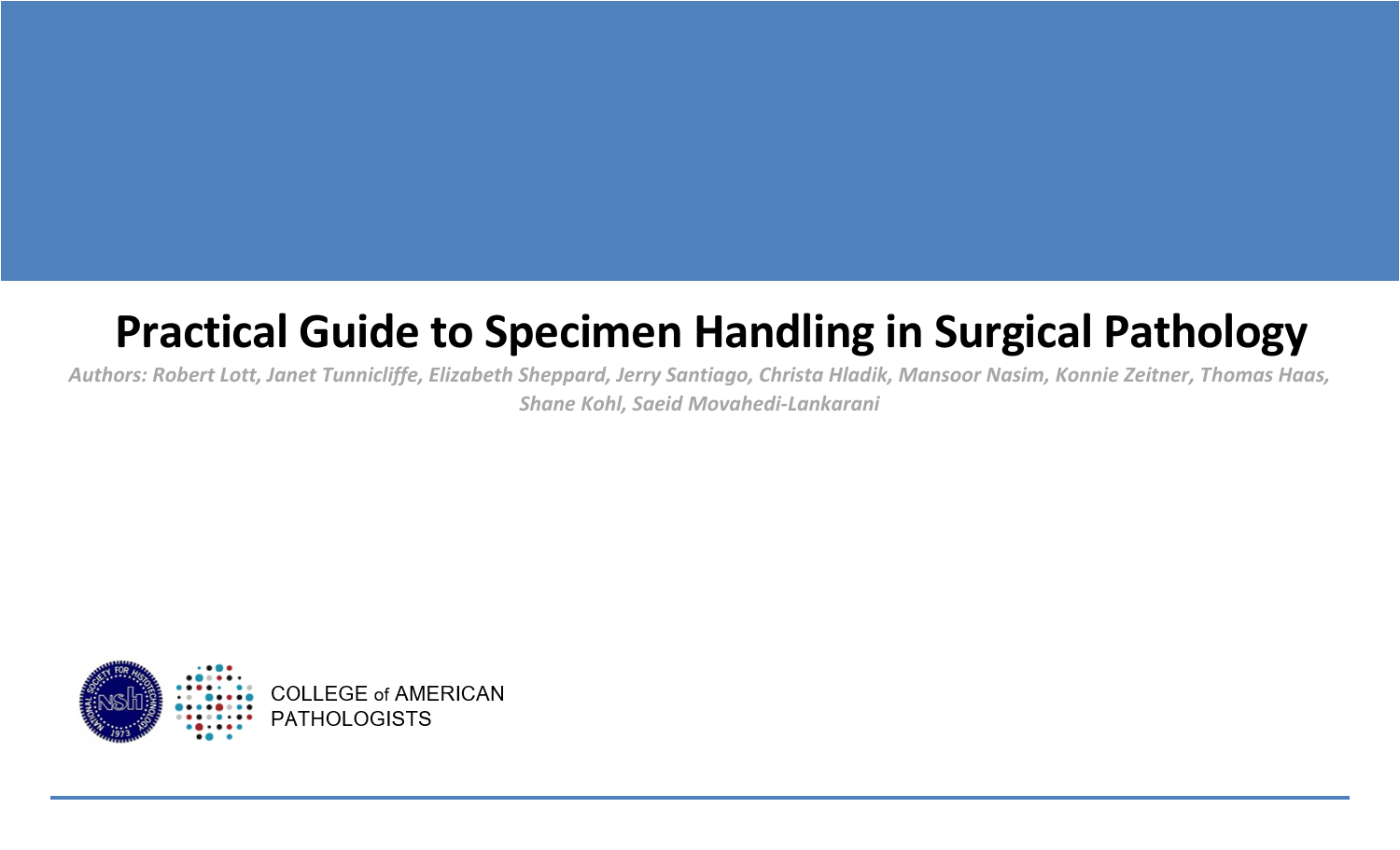# Practical Guide to Specimen Handling in Surgical Pathology

*Authors: Robert Lott, Janet Tunnicliffe, Elizabeth Sheppard, Jerry Santiago, Christa Hladik, Mansoor Nasim, Konnie Zeitner, Thomas Haas, Shane Kohl, Saeid Movahedi-Lankarani*

COLLEGE of AMERICAN PATHOLOGISTS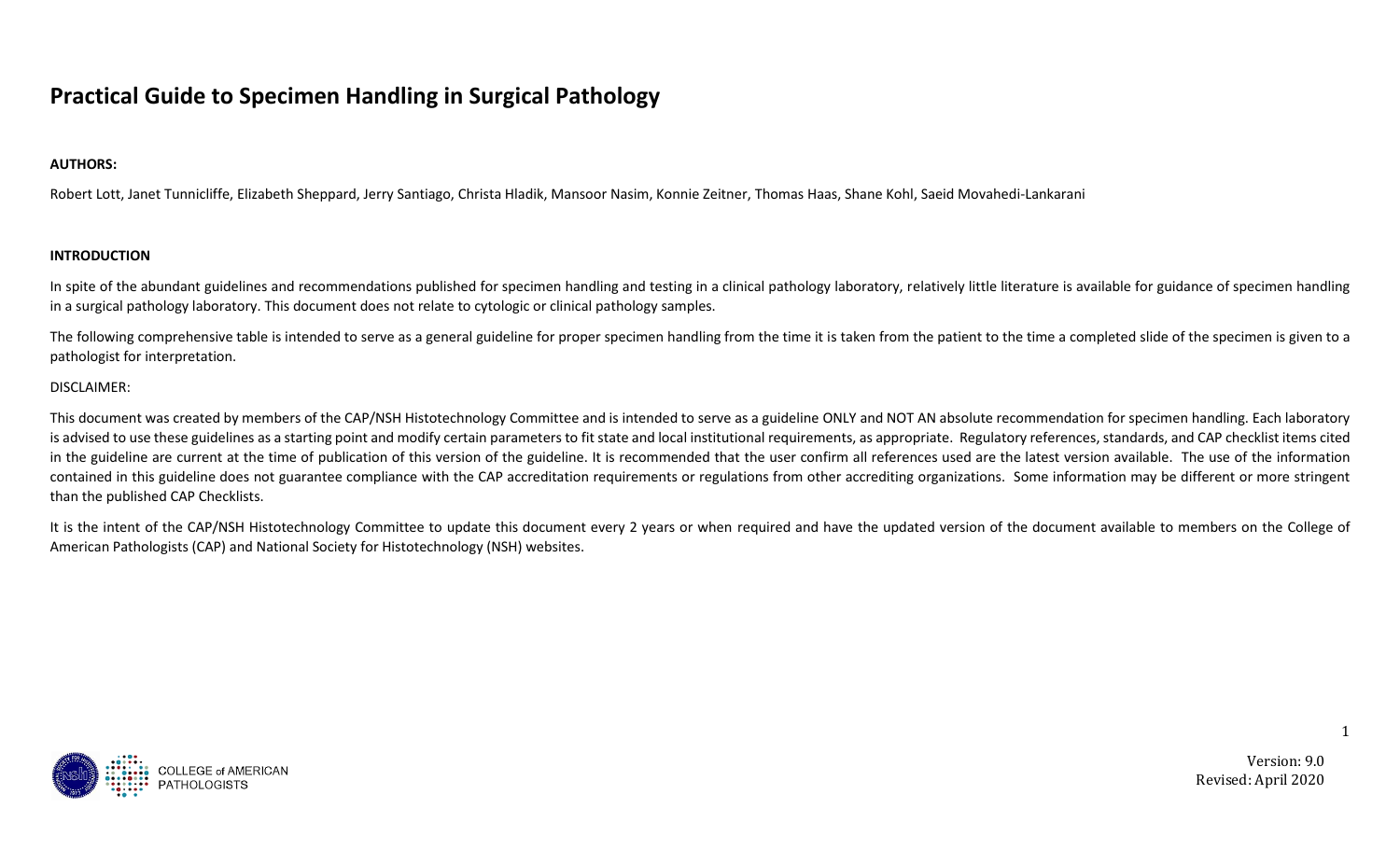# Practical Guide to Specimen Handling in Surgical Pathology

**AUTHORS:**

Robert Lott, Janet Tunnicliffe, Elizabeth Sheppard, Jerry Santiago, Christa Hladik, Mansoor Nasim, Konnie Zeitner, Thomas Haas, Shane Kohl, Saeid Movahedi-Lankarani

**INTRODUCTION**

In spite of the abundant guidelines and recommendations published for specimen handling and testing in a clinical pathology laboratory, relatively little literature is available for guidance of specimen handling in a surgical pathology laboratory. This document does not relate to cytologic or clinical pathology samples.

The following comprehensive table is intended to serve as a general guideline for proper specimen handling from the time it is taken from the patient to the time a completed slide of the specimen is given to a pathologist for interpretation.

DISCLAIMER:

This document was created by members of the CAP/NSH Histotechnology Committee and is intended to serve as a guideline ONLY and NOT AN absolute recommendation for specimen handling. Each laboratory is advised to use these guidelines as a starting point and modify certain parameters to fit state and local institutional requirements, as appropriate. Regulatory references, standards, and CAP checklist items cited in the guideline are current at the time of publication of this version of the guideline. It is recommended that the user confirm all references used are the latest version available. The use of the information contained in this guideline does not guarantee compliance with the CAP accreditation requirements or regulations from other accrediting organizations. Some information may be different or more stringent than the published CAP Checklists.

It is the intent of the CAP/NSH Histotechnology Committee to update this document every 2 years or when required and have the updated version of the document available to members on the College of American Pathologists (CAP) and National Society for Histotechnology (NSH) websites.

Version: 9.0
Revised: April 2020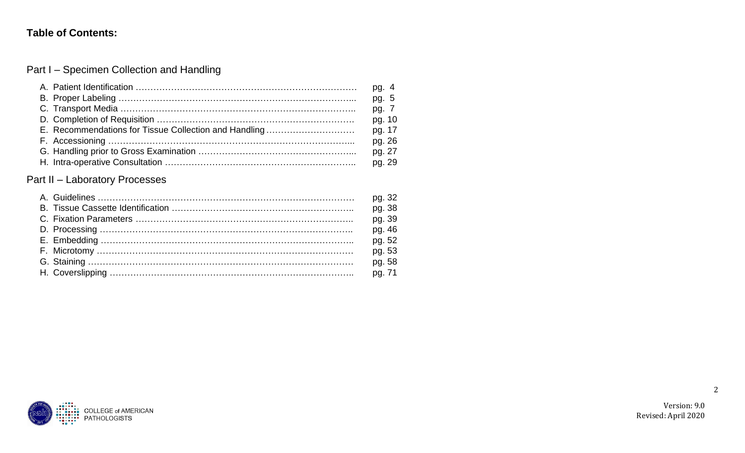**Table of Contents:**

## Part I – Specimen Collection and Handling

| | |
|---|---|
| A. Patient Identification | pg. 4 |
| B. Proper Labeling | pg. 5 |
| C. Transport Media | pg. 7 |
| D. Completion of Requisition | pg. 10 |
| E. Recommendations for Tissue Collection and Handling | pg. 17 |
| F. Accessioning | pg. 26 |
| G. Handling prior to Gross Examination | pg. 27 |
| H. Intra-operative Consultation | pg. 29 |

## Part II – Laboratory Processes

| | |
|---|---|
| A. Guidelines | pg. 32 |
| B. Tissue Cassette Identification | pg. 38 |
| C. Fixation Parameters | pg. 39 |
| D. Processing | pg. 46 |
| E. Embedding | pg. 52 |
| F. Microtomy | pg. 53 |
| G. Staining | pg. 58 |
| H. Coverslipping | pg. 71 |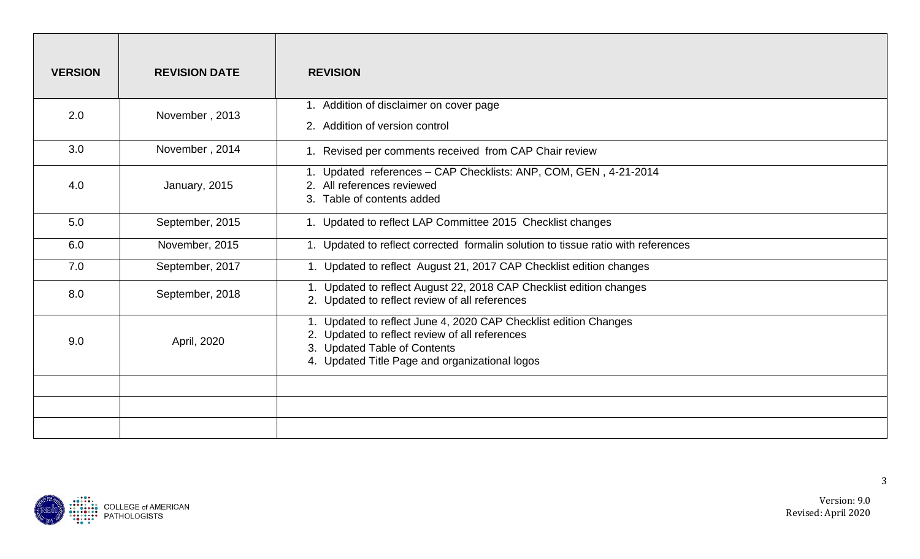| VERSION | REVISION DATE | REVISION |
|---|---|---|
| 2.0 | November , 2013 | 1. Addition of disclaimer on cover page<br>2. Addition of version control |
| 3.0 | November , 2014 | 1. Revised per comments received from CAP Chair review |
| 4.0 | January, 2015 | 1. Updated references – CAP Checklists: ANP, COM, GEN , 4-21-2014<br>2. All references reviewed<br>3. Table of contents added |
| 5.0 | September, 2015 | 1. Updated to reflect LAP Committee 2015 Checklist changes |
| 6.0 | November, 2015 | 1. Updated to reflect corrected formalin solution to tissue ratio with references |
| 7.0 | September, 2017 | 1. Updated to reflect August 21, 2017 CAP Checklist edition changes |
| 8.0 | September, 2018 | 1. Updated to reflect August 22, 2018 CAP Checklist edition changes<br>2. Updated to reflect review of all references |
| 9.0 | April, 2020 | 1. Updated to reflect June 4, 2020 CAP Checklist edition Changes<br>2. Updated to reflect review of all references<br>3. Updated Table of Contents<br>4. Updated Title Page and organizational logos |
| | | |
| | | |
| | | |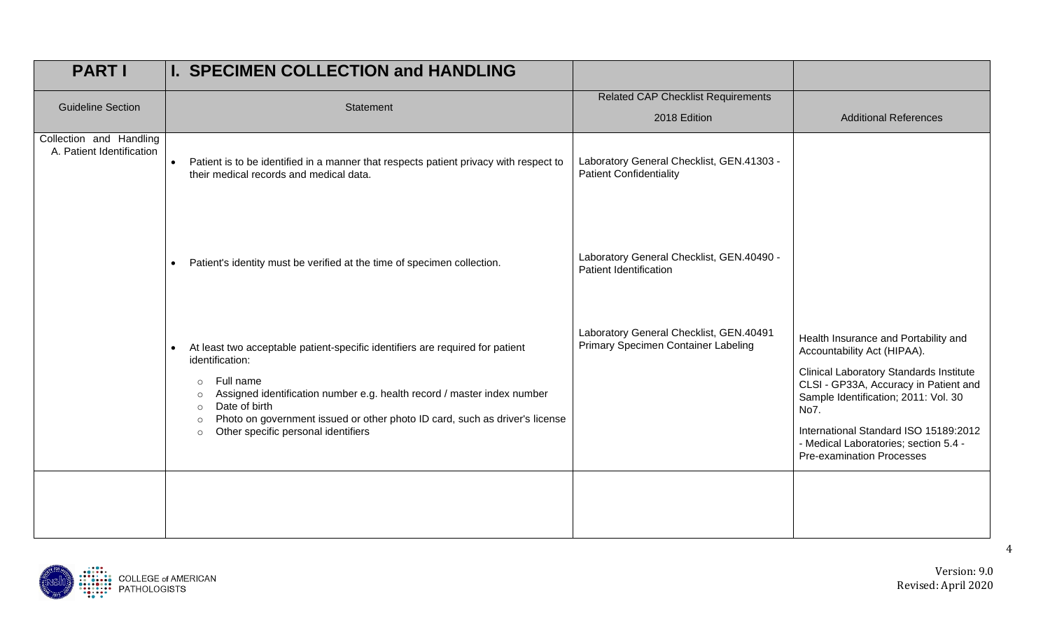| PART I | I. SPECIMEN COLLECTION and HANDLING | | |
|---|---|---|---|
| Guideline Section | Statement | Related CAP Checklist Requirements 2018 Edition | Additional References |
| Collection and Handling A. Patient Identification | • Patient is to be identified in a manner that respects patient privacy with respect to their medical records and medical data. | Laboratory General Checklist, GEN.41303 - Patient Confidentiality | |
| | • Patient's identity must be verified at the time of specimen collection. | Laboratory General Checklist, GEN.40490 - Patient Identification | |
| | • At least two acceptable patient-specific identifiers are required for patient identification:<br>○ Full name<br>○ Assigned identification number e.g. health record / master index number<br>○ Date of birth<br>○ Photo on government issued or other photo ID card, such as driver's license<br>○ Other specific personal identifiers | Laboratory General Checklist, GEN.40491 Primary Specimen Container Labeling | Health Insurance and Portability and Accountability Act (HIPAA).<br><br>Clinical Laboratory Standards Institute CLSI - GP33A, Accuracy in Patient and Sample Identification; 2011: Vol. 30 No7.<br><br>International Standard ISO 15189:2012 - Medical Laboratories; section 5.4 - Pre-examination Processes |
| | | | |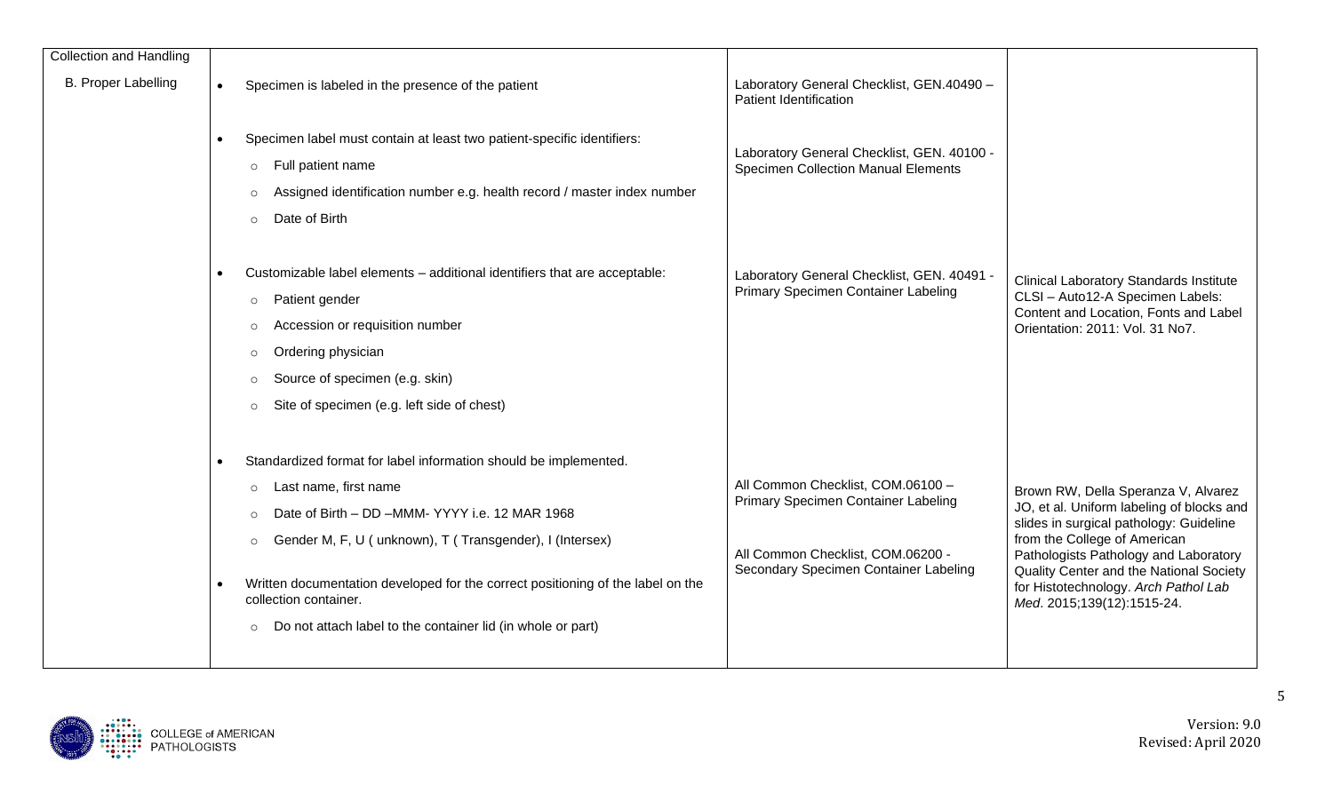| Collection and Handling | | | |
|---|---|---|---|
| B. Proper Labelling | • Specimen is labeled in the presence of the patient | Laboratory General Checklist, GEN.40490 – Patient Identification | |
| | • Specimen label must contain at least two patient-specific identifiers:<br>○ Full patient name<br>○ Assigned identification number e.g. health record / master index number<br>○ Date of Birth | Laboratory General Checklist, GEN. 40100 - Specimen Collection Manual Elements | |
| | • Customizable label elements – additional identifiers that are acceptable:<br>○ Patient gender<br>○ Accession or requisition number<br>○ Ordering physician<br>○ Source of specimen (e.g. skin)<br>○ Site of specimen (e.g. left side of chest) | Laboratory General Checklist, GEN. 40491 - Primary Specimen Container Labeling | Clinical Laboratory Standards Institute CLSI – Auto12-A Specimen Labels: Content and Location, Fonts and Label Orientation: 2011: Vol. 31 No7. |
| | • Standardized format for label information should be implemented.<br>○ Last name, first name<br>○ Date of Birth – DD –MMM- YYYY i.e. 12 MAR 1968<br>○ Gender M, F, U ( unknown), T ( Transgender), I (Intersex)<br>• Written documentation developed for the correct positioning of the label on the collection container.<br>○ Do not attach label to the container lid (in whole or part) | All Common Checklist, COM.06100 – Primary Specimen Container Labeling<br><br>All Common Checklist, COM.06200 - Secondary Specimen Container Labeling | Brown RW, Della Speranza V, Alvarez JO, et al. Uniform labeling of blocks and slides in surgical pathology: Guideline from the College of American Pathologists Pathology and Laboratory Quality Center and the National Society for Histotechnology. *Arch Pathol Lab Med*. 2015;139(12):1515-24. |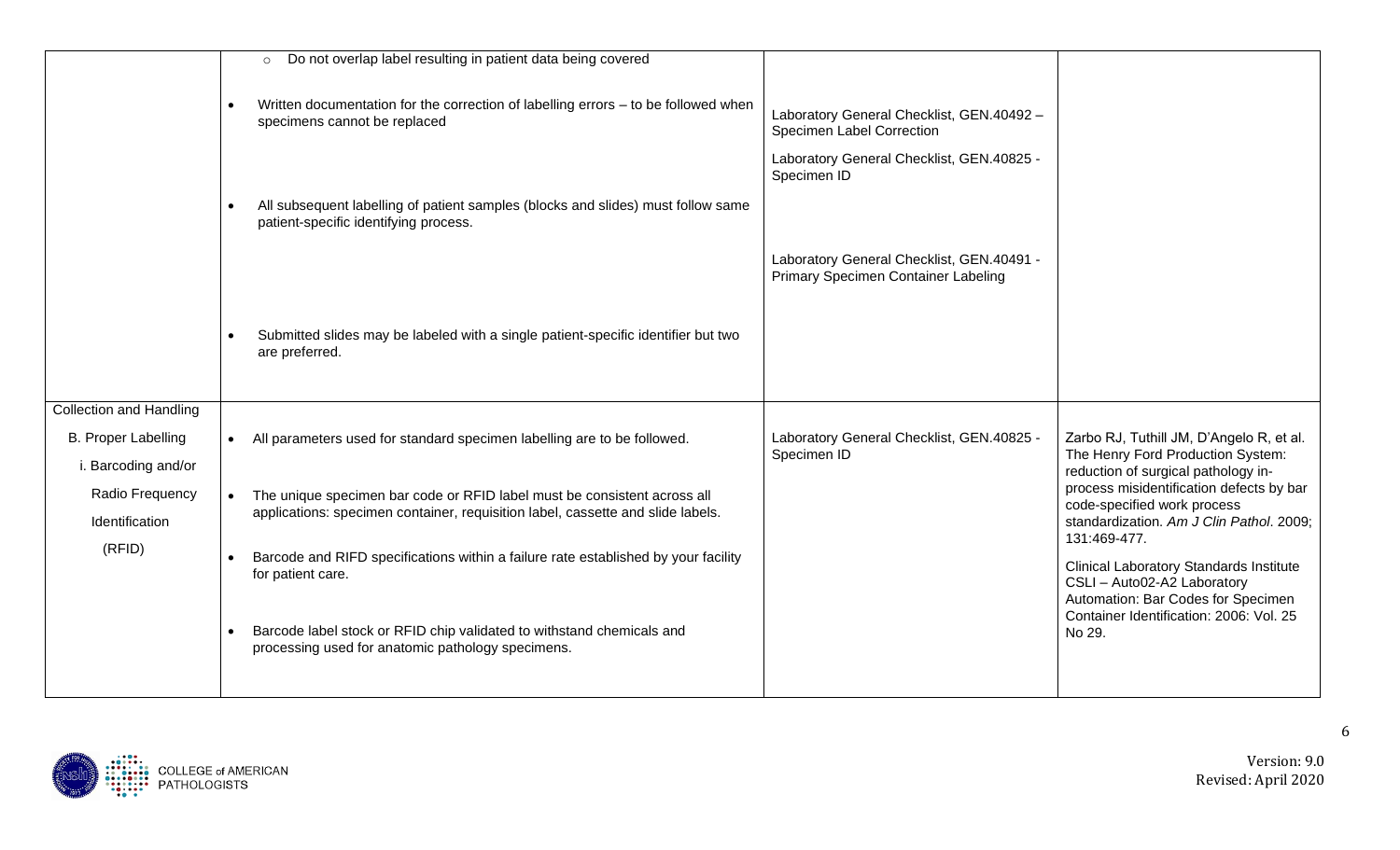| | | | |
|---|---|---|---|
| | ○ Do not overlap label resulting in patient data being covered<br><br>• Written documentation for the correction of labelling errors – to be followed when specimens cannot be replaced<br><br>• All subsequent labelling of patient samples (blocks and slides) must follow same patient-specific identifying process.<br><br>• Submitted slides may be labeled with a single patient-specific identifier but two are preferred. | Laboratory General Checklist, GEN.40492 – Specimen Label Correction<br><br>Laboratory General Checklist, GEN.40825 - Specimen ID<br><br>Laboratory General Checklist, GEN.40491 - Primary Specimen Container Labeling | |
| Collection and Handling<br><br>B. Proper Labelling<br><br>i. Barcoding and/or Radio Frequency Identification (RFID) | • All parameters used for standard specimen labelling are to be followed.<br><br>• The unique specimen bar code or RFID label must be consistent across all applications: specimen container, requisition label, cassette and slide labels.<br><br>• Barcode and RIFD specifications within a failure rate established by your facility for patient care.<br><br>• Barcode label stock or RFID chip validated to withstand chemicals and processing used for anatomic pathology specimens. | Laboratory General Checklist, GEN.40825 - Specimen ID | Zarbo RJ, Tuthill JM, D'Angelo R, et al. The Henry Ford Production System: reduction of surgical pathology in-process misidentification defects by bar code-specified work process standardization. *Am J Clin Pathol*. 2009; 131:469-477.<br><br>Clinical Laboratory Standards Institute CSLI – Auto02-A2 Laboratory Automation: Bar Codes for Specimen Container Identification: 2006: Vol. 25 No 29. |

Version: 9.0
Revised: April 2020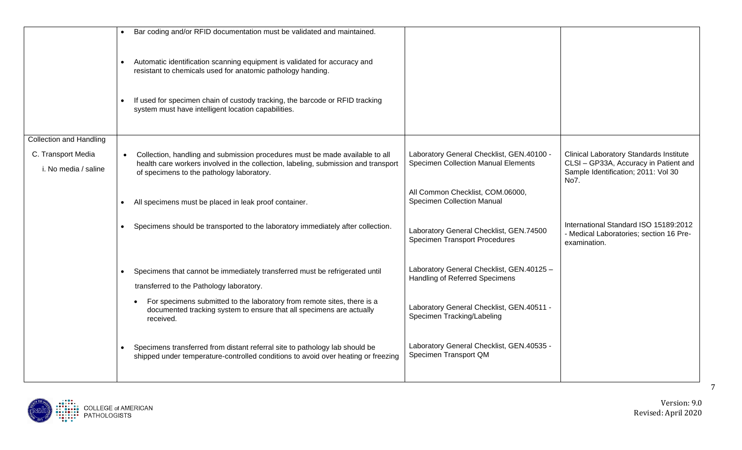| | | | |
|---|---|---|---|
| | • Bar coding and/or RFID documentation must be validated and maintained.<br><br>• Automatic identification scanning equipment is validated for accuracy and resistant to chemicals used for anatomic pathology handing.<br><br>• If used for specimen chain of custody tracking, the barcode or RFID tracking system must have intelligent location capabilities. | | |
| Collection and Handling<br><br>C. Transport Media<br><br>i. No media / saline | • Collection, handling and submission procedures must be made available to all health care workers involved in the collection, labeling, submission and transport of specimens to the pathology laboratory. | Laboratory General Checklist, GEN.40100 - Specimen Collection Manual Elements<br><br>All Common Checklist, COM.06000, Specimen Collection Manual | Clinical Laboratory Standards Institute CLSI – GP33A, Accuracy in Patient and Sample Identification; 2011: Vol 30 No7. |
| | • All specimens must be placed in leak proof container. | | |
| | • Specimens should be transported to the laboratory immediately after collection. | Laboratory General Checklist, GEN.74500 Specimen Transport Procedures | International Standard ISO 15189:2012 - Medical Laboratories; section 16 Pre-examination. |
| | • Specimens that cannot be immediately transferred must be refrigerated until transferred to the Pathology laboratory. | Laboratory General Checklist, GEN.40125 – Handling of Referred Specimens | |
| | • For specimens submitted to the laboratory from remote sites, there is a documented tracking system to ensure that all specimens are actually received. | Laboratory General Checklist, GEN.40511 - Specimen Tracking/Labeling | |
| | • Specimens transferred from distant referral site to pathology lab should be shipped under temperature-controlled conditions to avoid over heating or freezing | Laboratory General Checklist, GEN.40535 - Specimen Transport QM | |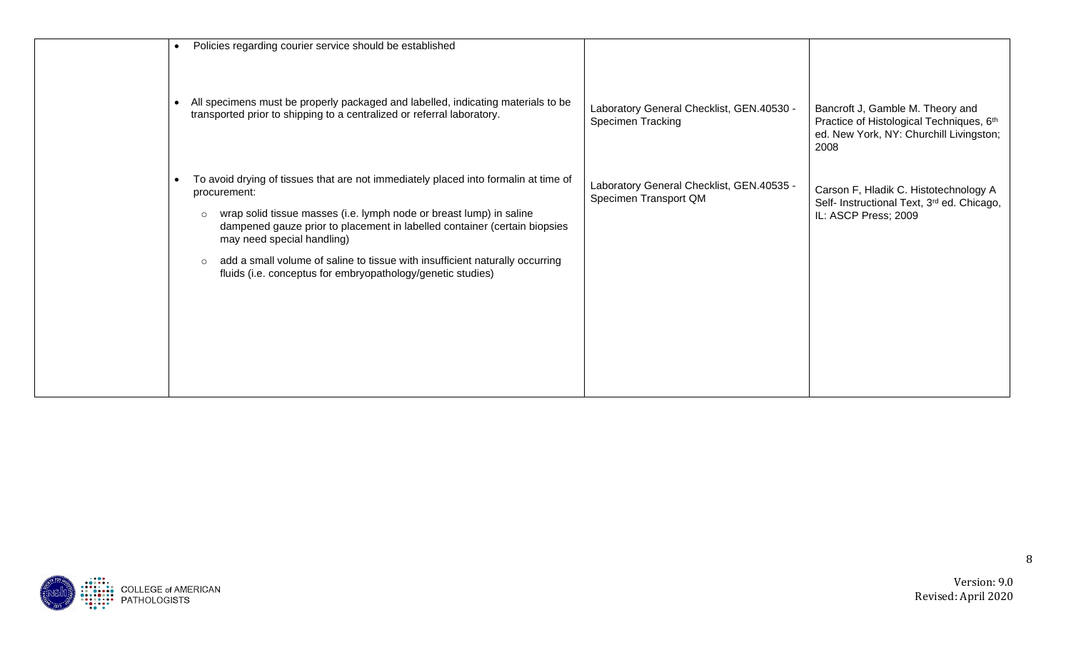| | | | |
|---|---|---|---|
| | • Policies regarding courier service should be established | | |
| | • All specimens must be properly packaged and labelled, indicating materials to be transported prior to shipping to a centralized or referral laboratory. | Laboratory General Checklist, GEN.40530 - Specimen Tracking | Bancroft J, Gamble M. Theory and Practice of Histological Techniques, 6th ed. New York, NY: Churchill Livingston; 2008 |
| | • To avoid drying of tissues that are not immediately placed into formalin at time of procurement:<br>○ wrap solid tissue masses (i.e. lymph node or breast lump) in saline dampened gauze prior to placement in labelled container (certain biopsies may need special handling)<br>○ add a small volume of saline to tissue with insufficient naturally occurring fluids (i.e. conceptus for embryopathology/genetic studies) | Laboratory General Checklist, GEN.40535 - Specimen Transport QM | Carson F, Hladik C. Histotechnology A Self- Instructional Text, 3rd ed. Chicago, IL: ASCP Press; 2009 |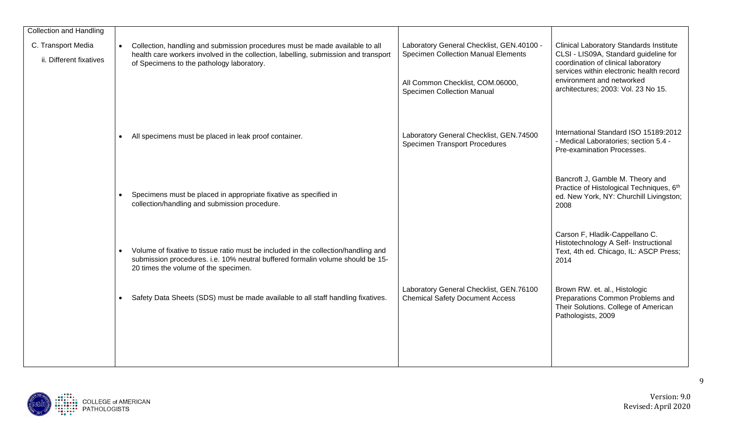| Collection and Handling<br><br>C. Transport Media<br><br>ii. Different fixatives | • Collection, handling and submission procedures must be made available to all health care workers involved in the collection, labelling, submission and transport of Specimens to the pathology laboratory. | Laboratory General Checklist, GEN.40100 - Specimen Collection Manual Elements<br><br>All Common Checklist, COM.06000, Specimen Collection Manual | Clinical Laboratory Standards Institute CLSI - LIS09A, Standard guideline for coordination of clinical laboratory services within electronic health record environment and networked architectures; 2003: Vol. 23 No 15. |
|---|---|---|---|
| | • All specimens must be placed in leak proof container. | Laboratory General Checklist, GEN.74500 Specimen Transport Procedures | International Standard ISO 15189:2012 - Medical Laboratories; section 5.4 - Pre-examination Processes. |
| | • Specimens must be placed in appropriate fixative as specified in collection/handling and submission procedure. | | Bancroft J, Gamble M. Theory and Practice of Histological Techniques, 6th ed. New York, NY: Churchill Livingston; 2008 |
| | • Volume of fixative to tissue ratio must be included in the collection/handling and submission procedures. i.e. 10% neutral buffered formalin volume should be 15-20 times the volume of the specimen. | | Carson F, Hladik-Cappellano C. Histotechnology A Self- Instructional Text, 4th ed. Chicago, IL: ASCP Press; 2014 |
| | • Safety Data Sheets (SDS) must be made available to all staff handling fixatives. | Laboratory General Checklist, GEN.76100 Chemical Safety Document Access | Brown RW. et. al., Histologic Preparations Common Problems and Their Solutions. College of American Pathologists, 2009 |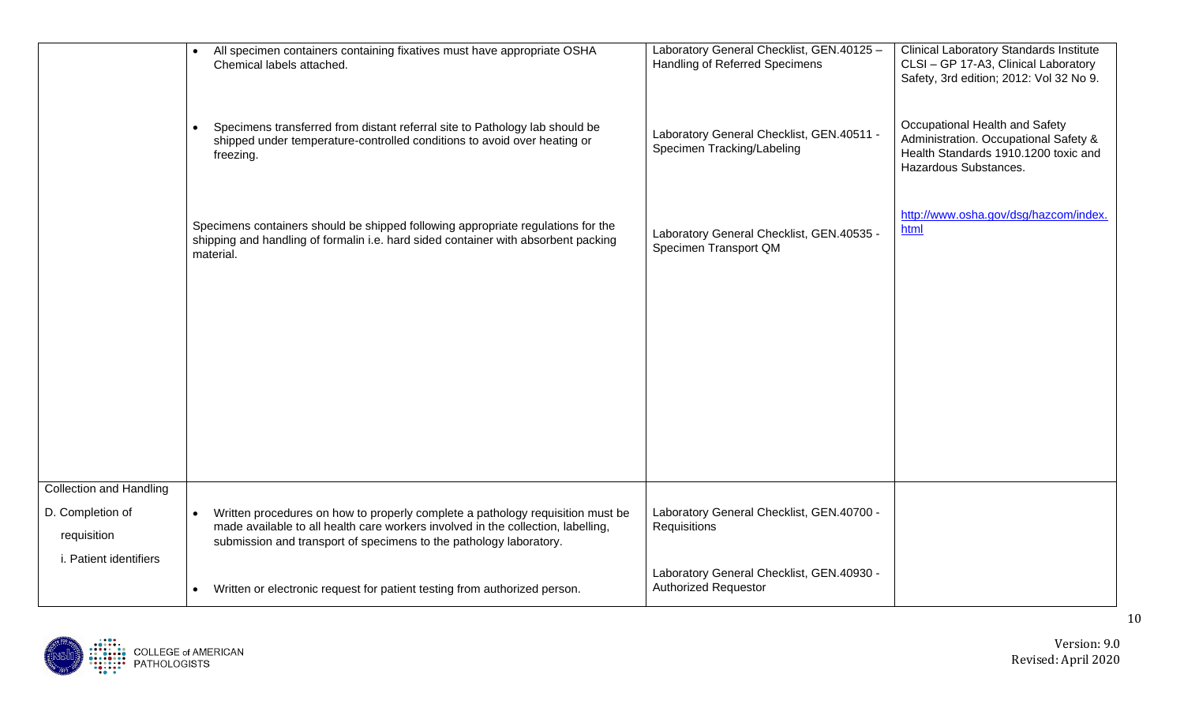| | | | |
|---|---|---|---|
| | • All specimen containers containing fixatives must have appropriate OSHA Chemical labels attached.<br><br>• Specimens transferred from distant referral site to Pathology lab should be shipped under temperature-controlled conditions to avoid over heating or freezing.<br><br>Specimens containers should be shipped following appropriate regulations for the shipping and handling of formalin i.e. hard sided container with absorbent packing material. | Laboratory General Checklist, GEN.40125 – Handling of Referred Specimens<br><br>Laboratory General Checklist, GEN.40511 - Specimen Tracking/Labeling<br><br>Laboratory General Checklist, GEN.40535 - Specimen Transport QM | Clinical Laboratory Standards Institute CLSI – GP 17-A3, Clinical Laboratory Safety, 3rd edition; 2012: Vol 32 No 9.<br><br>Occupational Health and Safety Administration. Occupational Safety & Health Standards 1910.1200 toxic and Hazardous Substances.<br><br>[http://www.osha.gov/dsg/hazcom/index.html](http://www.osha.gov/dsg/hazcom/index.html) |
| Collection and Handling<br><br>D. Completion of requisition<br><br>i. Patient identifiers | • Written procedures on how to properly complete a pathology requisition must be made available to all health care workers involved in the collection, labelling, submission and transport of specimens to the pathology laboratory.<br><br>• Written or electronic request for patient testing from authorized person. | Laboratory General Checklist, GEN.40700 - Requisitions<br><br>Laboratory General Checklist, GEN.40930 - Authorized Requestor | |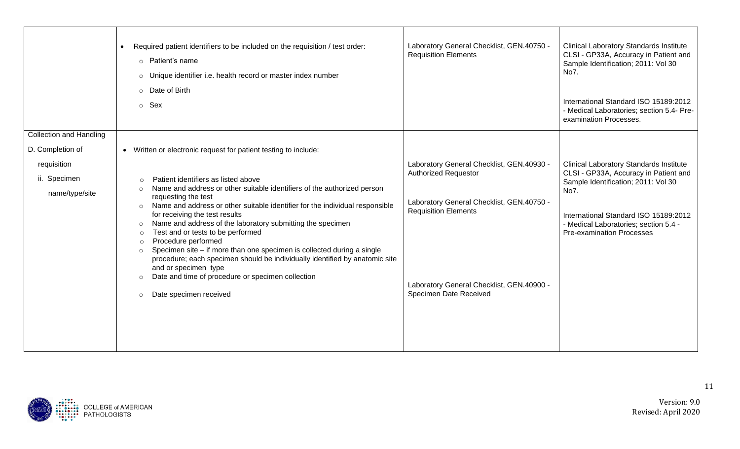| | | | |
|---|---|---|---|
| | • Required patient identifiers to be included on the requisition / test order:<br>○ Patient's name<br>○ Unique identifier i.e. health record or master index number<br>○ Date of Birth<br>○ Sex | Laboratory General Checklist, GEN.40750 - Requisition Elements | Clinical Laboratory Standards Institute CLSI - GP33A, Accuracy in Patient and Sample Identification; 2011: Vol 30 No7.<br><br>International Standard ISO 15189:2012 - Medical Laboratories; section 5.4- Pre-examination Processes. |
| Collection and Handling<br>D. Completion of requisition<br>ii. Specimen name/type/site | • Written or electronic request for patient testing to include:<br>○ Patient identifiers as listed above<br>○ Name and address or other suitable identifiers of the authorized person requesting the test<br>○ Name and address or other suitable identifier for the individual responsible for receiving the test results<br>○ Name and address of the laboratory submitting the specimen<br>○ Test and or tests to be performed<br>○ Procedure performed<br>○ Specimen site – if more than one specimen is collected during a single procedure; each specimen should be individually identified by anatomic site and or specimen type<br>○ Date and time of procedure or specimen collection<br>○ Date specimen received | Laboratory General Checklist, GEN.40930 - Authorized Requestor<br><br>Laboratory General Checklist, GEN.40750 - Requisition Elements<br><br>Laboratory General Checklist, GEN.40900 - Specimen Date Received | Clinical Laboratory Standards Institute CLSI - GP33A, Accuracy in Patient and Sample Identification; 2011: Vol 30 No7.<br><br>International Standard ISO 15189:2012 - Medical Laboratories; section 5.4 - Pre-examination Processes |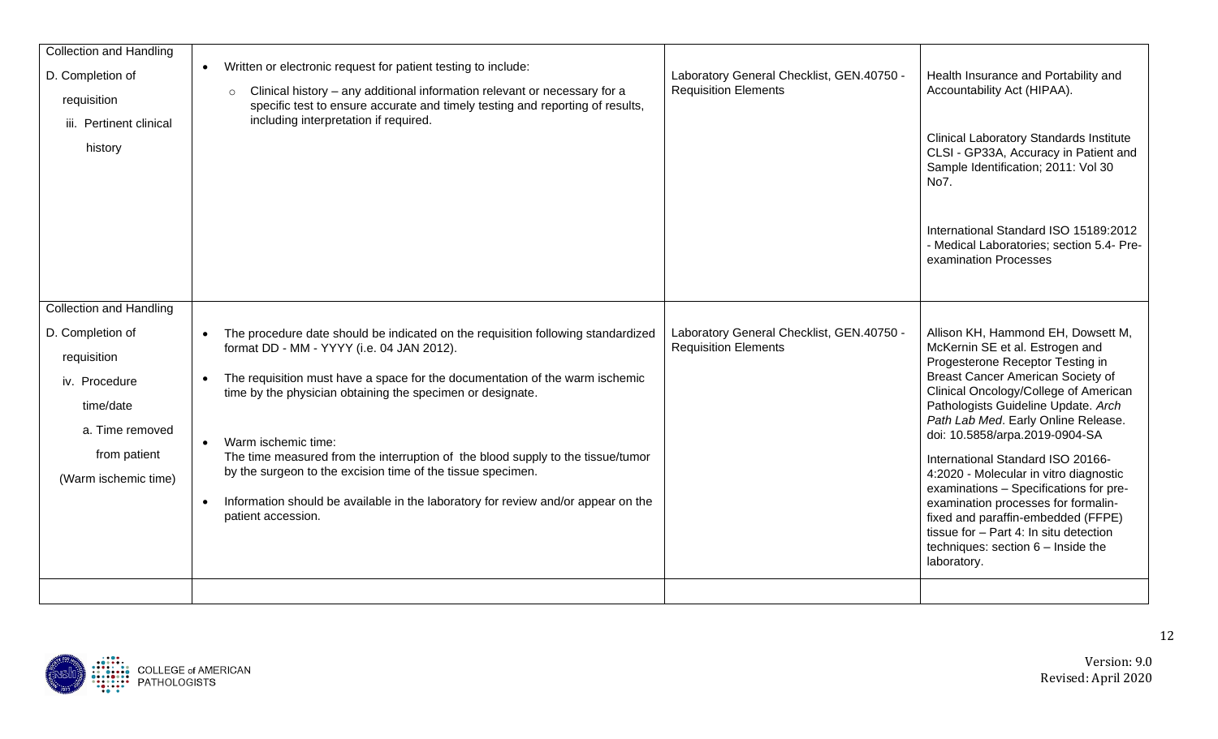| | | | |
|---|---|---|---|
| Collection and Handling<br>D. Completion of requisition<br>iii. Pertinent clinical history | • Written or electronic request for patient testing to include:<br>○ Clinical history – any additional information relevant or necessary for a specific test to ensure accurate and timely testing and reporting of results, including interpretation if required. | Laboratory General Checklist, GEN.40750 - Requisition Elements | Health Insurance and Portability and Accountability Act (HIPAA).<br><br>Clinical Laboratory Standards Institute CLSI - GP33A, Accuracy in Patient and Sample Identification; 2011: Vol 30 No7.<br><br>International Standard ISO 15189:2012 - Medical Laboratories; section 5.4- Pre-examination Processes |
| Collection and Handling<br>D. Completion of requisition<br>iv. Procedure time/date<br>a. Time removed from patient<br>(Warm ischemic time) | • The procedure date should be indicated on the requisition following standardized format DD - MM - YYYY (i.e. 04 JAN 2012).<br>• The requisition must have a space for the documentation of the warm ischemic time by the physician obtaining the specimen or designate.<br>• Warm ischemic time:<br>The time measured from the interruption of the blood supply to the tissue/tumor by the surgeon to the excision time of the tissue specimen.<br>• Information should be available in the laboratory for review and/or appear on the patient accession. | Laboratory General Checklist, GEN.40750 - Requisition Elements | Allison KH, Hammond EH, Dowsett M, McKernin SE et al. Estrogen and Progesterone Receptor Testing in Breast Cancer American Society of Clinical Oncology/College of American Pathologists Guideline Update. *Arch Path Lab Med*. Early Online Release. doi: 10.5858/arpa.2019-0904-SA<br><br>International Standard ISO 20166-4:2020 - Molecular in vitro diagnostic examinations – Specifications for pre-examination processes for formalin-fixed and paraffin-embedded (FFPE) tissue for – Part 4: In situ detection techniques: section 6 – Inside the laboratory. |
| | | | |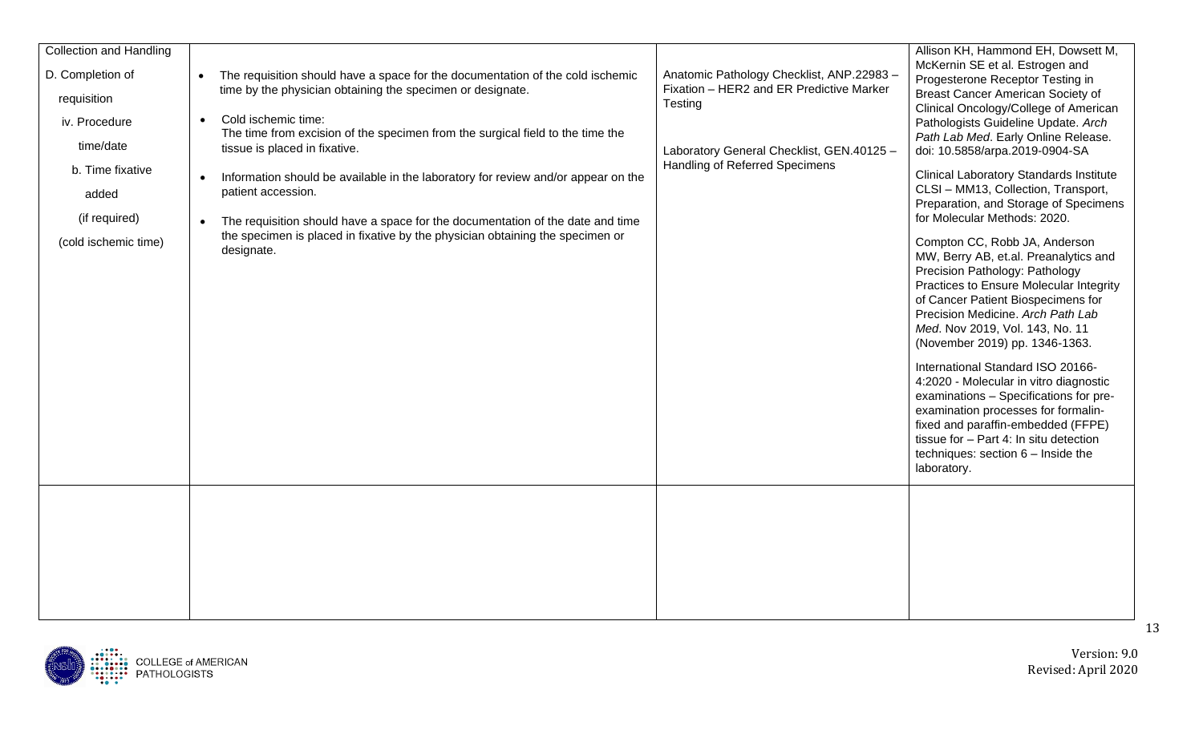| Collection and Handling<br><br>D. Completion of requisition<br><br>iv. Procedure time/date<br><br>b. Time fixative added (if required) (cold ischemic time) | • The requisition should have a space for the documentation of the cold ischemic time by the physician obtaining the specimen or designate.<br><br>• Cold ischemic time: The time from excision of the specimen from the surgical field to the time the tissue is placed in fixative.<br><br>• Information should be available in the laboratory for review and/or appear on the patient accession.<br><br>• The requisition should have a space for the documentation of the date and time the specimen is placed in fixative by the physician obtaining the specimen or designate. | Anatomic Pathology Checklist, ANP.22983 – Fixation – HER2 and ER Predictive Marker Testing<br><br>Laboratory General Checklist, GEN.40125 – Handling of Referred Specimens | Allison KH, Hammond EH, Dowsett M, McKernin SE et al. Estrogen and Progesterone Receptor Testing in Breast Cancer American Society of Clinical Oncology/College of American Pathologists Guideline Update. *Arch Path Lab Med*. Early Online Release. doi: 10.5858/arpa.2019-0904-SA<br><br>Clinical Laboratory Standards Institute CLSI – MM13, Collection, Transport, Preparation, and Storage of Specimens for Molecular Methods: 2020.<br><br>Compton CC, Robb JA, Anderson MW, Berry AB, et.al. Preanalytics and Precision Pathology: Pathology Practices to Ensure Molecular Integrity of Cancer Patient Biospecimens for Precision Medicine. *Arch Path Lab Med*. Nov 2019, Vol. 143, No. 11 (November 2019) pp. 1346-1363.<br><br>International Standard ISO 20166-4:2020 - Molecular in vitro diagnostic examinations – Specifications for pre-examination processes for formalin-fixed and paraffin-embedded (FFPE) tissue for – Part 4: In situ detection techniques: section 6 – Inside the laboratory. |
|---|---|---|---|
| | | | |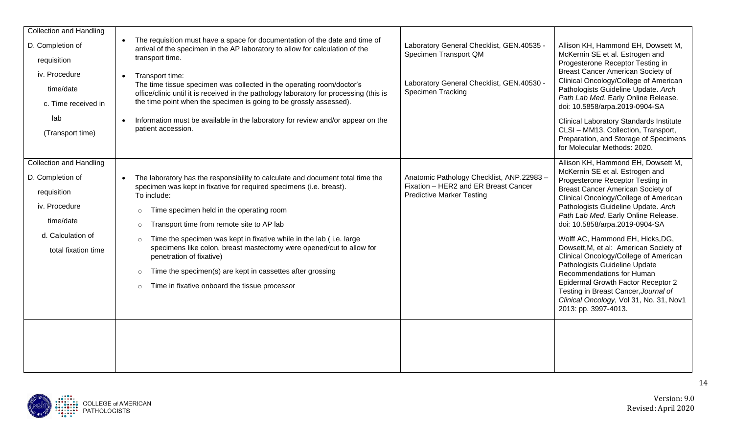| | | | |
|---|---|---|---|
| Collection and Handling<br>D. Completion of requisition<br>iv. Procedure time/date<br>c. Time received in lab<br>(Transport time) | • The requisition must have a space for documentation of the date and time of arrival of the specimen in the AP laboratory to allow for calculation of the transport time.<br>• Transport time:<br>The time tissue specimen was collected in the operating room/doctor's office/clinic until it is received in the pathology laboratory for processing (this is the time point when the specimen is going to be grossly assessed).<br>• Information must be available in the laboratory for review and/or appear on the patient accession. | Laboratory General Checklist, GEN.40535 - Specimen Transport QM<br><br>Laboratory General Checklist, GEN.40530 - Specimen Tracking | Allison KH, Hammond EH, Dowsett M, McKernin SE et al. Estrogen and Progesterone Receptor Testing in Breast Cancer American Society of Clinical Oncology/College of American Pathologists Guideline Update. *Arch Path Lab Med*. Early Online Release. doi: 10.5858/arpa.2019-0904-SA<br><br>Clinical Laboratory Standards Institute CLSI – MM13, Collection, Transport, Preparation, and Storage of Specimens for Molecular Methods: 2020. |
| Collection and Handling<br>D. Completion of requisition<br>iv. Procedure time/date<br>d. Calculation of total fixation time | • The laboratory has the responsibility to calculate and document total time the specimen was kept in fixative for required specimens (i.e. breast).<br>To include:<br>○ Time specimen held in the operating room<br>○ Transport time from remote site to AP lab<br>○ Time the specimen was kept in fixative while in the lab ( i.e. large specimens like colon, breast mastectomy were opened/cut to allow for penetration of fixative)<br>○ Time the specimen(s) are kept in cassettes after grossing<br>○ Time in fixative onboard the tissue processor | Anatomic Pathology Checklist, ANP.22983 – Fixation – HER2 and ER Breast Cancer Predictive Marker Testing | Allison KH, Hammond EH, Dowsett M, McKernin SE et al. Estrogen and Progesterone Receptor Testing in Breast Cancer American Society of Clinical Oncology/College of American Pathologists Guideline Update. *Arch Path Lab Med*. Early Online Release. doi: 10.5858/arpa.2019-0904-SA<br><br>Wolff AC, Hammond EH, Hicks,DG, Dowsett,M, et al: American Society of Clinical Oncology/College of American Pathologists Guideline Update Recommendations for Human Epidermal Growth Factor Receptor 2 Testing in Breast Cancer,*Journal of Clinical Oncology*, Vol 31, No. 31, Nov1 2013: pp. 3997-4013. |
| | | | |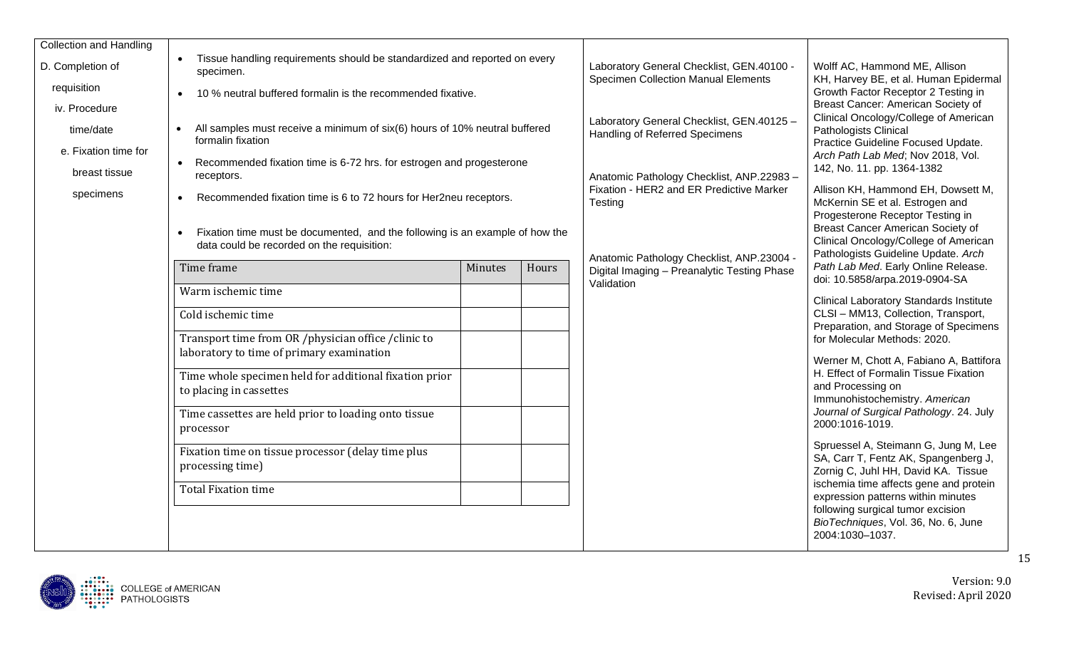| Collection and Handling D. Completion of requisition iv. Procedure time/date e. Fixation time for breast tissue specimens | <ul><li>Tissue handling requirements should be standardized and reported on every specimen.</li><li>10 % neutral buffered formalin is the recommended fixative.</li><li>All samples must receive a minimum of six(6) hours of 10% neutral buffered formalin fixation</li><li>Recommended fixation time is 6-72 hrs. for estrogen and progesterone receptors.</li><li>Recommended fixation time is 6 to 72 hours for Her2neu receptors.</li><li>Fixation time must be documented, and the following is an example of how the data could be recorded on the requisition:</li></ul> | Laboratory General Checklist, GEN.40100 - Specimen Collection Manual Elements<br><br>Laboratory General Checklist, GEN.40125 – Handling of Referred Specimens<br><br>Anatomic Pathology Checklist, ANP.22983 – Fixation - HER2 and ER Predictive Marker Testing<br><br>Anatomic Pathology Checklist, ANP.23004 - Digital Imaging – Preanalytic Testing Phase Validation | Wolff AC, Hammond ME, Allison KH, Harvey BE, et al. Human Epidermal Growth Factor Receptor 2 Testing in Breast Cancer: American Society of Clinical Oncology/College of American Pathologists Clinical Practice Guideline Focused Update. *Arch Path Lab Med*; Nov 2018, Vol. 142, No. 11. pp. 1364-1382<br><br>Allison KH, Hammond EH, Dowsett M, McKernin SE et al. Estrogen and Progesterone Receptor Testing in Breast Cancer American Society of Clinical Oncology/College of American Pathologists Guideline Update. *Arch Path Lab Med*. Early Online Release. doi: 10.5858/arpa.2019-0904-SA<br><br>Clinical Laboratory Standards Institute CLSI – MM13, Collection, Transport, Preparation, and Storage of Specimens for Molecular Methods: 2020.<br><br>Werner M, Chott A, Fabiano A, Battifora H. Effect of Formalin Tissue Fixation and Processing on Immunohistochemistry. *American Journal of Surgical Pathology*. 24. July 2000:1016-1019.<br><br>Spruessel A, Steimann G, Jung M, Lee SA, Carr T, Fentz AK, Spangenberg J, Zornig C, Juhl HH, David KA. Tissue ischemia time affects gene and protein expression patterns within minutes following surgical tumor excision *BioTechniques*, Vol. 36, No. 6, June 2004:1030–1037. |
|---|---|---|---|

| Time frame | Minutes | Hours |
|---|---|---|
| Warm ischemic time | | |
| Cold ischemic time | | |
| Transport time from OR /physician office /clinic to laboratory to time of primary examination | | |
| Time whole specimen held for additional fixation prior to placing in cassettes | | |
| Time cassettes are held prior to loading onto tissue processor | | |
| Fixation time on tissue processor (delay time plus processing time) | | |
| Total Fixation time | | |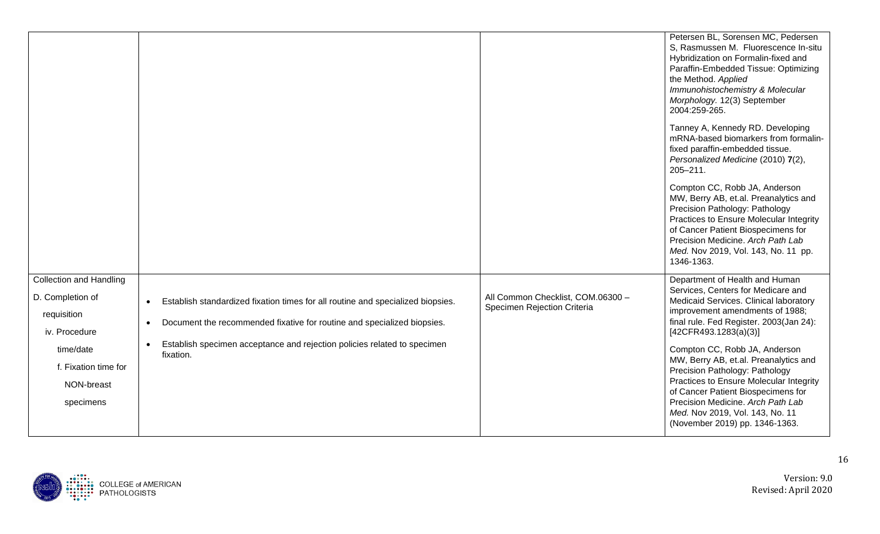| | | | |
|---|---|---|---|
| | | | Petersen BL, Sorensen MC, Pedersen S, Rasmussen M. Fluorescence In-situ Hybridization on Formalin-fixed and Paraffin-Embedded Tissue: Optimizing the Method. *Applied Immunohistochemistry & Molecular Morphology.* 12(3) September 2004:259-265.<br><br>Tanney A, Kennedy RD. Developing mRNA-based biomarkers from formalin-fixed paraffin-embedded tissue. *Personalized Medicine* (2010) **7**(2), 205–211.<br><br>Compton CC, Robb JA, Anderson MW, Berry AB, et.al. Preanalytics and Precision Pathology: Pathology Practices to Ensure Molecular Integrity of Cancer Patient Biospecimens for Precision Medicine. *Arch Path Lab Med.* Nov 2019, Vol. 143, No. 11 pp. 1346-1363. |
| Collection and Handling<br><br>D. Completion of requisition<br><br>iv. Procedure time/date<br><br>f. Fixation time for NON-breast specimens | • Establish standardized fixation times for all routine and specialized biopsies.<br>• Document the recommended fixative for routine and specialized biopsies.<br>• Establish specimen acceptance and rejection policies related to specimen fixation. | All Common Checklist, COM.06300 – Specimen Rejection Criteria | Department of Health and Human Services, Centers for Medicare and Medicaid Services. Clinical laboratory improvement amendments of 1988; final rule. Fed Register. 2003(Jan 24): [42CFR493.1283(a)(3)]<br><br>Compton CC, Robb JA, Anderson MW, Berry AB, et.al. Preanalytics and Precision Pathology: Pathology Practices to Ensure Molecular Integrity of Cancer Patient Biospecimens for Precision Medicine. *Arch Path Lab Med.* Nov 2019, Vol. 143, No. 11 (November 2019) pp. 1346-1363. |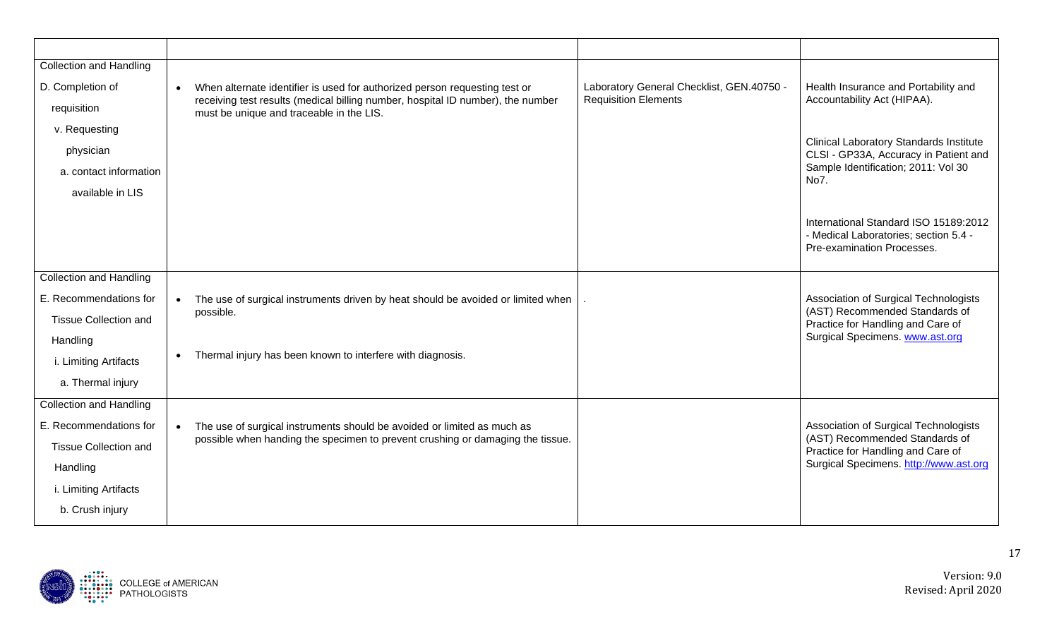| | | | |
|---|---|---|---|
| Collection and Handling<br>D. Completion of requisition<br>v. Requesting physician<br>a. contact information available in LIS | • When alternate identifier is used for authorized person requesting test or receiving test results (medical billing number, hospital ID number), the number must be unique and traceable in the LIS. | Laboratory General Checklist, GEN.40750 - Requisition Elements | Health Insurance and Portability and Accountability Act (HIPAA).<br><br>Clinical Laboratory Standards Institute CLSI - GP33A, Accuracy in Patient and Sample Identification; 2011: Vol 30 No7.<br><br>International Standard ISO 15189:2012 - Medical Laboratories; section 5.4 - Pre-examination Processes. |
| Collection and Handling<br>E. Recommendations for Tissue Collection and Handling<br>i. Limiting Artifacts<br>a. Thermal injury | • The use of surgical instruments driven by heat should be avoided or limited when possible.<br><br>• Thermal injury has been known to interfere with diagnosis. | . | Association of Surgical Technologists (AST) Recommended Standards of Practice for Handling and Care of Surgical Specimens. www.ast.org |
| Collection and Handling<br>E. Recommendations for Tissue Collection and Handling<br>i. Limiting Artifacts<br>b. Crush injury | • The use of surgical instruments should be avoided or limited as much as possible when handing the specimen to prevent crushing or damaging the tissue. | | Association of Surgical Technologists (AST) Recommended Standards of Practice for Handling and Care of Surgical Specimens. http://www.ast.org |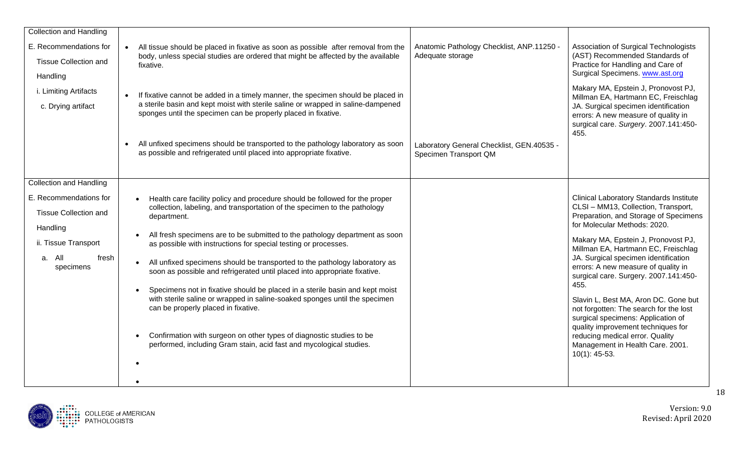| | | | |
|---|---|---|---|
| Collection and Handling<br><br>E. Recommendations for Tissue Collection and Handling<br><br>i. Limiting Artifacts<br><br>c. Drying artifact | • All tissue should be placed in fixative as soon as possible after removal from the body, unless special studies are ordered that might be affected by the available fixative.<br><br>• If fixative cannot be added in a timely manner, the specimen should be placed in a sterile basin and kept moist with sterile saline or wrapped in saline-dampened sponges until the specimen can be properly placed in fixative.<br><br>• All unfixed specimens should be transported to the pathology laboratory as soon as possible and refrigerated until placed into appropriate fixative. | Anatomic Pathology Checklist, ANP.11250 - Adequate storage<br><br>Laboratory General Checklist, GEN.40535 - Specimen Transport QM | Association of Surgical Technologists (AST) Recommended Standards of Practice for Handling and Care of Surgical Specimens. www.ast.org<br><br>Makary MA, Epstein J, Pronovost PJ, Millman EA, Hartmann EC, Freischlag JA. Surgical specimen identification errors: A new measure of quality in surgical care. *Surgery*. 2007.141:450-455. |
| Collection and Handling<br><br>E. Recommendations for Tissue Collection and Handling<br><br>ii. Tissue Transport<br><br>a. All fresh specimens | • Health care facility policy and procedure should be followed for the proper collection, labeling, and transportation of the specimen to the pathology department.<br><br>• All fresh specimens are to be submitted to the pathology department as soon as possible with instructions for special testing or processes.<br><br>• All unfixed specimens should be transported to the pathology laboratory as soon as possible and refrigerated until placed into appropriate fixative.<br><br>• Specimens not in fixative should be placed in a sterile basin and kept moist with sterile saline or wrapped in saline-soaked sponges until the specimen can be properly placed in fixative.<br><br>• Confirmation with surgeon on other types of diagnostic studies to be performed, including Gram stain, acid fast and mycological studies.<br><br>•<br><br>• | | Clinical Laboratory Standards Institute CLSI – MM13, Collection, Transport, Preparation, and Storage of Specimens for Molecular Methods: 2020.<br><br>Makary MA, Epstein J, Pronovost PJ, Millman EA, Hartmann EC, Freischlag JA. Surgical specimen identification errors: A new measure of quality in surgical care. Surgery. 2007.141:450-455.<br><br>Slavin L, Best MA, Aron DC. Gone but not forgotten: The search for the lost surgical specimens: Application of quality improvement techniques for reducing medical error. Quality Management in Health Care. 2001. 10(1): 45-53. |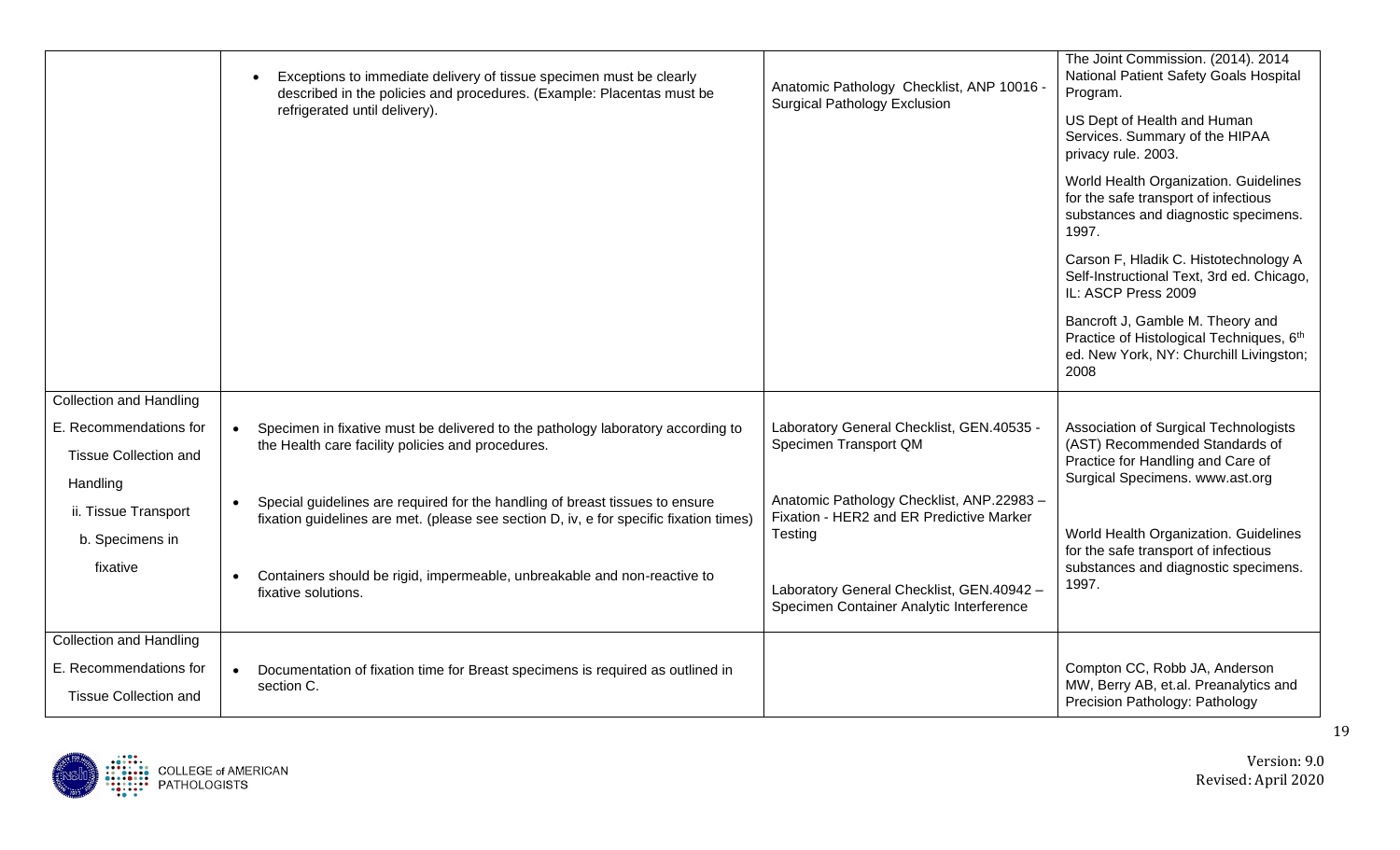| | | | |
|---|---|---|---|
| | • Exceptions to immediate delivery of tissue specimen must be clearly described in the policies and procedures. (Example: Placentas must be refrigerated until delivery). | Anatomic Pathology Checklist, ANP 10016 - Surgical Pathology Exclusion | The Joint Commission. (2014). 2014 National Patient Safety Goals Hospital Program.<br><br>US Dept of Health and Human Services. Summary of the HIPAA privacy rule. 2003.<br><br>World Health Organization. Guidelines for the safe transport of infectious substances and diagnostic specimens. 1997.<br><br>Carson F, Hladik C. Histotechnology A Self-Instructional Text, 3rd ed. Chicago, IL: ASCP Press 2009<br><br>Bancroft J, Gamble M. Theory and Practice of Histological Techniques, 6th ed. New York, NY: Churchill Livingston; 2008 |
| Collection and Handling<br><br>E. Recommendations for Tissue Collection and Handling<br><br>ii. Tissue Transport<br><br>b. Specimens in fixative | • Specimen in fixative must be delivered to the pathology laboratory according to the Health care facility policies and procedures.<br><br>• Special guidelines are required for the handling of breast tissues to ensure fixation guidelines are met. (please see section D, iv, e for specific fixation times)<br><br>• Containers should be rigid, impermeable, unbreakable and non-reactive to fixative solutions. | Laboratory General Checklist, GEN.40535 - Specimen Transport QM<br><br>Anatomic Pathology Checklist, ANP.22983 – Fixation - HER2 and ER Predictive Marker Testing<br><br>Laboratory General Checklist, GEN.40942 – Specimen Container Analytic Interference | Association of Surgical Technologists (AST) Recommended Standards of Practice for Handling and Care of Surgical Specimens. www.ast.org<br><br>World Health Organization. Guidelines for the safe transport of infectious substances and diagnostic specimens. 1997. |
| Collection and Handling<br><br>E. Recommendations for Tissue Collection and | • Documentation of fixation time for Breast specimens is required as outlined in section C. | | Compton CC, Robb JA, Anderson MW, Berry AB, et.al. Preanalytics and Precision Pathology: Pathology |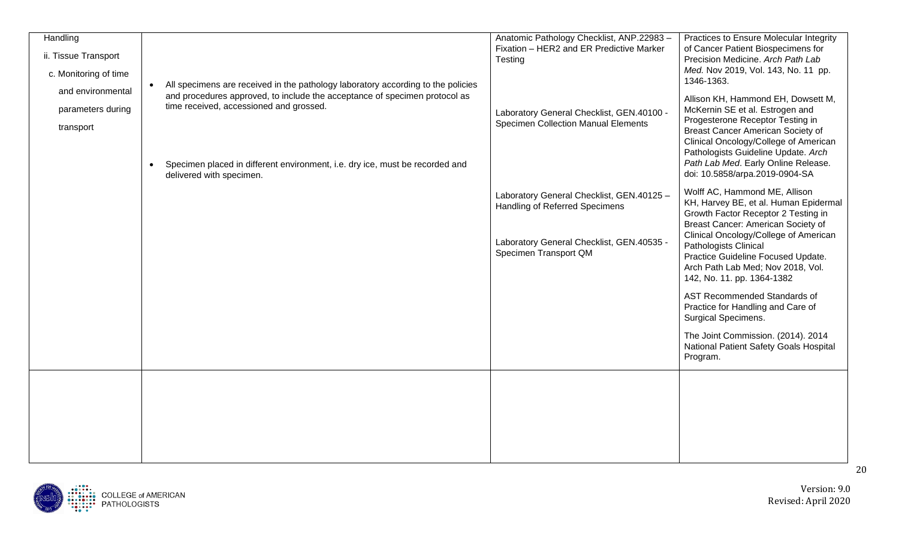| | | | |
|---|---|---|---|
| Handling<br>ii. Tissue Transport<br>c. Monitoring of time and environmental parameters during transport | • All specimens are received in the pathology laboratory according to the policies and procedures approved, to include the acceptance of specimen protocol as time received, accessioned and grossed.<br><br>• Specimen placed in different environment, i.e. dry ice, must be recorded and delivered with specimen. | Anatomic Pathology Checklist, ANP.22983 – Fixation – HER2 and ER Predictive Marker Testing<br><br>Laboratory General Checklist, GEN.40100 - Specimen Collection Manual Elements<br><br>Laboratory General Checklist, GEN.40125 – Handling of Referred Specimens<br><br>Laboratory General Checklist, GEN.40535 - Specimen Transport QM | Practices to Ensure Molecular Integrity of Cancer Patient Biospecimens for Precision Medicine. *Arch Path Lab Med.* Nov 2019, Vol. 143, No. 11 pp. 1346-1363.<br><br>Allison KH, Hammond EH, Dowsett M, McKernin SE et al. Estrogen and Progesterone Receptor Testing in Breast Cancer American Society of Clinical Oncology/College of American Pathologists Guideline Update. *Arch Path Lab Med*. Early Online Release. doi: 10.5858/arpa.2019-0904-SA<br><br>Wolff AC, Hammond ME, Allison KH, Harvey BE, et al. Human Epidermal Growth Factor Receptor 2 Testing in Breast Cancer: American Society of Clinical Oncology/College of American Pathologists Clinical Practice Guideline Focused Update. Arch Path Lab Med; Nov 2018, Vol. 142, No. 11. pp. 1364-1382<br><br>AST Recommended Standards of Practice for Handling and Care of Surgical Specimens.<br><br>The Joint Commission. (2014). 2014 National Patient Safety Goals Hospital Program. |
| | | | |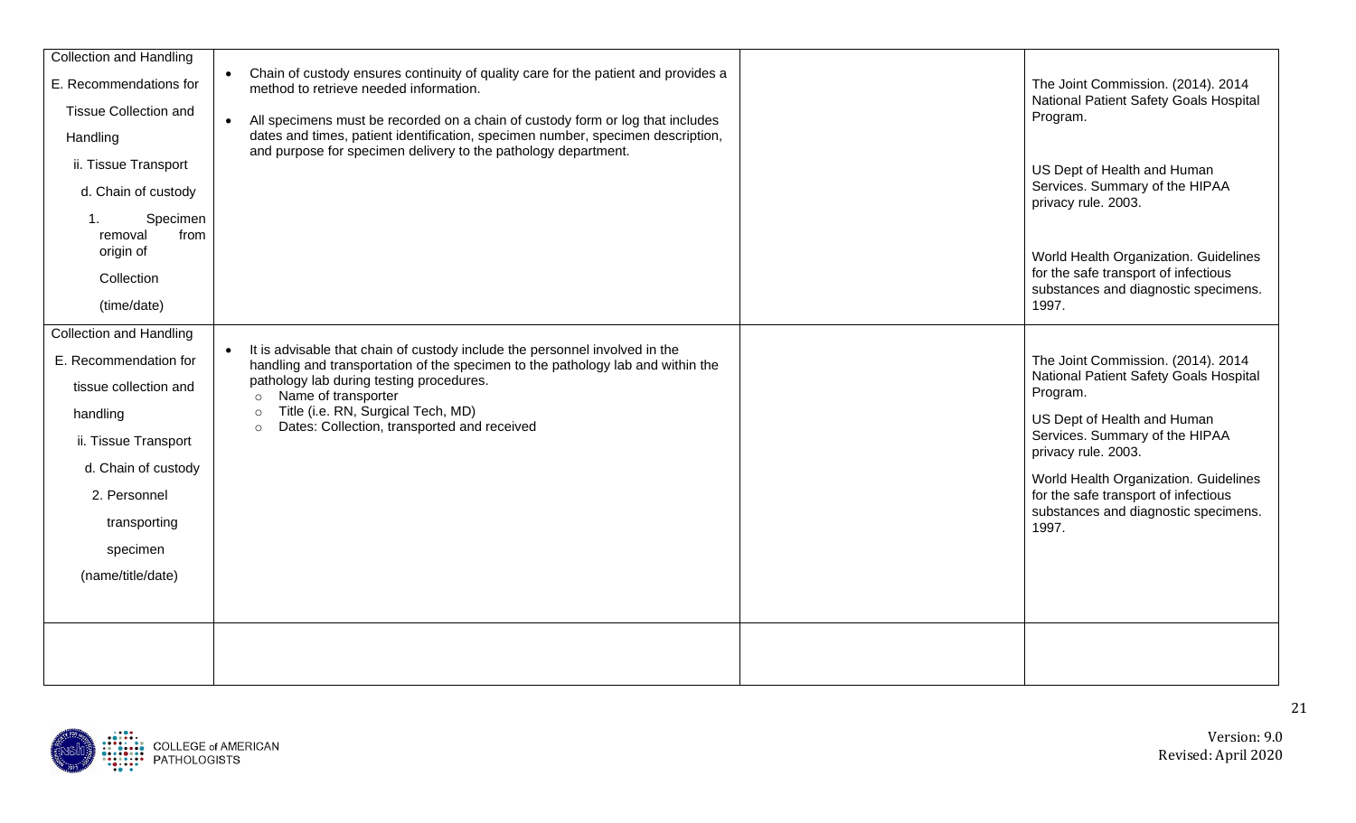| | | | |
|---|---|---|---|
| Collection and Handling<br>E. Recommendations for Tissue Collection and Handling<br>ii. Tissue Transport<br>d. Chain of custody<br>1. Specimen removal from origin of Collection (time/date) | • Chain of custody ensures continuity of quality care for the patient and provides a method to retrieve needed information.<br>• All specimens must be recorded on a chain of custody form or log that includes dates and times, patient identification, specimen number, specimen description, and purpose for specimen delivery to the pathology department. | | The Joint Commission. (2014). 2014 National Patient Safety Goals Hospital Program.<br><br>US Dept of Health and Human Services. Summary of the HIPAA privacy rule. 2003.<br><br>World Health Organization. Guidelines for the safe transport of infectious substances and diagnostic specimens. 1997. |
| Collection and Handling<br>E. Recommendation for tissue collection and handling<br>ii. Tissue Transport<br>d. Chain of custody<br>2. Personnel transporting specimen (name/title/date) | • It is advisable that chain of custody include the personnel involved in the handling and transportation of the specimen to the pathology lab and within the pathology lab during testing procedures.<br>○ Name of transporter<br>○ Title (i.e. RN, Surgical Tech, MD)<br>○ Dates: Collection, transported and received | | The Joint Commission. (2014). 2014 National Patient Safety Goals Hospital Program.<br><br>US Dept of Health and Human Services. Summary of the HIPAA privacy rule. 2003.<br><br>World Health Organization. Guidelines for the safe transport of infectious substances and diagnostic specimens. 1997. |
| | | | |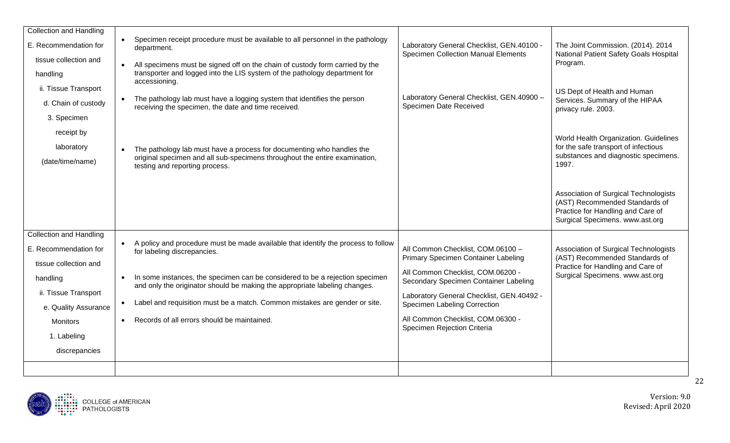| | | | |
|---|---|---|---|
| Collection and Handling<br>E. Recommendation for tissue collection and handling<br>ii. Tissue Transport<br>d. Chain of custody<br>3. Specimen receipt by laboratory (date/time/name) | • Specimen receipt procedure must be available to all personnel in the pathology department.<br>• All specimens must be signed off on the chain of custody form carried by the transporter and logged into the LIS system of the pathology department for accessioning.<br>• The pathology lab must have a logging system that identifies the person receiving the specimen, the date and time received.<br>• The pathology lab must have a process for documenting who handles the original specimen and all sub-specimens throughout the entire examination, testing and reporting process. | Laboratory General Checklist, GEN.40100 - Specimen Collection Manual Elements<br><br>Laboratory General Checklist, GEN.40900 – Specimen Date Received | The Joint Commission. (2014). 2014 National Patient Safety Goals Hospital Program.<br><br>US Dept of Health and Human Services. Summary of the HIPAA privacy rule. 2003.<br><br>World Health Organization. Guidelines for the safe transport of infectious substances and diagnostic specimens. 1997.<br><br>Association of Surgical Technologists (AST) Recommended Standards of Practice for Handling and Care of Surgical Specimens. www.ast.org |
| Collection and Handling<br>E. Recommendation for tissue collection and handling<br>ii. Tissue Transport<br>e. Quality Assurance Monitors<br>1. Labeling discrepancies | • A policy and procedure must be made available that identify the process to follow for labeling discrepancies.<br>• In some instances, the specimen can be considered to be a rejection specimen and only the originator should be making the appropriate labeling changes.<br>• Label and requisition must be a match. Common mistakes are gender or site.<br>• Records of all errors should be maintained. | All Common Checklist, COM.06100 – Primary Specimen Container Labeling<br><br>All Common Checklist, COM.06200 - Secondary Specimen Container Labeling<br><br>Laboratory General Checklist, GEN.40492 - Specimen Labeling Correction<br><br>All Common Checklist, COM.06300 - Specimen Rejection Criteria | Association of Surgical Technologists (AST) Recommended Standards of Practice for Handling and Care of Surgical Specimens. www.ast.org |
| | | | |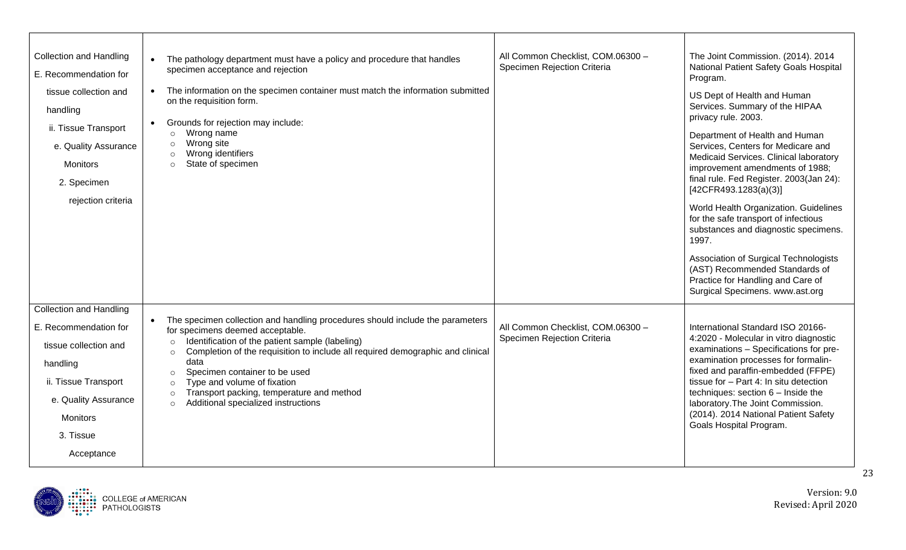| | | | |
|---|---|---|---|
| Collection and Handling<br>E. Recommendation for tissue collection and handling<br>ii. Tissue Transport<br>e. Quality Assurance Monitors<br>2. Specimen rejection criteria | • The pathology department must have a policy and procedure that handles specimen acceptance and rejection<br>• The information on the specimen container must match the information submitted on the requisition form.<br>• Grounds for rejection may include:<br>  ○ Wrong name<br>  ○ Wrong site<br>  ○ Wrong identifiers<br>  ○ State of specimen | All Common Checklist, COM.06300 – Specimen Rejection Criteria | The Joint Commission. (2014). 2014 National Patient Safety Goals Hospital Program.<br><br>US Dept of Health and Human Services. Summary of the HIPAA privacy rule. 2003.<br><br>Department of Health and Human Services, Centers for Medicare and Medicaid Services. Clinical laboratory improvement amendments of 1988; final rule. Fed Register. 2003(Jan 24): [42CFR493.1283(a)(3)]<br><br>World Health Organization. Guidelines for the safe transport of infectious substances and diagnostic specimens. 1997.<br><br>Association of Surgical Technologists (AST) Recommended Standards of Practice for Handling and Care of Surgical Specimens. www.ast.org |
| Collection and Handling<br>E. Recommendation for tissue collection and handling<br>ii. Tissue Transport<br>e. Quality Assurance Monitors<br>3. Tissue Acceptance | • The specimen collection and handling procedures should include the parameters for specimens deemed acceptable.<br>  ○ Identification of the patient sample (labeling)<br>  ○ Completion of the requisition to include all required demographic and clinical data<br>  ○ Specimen container to be used<br>  ○ Type and volume of fixation<br>  ○ Transport packing, temperature and method<br>  ○ Additional specialized instructions | All Common Checklist, COM.06300 – Specimen Rejection Criteria | International Standard ISO 20166-4:2020 - Molecular in vitro diagnostic examinations – Specifications for pre-examination processes for formalin-fixed and paraffin-embedded (FFPE) tissue for – Part 4: In situ detection techniques: section 6 – Inside the laboratory.The Joint Commission. (2014). 2014 National Patient Safety Goals Hospital Program. |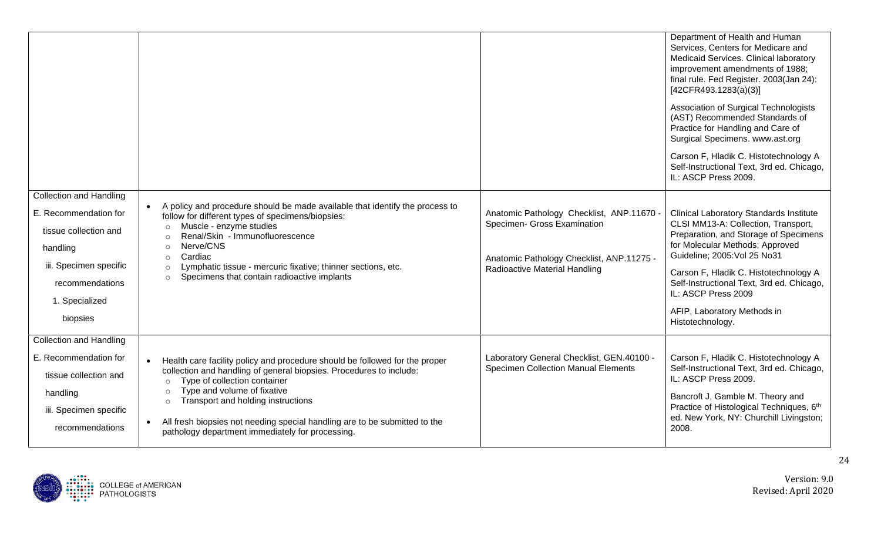| | | | |
|---|---|---|---|
| | | | Department of Health and Human Services, Centers for Medicare and Medicaid Services. Clinical laboratory improvement amendments of 1988; final rule. Fed Register. 2003(Jan 24): [42CFR493.1283(a)(3)]<br><br>Association of Surgical Technologists (AST) Recommended Standards of Practice for Handling and Care of Surgical Specimens. www.ast.org<br><br>Carson F, Hladik C. Histotechnology A Self-Instructional Text, 3rd ed. Chicago, IL: ASCP Press 2009. |
| Collection and Handling<br>E. Recommendation for tissue collection and handling<br>iii. Specimen specific recommendations<br>1. Specialized biopsies | • A policy and procedure should be made available that identify the process to follow for different types of specimens/biopsies:<br>○ Muscle - enzyme studies<br>○ Renal/Skin - Immunofluorescence<br>○ Nerve/CNS<br>○ Cardiac<br>○ Lymphatic tissue - mercuric fixative; thinner sections, etc.<br>○ Specimens that contain radioactive implants | Anatomic Pathology Checklist, ANP.11670 - Specimen- Gross Examination<br><br>Anatomic Pathology Checklist, ANP.11275 - Radioactive Material Handling | Clinical Laboratory Standards Institute CLSI MM13-A: Collection, Transport, Preparation, and Storage of Specimens for Molecular Methods; Approved Guideline; 2005:Vol 25 No31<br><br>Carson F, Hladik C. Histotechnology A Self-Instructional Text, 3rd ed. Chicago, IL: ASCP Press 2009<br><br>AFIP, Laboratory Methods in Histotechnology. |
| Collection and Handling<br>E. Recommendation for tissue collection and handling<br>iii. Specimen specific recommendations | • Health care facility policy and procedure should be followed for the proper collection and handling of general biopsies. Procedures to include:<br>○ Type of collection container<br>○ Type and volume of fixative<br>○ Transport and holding instructions<br><br>• All fresh biopsies not needing special handling are to be submitted to the pathology department immediately for processing. | Laboratory General Checklist, GEN.40100 - Specimen Collection Manual Elements | Carson F, Hladik C. Histotechnology A Self-Instructional Text, 3rd ed. Chicago, IL: ASCP Press 2009.<br><br>Bancroft J, Gamble M. Theory and Practice of Histological Techniques, 6th ed. New York, NY: Churchill Livingston; 2008. |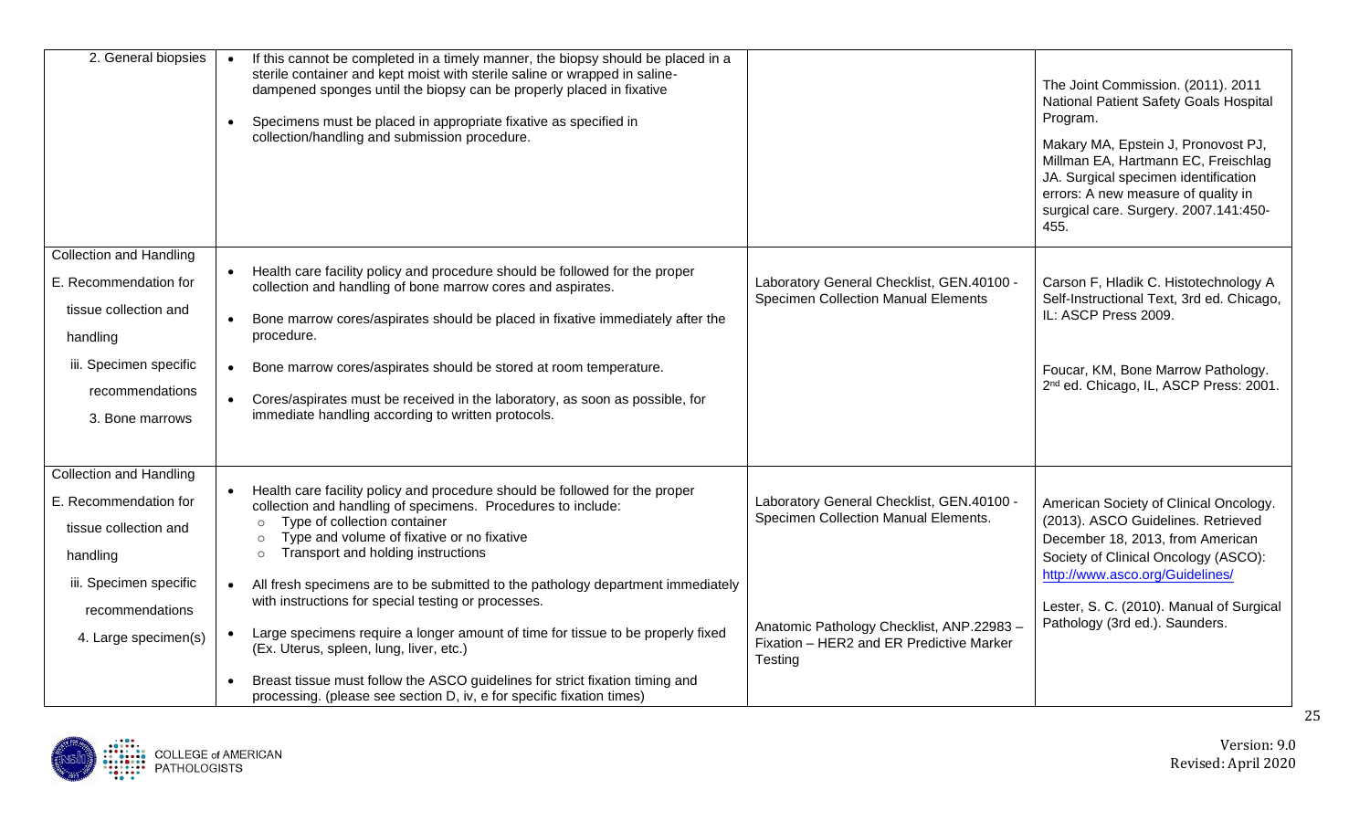| | | | |
|---|---|---|---|
| 2. General biopsies | • If this cannot be completed in a timely manner, the biopsy should be placed in a sterile container and kept moist with sterile saline or wrapped in saline-dampened sponges until the biopsy can be properly placed in fixative<br>• Specimens must be placed in appropriate fixative as specified in collection/handling and submission procedure. | | The Joint Commission. (2011). 2011 National Patient Safety Goals Hospital Program.<br>Makary MA, Epstein J, Pronovost PJ, Millman EA, Hartmann EC, Freischlag JA. Surgical specimen identification errors: A new measure of quality in surgical care. Surgery. 2007.141:450-455. |
| Collection and Handling<br>E. Recommendation for tissue collection and handling<br>iii. Specimen specific recommendations<br>3. Bone marrows | • Health care facility policy and procedure should be followed for the proper collection and handling of bone marrow cores and aspirates.<br>• Bone marrow cores/aspirates should be placed in fixative immediately after the procedure.<br>• Bone marrow cores/aspirates should be stored at room temperature.<br>• Cores/aspirates must be received in the laboratory, as soon as possible, for immediate handling according to written protocols. | Laboratory General Checklist, GEN.40100 - Specimen Collection Manual Elements | Carson F, Hladik C. Histotechnology A Self-Instructional Text, 3rd ed. Chicago, IL: ASCP Press 2009.<br>Foucar, KM, Bone Marrow Pathology. 2nd ed. Chicago, IL, ASCP Press: 2001. |
| Collection and Handling<br>E. Recommendation for tissue collection and handling<br>iii. Specimen specific recommendations<br>4. Large specimen(s) | • Health care facility policy and procedure should be followed for the proper collection and handling of specimens. Procedures to include:<br>&nbsp;&nbsp;○ Type of collection container<br>&nbsp;&nbsp;○ Type and volume of fixative or no fixative<br>&nbsp;&nbsp;○ Transport and holding instructions<br>• All fresh specimens are to be submitted to the pathology department immediately with instructions for special testing or processes.<br>• Large specimens require a longer amount of time for tissue to be properly fixed (Ex. Uterus, spleen, lung, liver, etc.)<br>• Breast tissue must follow the ASCO guidelines for strict fixation timing and processing. (please see section D, iv, e for specific fixation times) | Laboratory General Checklist, GEN.40100 - Specimen Collection Manual Elements.<br>Anatomic Pathology Checklist, ANP.22983 – Fixation – HER2 and ER Predictive Marker Testing | American Society of Clinical Oncology. (2013). ASCO Guidelines. Retrieved December 18, 2013, from American Society of Clinical Oncology (ASCO): http://www.asco.org/Guidelines/<br>Lester, S. C. (2010). Manual of Surgical Pathology (3rd ed.). Saunders. |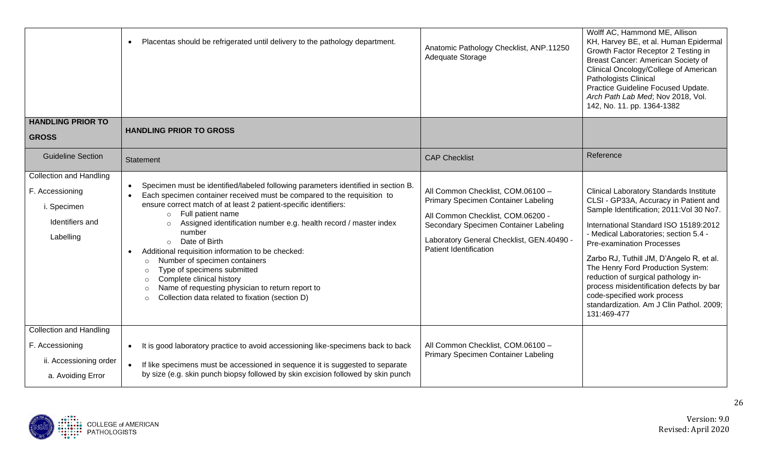|  | Statement | CAP Checklist | Reference |
|---|---|---|---|
|  | • Placentas should be refrigerated until delivery to the pathology department. | Anatomic Pathology Checklist, ANP.11250 Adequate Storage | Wolff AC, Hammond ME, Allison KH, Harvey BE, et al. Human Epidermal Growth Factor Receptor 2 Testing in Breast Cancer: American Society of Clinical Oncology/College of American Pathologists Clinical Practice Guideline Focused Update. *Arch Path Lab Med*; Nov 2018, Vol. 142, No. 11. pp. 1364-1382 |
| **HANDLING PRIOR TO GROSS** | **HANDLING PRIOR TO GROSS** |  |  |
| Guideline Section | Statement | CAP Checklist | Reference |
| Collection and Handling<br>F. Accessioning<br>i. Specimen Identifiers and Labelling | • Specimen must be identified/labeled following parameters identified in section B.<br>• Each specimen container received must be compared to the requisition to ensure correct match of at least 2 patient-specific identifiers:<br>&nbsp;&nbsp;&nbsp;&nbsp;○ Full patient name<br>&nbsp;&nbsp;&nbsp;&nbsp;○ Assigned identification number e.g. health record / master index number<br>&nbsp;&nbsp;&nbsp;&nbsp;○ Date of Birth<br>• Additional requisition information to be checked:<br>&nbsp;&nbsp;&nbsp;&nbsp;○ Number of specimen containers<br>&nbsp;&nbsp;&nbsp;&nbsp;○ Type of specimens submitted<br>&nbsp;&nbsp;&nbsp;&nbsp;○ Complete clinical history<br>&nbsp;&nbsp;&nbsp;&nbsp;○ Name of requesting physician to return report to<br>&nbsp;&nbsp;&nbsp;&nbsp;○ Collection data related to fixation (section D) | All Common Checklist, COM.06100 – Primary Specimen Container Labeling<br><br>All Common Checklist, COM.06200 - Secondary Specimen Container Labeling<br><br>Laboratory General Checklist, GEN.40490 - Patient Identification | Clinical Laboratory Standards Institute CLSI - GP33A, Accuracy in Patient and Sample Identification; 2011:Vol 30 No7.<br><br>International Standard ISO 15189:2012 - Medical Laboratories; section 5.4 - Pre-examination Processes<br><br>Zarbo RJ, Tuthill JM, D'Angelo R, et al. The Henry Ford Production System: reduction of surgical pathology in-process misidentification defects by bar code-specified work process standardization. Am J Clin Pathol. 2009; 131:469-477 |
| Collection and Handling<br>F. Accessioning<br>ii. Accessioning order<br>a. Avoiding Error | • It is good laboratory practice to avoid accessioning like-specimens back to back<br>• If like specimens must be accessioned in sequence it is suggested to separate by size (e.g. skin punch biopsy followed by skin excision followed by skin punch | All Common Checklist, COM.06100 – Primary Specimen Container Labeling |  |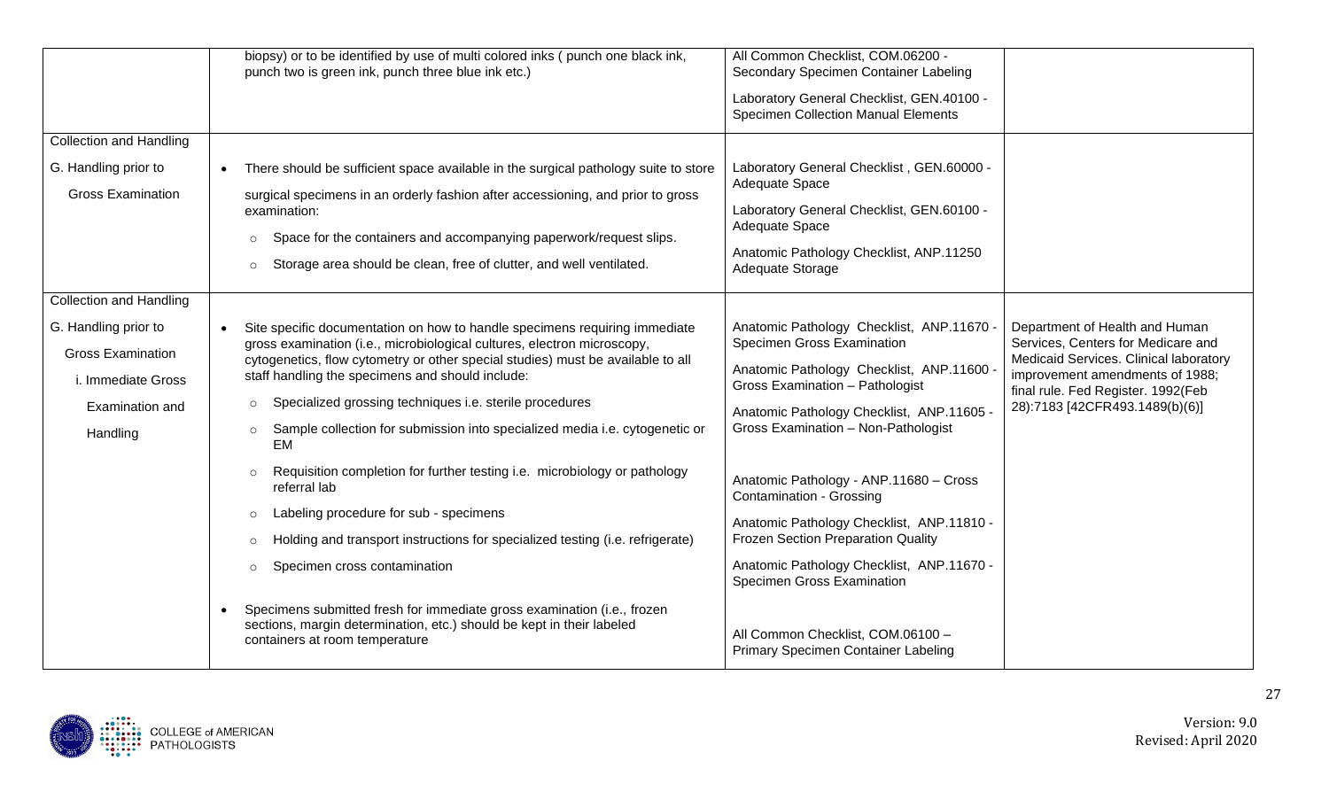| | | | |
|---|---|---|---|
| | biopsy) or to be identified by use of multi colored inks ( punch one black ink, punch two is green ink, punch three blue ink etc.) | All Common Checklist, COM.06200 - Secondary Specimen Container Labeling<br><br>Laboratory General Checklist, GEN.40100 - Specimen Collection Manual Elements | |
| Collection and Handling<br><br>G. Handling prior to Gross Examination | • There should be sufficient space available in the surgical pathology suite to store surgical specimens in an orderly fashion after accessioning, and prior to gross examination:<br>  ○ Space for the containers and accompanying paperwork/request slips.<br>  ○ Storage area should be clean, free of clutter, and well ventilated. | Laboratory General Checklist , GEN.60000 - Adequate Space<br><br>Laboratory General Checklist, GEN.60100 - Adequate Space<br><br>Anatomic Pathology Checklist, ANP.11250 Adequate Storage | |
| Collection and Handling<br><br>G. Handling prior to Gross Examination<br><br>i. Immediate Gross Examination and Handling | • Site specific documentation on how to handle specimens requiring immediate gross examination (i.e., microbiological cultures, electron microscopy, cytogenetics, flow cytometry or other special studies) must be available to all staff handling the specimens and should include:<br>  ○ Specialized grossing techniques i.e. sterile procedures<br>  ○ Sample collection for submission into specialized media i.e. cytogenetic or EM<br>  ○ Requisition completion for further testing i.e. microbiology or pathology referral lab<br>  ○ Labeling procedure for sub - specimens<br>  ○ Holding and transport instructions for specialized testing (i.e. refrigerate)<br>  ○ Specimen cross contamination<br><br>• Specimens submitted fresh for immediate gross examination (i.e., frozen sections, margin determination, etc.) should be kept in their labeled containers at room temperature | Anatomic Pathology Checklist, ANP.11670 - Specimen Gross Examination<br><br>Anatomic Pathology Checklist, ANP.11600 - Gross Examination – Pathologist<br><br>Anatomic Pathology Checklist, ANP.11605 - Gross Examination – Non-Pathologist<br><br>Anatomic Pathology - ANP.11680 – Cross Contamination - Grossing<br><br>Anatomic Pathology Checklist, ANP.11810 - Frozen Section Preparation Quality<br><br>Anatomic Pathology Checklist, ANP.11670 - Specimen Gross Examination<br><br>All Common Checklist, COM.06100 – Primary Specimen Container Labeling | Department of Health and Human Services, Centers for Medicare and Medicaid Services. Clinical laboratory improvement amendments of 1988; final rule. Fed Register. 1992(Feb 28):7183 [42CFR493.1489(b)(6)] |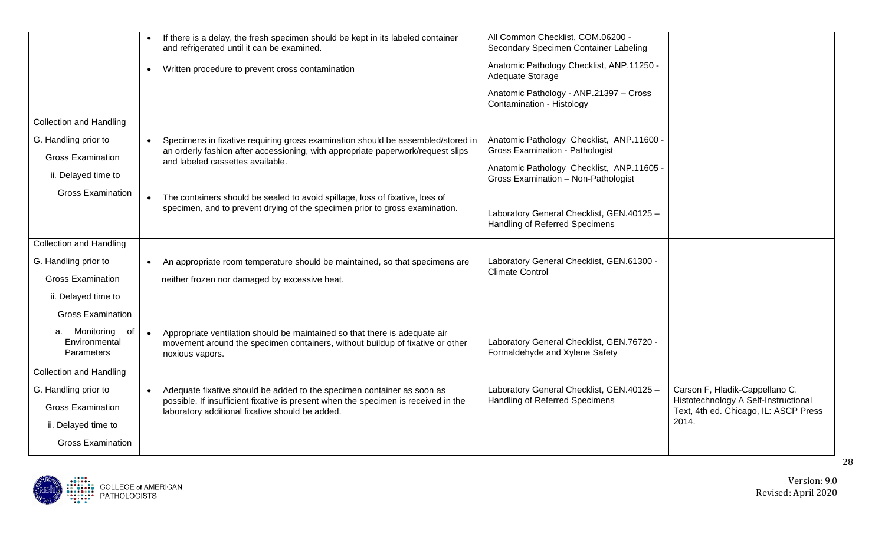| | | | |
|---|---|---|---|
| | • If there is a delay, the fresh specimen should be kept in its labeled container and refrigerated until it can be examined.<br><br>• Written procedure to prevent cross contamination | All Common Checklist, COM.06200 - Secondary Specimen Container Labeling<br><br>Anatomic Pathology Checklist, ANP.11250 - Adequate Storage<br><br>Anatomic Pathology - ANP.21397 – Cross Contamination - Histology | |
| Collection and Handling<br><br>G. Handling prior to Gross Examination<br><br>ii. Delayed time to Gross Examination | • Specimens in fixative requiring gross examination should be assembled/stored in an orderly fashion after accessioning, with appropriate paperwork/request slips and labeled cassettes available.<br><br>• The containers should be sealed to avoid spillage, loss of fixative, loss of specimen, and to prevent drying of the specimen prior to gross examination. | Anatomic Pathology Checklist, ANP.11600 - Gross Examination - Pathologist<br><br>Anatomic Pathology Checklist, ANP.11605 - Gross Examination – Non-Pathologist<br><br>Laboratory General Checklist, GEN.40125 – Handling of Referred Specimens | |
| Collection and Handling<br><br>G. Handling prior to Gross Examination<br><br>ii. Delayed time to Gross Examination<br><br>a. Monitoring of Environmental Parameters | • An appropriate room temperature should be maintained, so that specimens are neither frozen nor damaged by excessive heat.<br><br>• Appropriate ventilation should be maintained so that there is adequate air movement around the specimen containers, without buildup of fixative or other noxious vapors. | Laboratory General Checklist, GEN.61300 - Climate Control<br><br>Laboratory General Checklist, GEN.76720 - Formaldehyde and Xylene Safety | |
| Collection and Handling<br><br>G. Handling prior to Gross Examination<br><br>ii. Delayed time to Gross Examination | • Adequate fixative should be added to the specimen container as soon as possible. If insufficient fixative is present when the specimen is received in the laboratory additional fixative should be added. | Laboratory General Checklist, GEN.40125 – Handling of Referred Specimens | Carson F, Hladik-Cappellano C. Histotechnology A Self-Instructional Text, 4th ed. Chicago, IL: ASCP Press 2014. |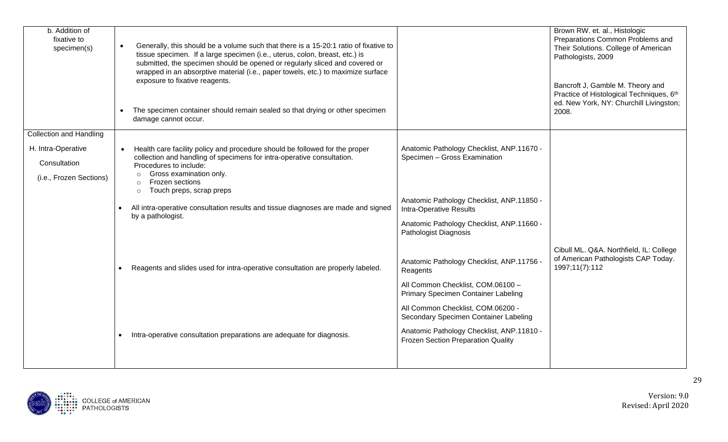| | | | |
|---|---|---|---|
| b. Addition of fixative to specimen(s) | • Generally, this should be a volume such that there is a 15-20:1 ratio of fixative to tissue specimen. If a large specimen (i.e., uterus, colon, breast, etc.) is submitted, the specimen should be opened or regularly sliced and covered or wrapped in an absorptive material (i.e., paper towels, etc.) to maximize surface exposure to fixative reagents.<br><br>• The specimen container should remain sealed so that drying or other specimen damage cannot occur. | | Brown RW. et. al., Histologic Preparations Common Problems and Their Solutions. College of American Pathologists, 2009<br><br>Bancroft J, Gamble M. Theory and Practice of Histological Techniques, 6th ed. New York, NY: Churchill Livingston; 2008. |
| Collection and Handling<br><br>H. Intra-Operative Consultation (i.e., Frozen Sections) | • Health care facility policy and procedure should be followed for the proper collection and handling of specimens for intra-operative consultation. Procedures to include:<br>○ Gross examination only.<br>○ Frozen sections<br>○ Touch preps, scrap preps | Anatomic Pathology Checklist, ANP.11670 - Specimen – Gross Examination | |
| | • All intra-operative consultation results and tissue diagnoses are made and signed by a pathologist. | Anatomic Pathology Checklist, ANP.11850 - Intra-Operative Results<br><br>Anatomic Pathology Checklist, ANP.11660 - Pathologist Diagnosis | |
| | • Reagents and slides used for intra-operative consultation are properly labeled. | Anatomic Pathology Checklist, ANP.11756 - Reagents<br><br>All Common Checklist, COM.06100 – Primary Specimen Container Labeling<br><br>All Common Checklist, COM.06200 - Secondary Specimen Container Labeling | Cibull ML. Q&A. Northfield, IL: College of American Pathologists CAP Today. 1997;11(7):112 |
| | • Intra-operative consultation preparations are adequate for diagnosis. | Anatomic Pathology Checklist, ANP.11810 - Frozen Section Preparation Quality | |

Version: 9.0
Revised: April 2020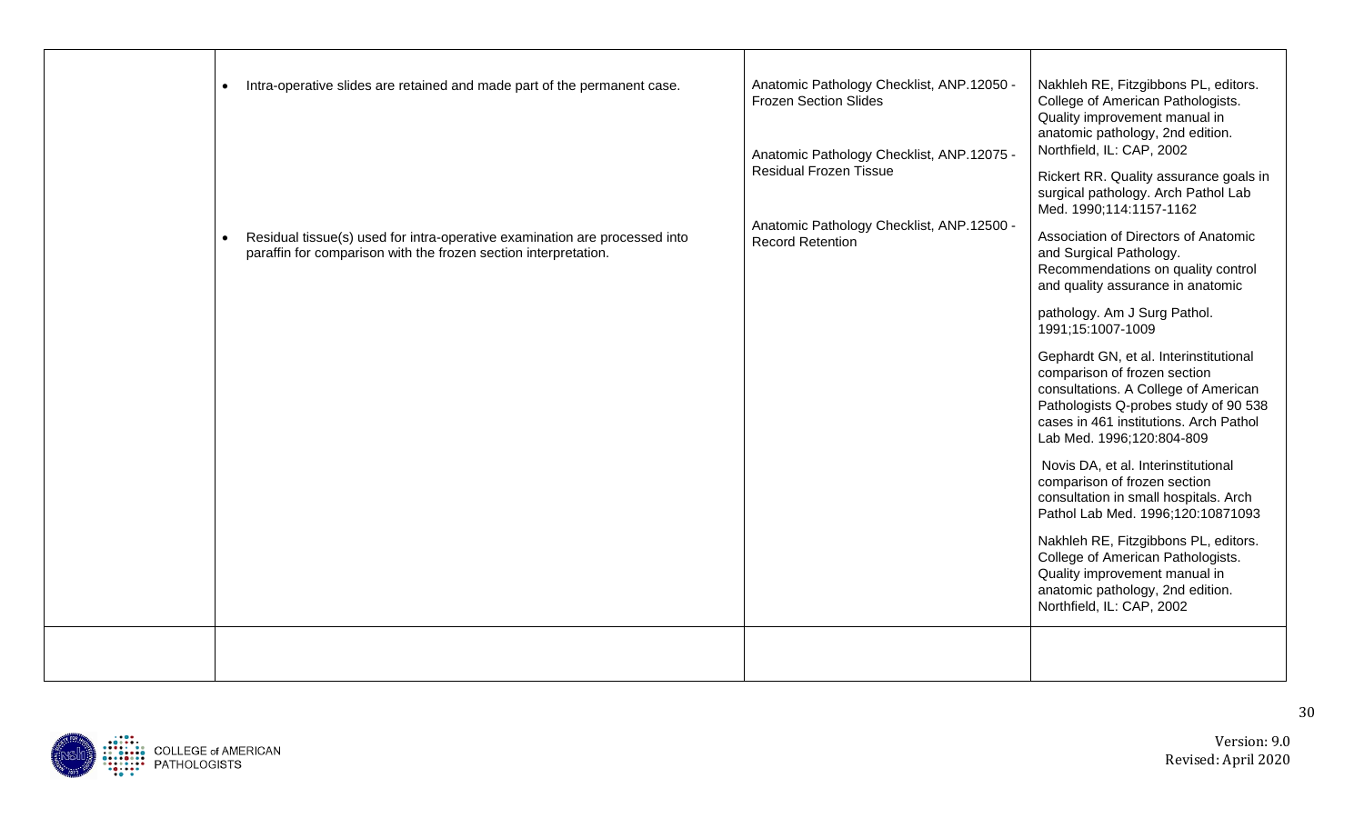| | | | |
|---|---|---|---|
| | • Intra-operative slides are retained and made part of the permanent case.<br><br>• Residual tissue(s) used for intra-operative examination are processed into paraffin for comparison with the frozen section interpretation. | Anatomic Pathology Checklist, ANP.12050 - Frozen Section Slides<br><br>Anatomic Pathology Checklist, ANP.12075 - Residual Frozen Tissue<br><br>Anatomic Pathology Checklist, ANP.12500 - Record Retention | Nakhleh RE, Fitzgibbons PL, editors. College of American Pathologists. Quality improvement manual in anatomic pathology, 2nd edition. Northfield, IL: CAP, 2002<br><br>Rickert RR. Quality assurance goals in surgical pathology. Arch Pathol Lab Med. 1990;114:1157-1162<br><br>Association of Directors of Anatomic and Surgical Pathology. Recommendations on quality control and quality assurance in anatomic pathology. Am J Surg Pathol. 1991;15:1007-1009<br><br>Gephardt GN, et al. Interinstitutional comparison of frozen section consultations. A College of American Pathologists Q-probes study of 90 538 cases in 461 institutions. Arch Pathol Lab Med. 1996;120:804-809<br><br>Novis DA, et al. Interinstitutional comparison of frozen section consultation in small hospitals. Arch Pathol Lab Med. 1996;120:10871093<br><br>Nakhleh RE, Fitzgibbons PL, editors. College of American Pathologists. Quality improvement manual in anatomic pathology, 2nd edition. Northfield, IL: CAP, 2002 |
| | | | |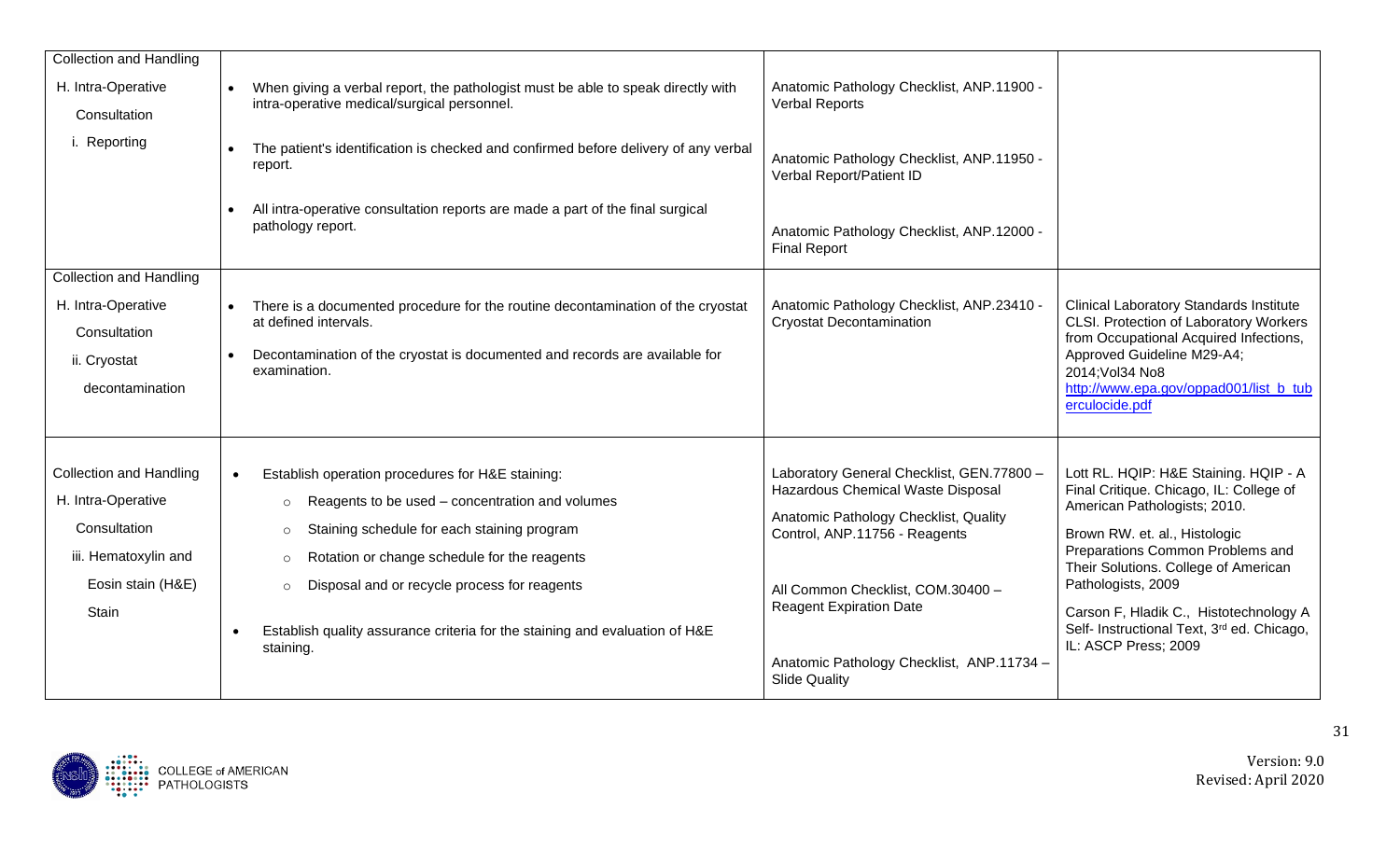| | | | |
|---|---|---|---|
| Collection and Handling<br>H. Intra-Operative Consultation<br>i. Reporting | • When giving a verbal report, the pathologist must be able to speak directly with intra-operative medical/surgical personnel.<br>• The patient's identification is checked and confirmed before delivery of any verbal report.<br>• All intra-operative consultation reports are made a part of the final surgical pathology report. | Anatomic Pathology Checklist, ANP.11900 - Verbal Reports<br><br>Anatomic Pathology Checklist, ANP.11950 - Verbal Report/Patient ID<br><br>Anatomic Pathology Checklist, ANP.12000 - Final Report | |
| Collection and Handling<br>H. Intra-Operative Consultation<br>ii. Cryostat decontamination | • There is a documented procedure for the routine decontamination of the cryostat at defined intervals.<br>• Decontamination of the cryostat is documented and records are available for examination. | Anatomic Pathology Checklist, ANP.23410 - Cryostat Decontamination | Clinical Laboratory Standards Institute CLSI. Protection of Laboratory Workers from Occupational Acquired Infections, Approved Guideline M29-A4; 2014;Vol34 No8<br>[http://www.epa.gov/oppad001/list_b_tuberculocide.pdf](http://www.epa.gov/oppad001/list_b_tuberculocide.pdf) |
| Collection and Handling<br>H. Intra-Operative Consultation<br>iii. Hematoxylin and Eosin stain (H&E) Stain | • Establish operation procedures for H&E staining:<br>  ○ Reagents to be used – concentration and volumes<br>  ○ Staining schedule for each staining program<br>  ○ Rotation or change schedule for the reagents<br>  ○ Disposal and or recycle process for reagents<br>• Establish quality assurance criteria for the staining and evaluation of H&E staining. | Laboratory General Checklist, GEN.77800 – Hazardous Chemical Waste Disposal<br><br>Anatomic Pathology Checklist, Quality Control, ANP.11756 - Reagents<br><br>All Common Checklist, COM.30400 – Reagent Expiration Date<br><br>Anatomic Pathology Checklist, ANP.11734 – Slide Quality | Lott RL. HQIP: H&E Staining. HQIP - A Final Critique. Chicago, IL: College of American Pathologists; 2010.<br><br>Brown RW. et. al., Histologic Preparations Common Problems and Their Solutions. College of American Pathologists, 2009<br><br>Carson F, Hladik C., Histotechnology A Self- Instructional Text, 3rd ed. Chicago, IL: ASCP Press; 2009 |

Version: 9.0
Revised: April 2020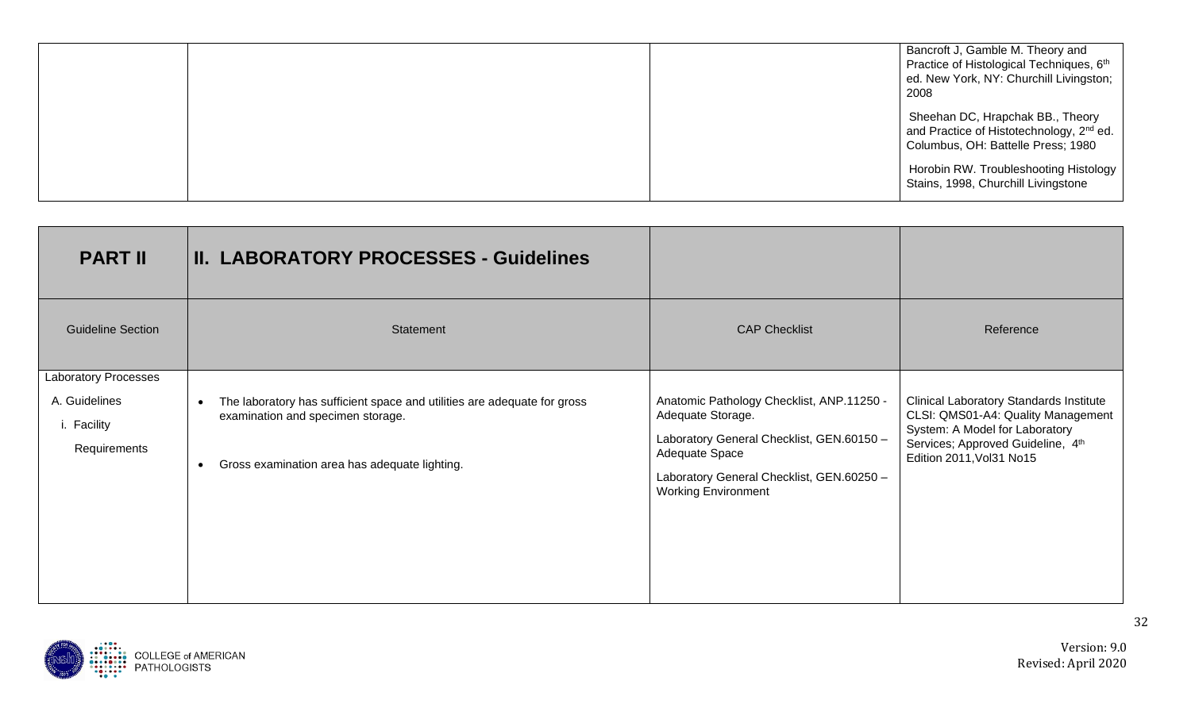| | | | |
|---|---|---|---|
| | | | Bancroft J, Gamble M. Theory and Practice of Histological Techniques, 6th ed. New York, NY: Churchill Livingston; 2008<br><br>Sheehan DC, Hrapchak BB., Theory and Practice of Histotechnology, 2nd ed. Columbus, OH: Battelle Press; 1980<br><br>Horobin RW. Troubleshooting Histology Stains, 1998, Churchill Livingstone |

| **PART II** | **II. LABORATORY PROCESSES - Guidelines** | | |
|---|---|---|---|
| Guideline Section | Statement | CAP Checklist | Reference |
| Laboratory Processes<br><br>A. Guidelines<br><br>i. Facility Requirements | • The laboratory has sufficient space and utilities are adequate for gross examination and specimen storage.<br><br>• Gross examination area has adequate lighting. | Anatomic Pathology Checklist, ANP.11250 - Adequate Storage.<br><br>Laboratory General Checklist, GEN.60150 – Adequate Space<br><br>Laboratory General Checklist, GEN.60250 – Working Environment | Clinical Laboratory Standards Institute CLSI: QMS01-A4: Quality Management System: A Model for Laboratory Services; Approved Guideline, 4th Edition 2011,Vol31 No15 |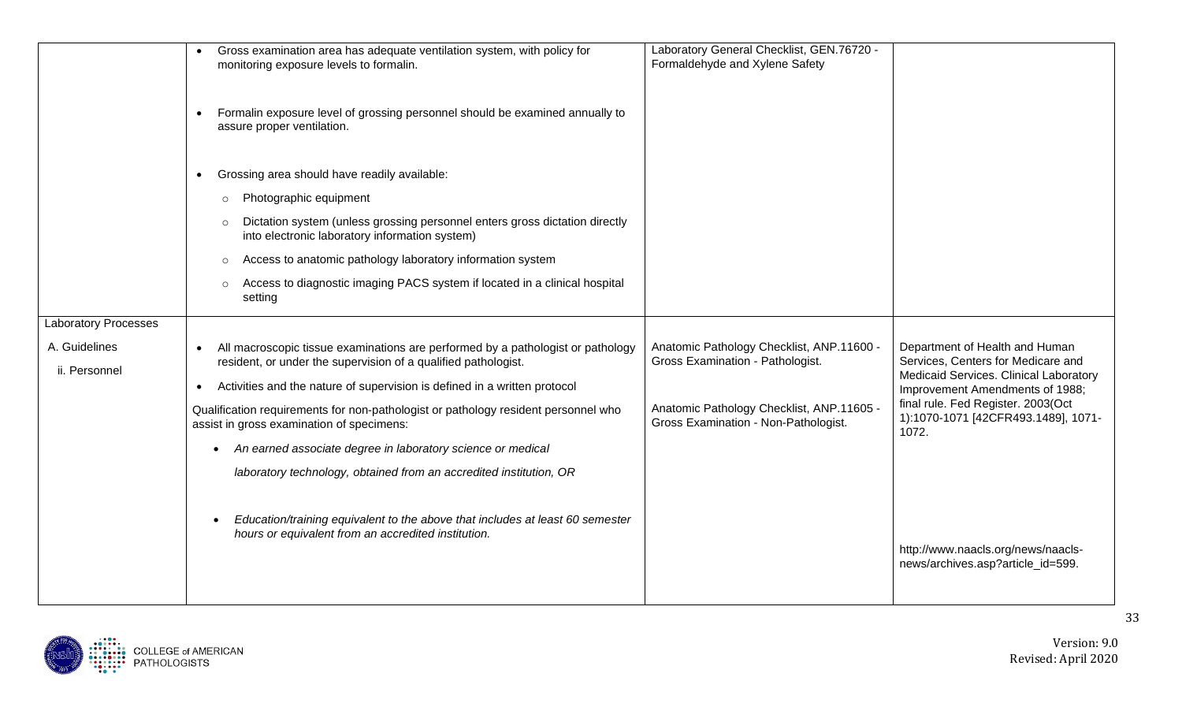| | | | |
|---|---|---|---|
| | • Gross examination area has adequate ventilation system, with policy for monitoring exposure levels to formalin.<br><br>• Formalin exposure level of grossing personnel should be examined annually to assure proper ventilation.<br><br>• Grossing area should have readily available:<br>&nbsp;&nbsp;○ Photographic equipment<br>&nbsp;&nbsp;○ Dictation system (unless grossing personnel enters gross dictation directly into electronic laboratory information system)<br>&nbsp;&nbsp;○ Access to anatomic pathology laboratory information system<br>&nbsp;&nbsp;○ Access to diagnostic imaging PACS system if located in a clinical hospital setting | Laboratory General Checklist, GEN.76720 - Formaldehyde and Xylene Safety | |
| Laboratory Processes<br><br>A. Guidelines<br><br>ii. Personnel | • All macroscopic tissue examinations are performed by a pathologist or pathology resident, or under the supervision of a qualified pathologist.<br>• Activities and the nature of supervision is defined in a written protocol<br><br>Qualification requirements for non-pathologist or pathology resident personnel who assist in gross examination of specimens:<br>• *An earned associate degree in laboratory science or medical laboratory technology, obtained from an accredited institution, OR*<br><br>• *Education/training equivalent to the above that includes at least 60 semester hours or equivalent from an accredited institution.* | Anatomic Pathology Checklist, ANP.11600 - Gross Examination - Pathologist.<br><br>Anatomic Pathology Checklist, ANP.11605 - Gross Examination - Non-Pathologist. | Department of Health and Human Services, Centers for Medicare and Medicaid Services. Clinical Laboratory Improvement Amendments of 1988; final rule. Fed Register. 2003(Oct 1):1070-1071 [42CFR493.1489], 1071-1072.<br><br>http://www.naacls.org/news/naacls-news/archives.asp?article_id=599. |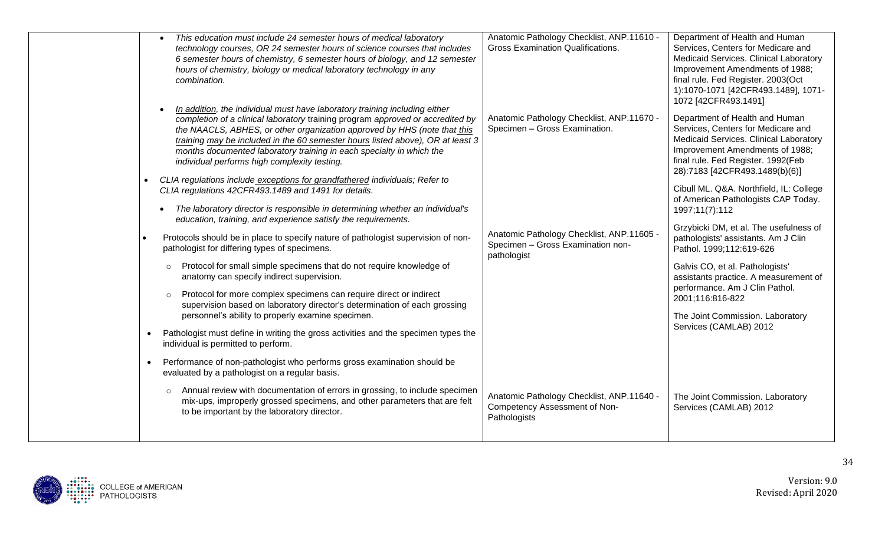| | | | |
|---|---|---|---|
| | • *This education must include 24 semester hours of medical laboratory technology courses, OR 24 semester hours of science courses that includes 6 semester hours of chemistry, 6 semester hours of biology, and 12 semester hours of chemistry, biology or medical laboratory technology in any combination.*<br><br>• *In addition, the individual must have laboratory training including either completion of a clinical laboratory training program approved or accredited by the NAACLS, ABHES, or other organization approved by HHS (note that this training may be included in the 60 semester hours listed above), OR at least 3 months documented laboratory training in each specialty in which the individual performs high complexity testing.*<br><br>• *CLIA regulations include exceptions for grandfathered individuals; Refer to CLIA regulations 42CFR493.1489 and 1491 for details.*<br><br>• *The laboratory director is responsible in determining whether an individual's education, training, and experience satisfy the requirements.*<br><br>• Protocols should be in place to specify nature of pathologist supervision of non-pathologist for differing types of specimens.<br>  ○ Protocol for small simple specimens that do not require knowledge of anatomy can specify indirect supervision.<br>  ○ Protocol for more complex specimens can require direct or indirect supervision based on laboratory director's determination of each grossing personnel's ability to properly examine specimen.<br><br>• Pathologist must define in writing the gross activities and the specimen types the individual is permitted to perform.<br><br>• Performance of non-pathologist who performs gross examination should be evaluated by a pathologist on a regular basis.<br>  ○ Annual review with documentation of errors in grossing, to include specimen mix-ups, improperly grossed specimens, and other parameters that are felt to be important by the laboratory director. | Anatomic Pathology Checklist, ANP.11610 - Gross Examination Qualifications.<br><br>Anatomic Pathology Checklist, ANP.11670 - Specimen – Gross Examination.<br><br>Anatomic Pathology Checklist, ANP.11605 - Specimen – Gross Examination non-pathologist<br><br>Anatomic Pathology Checklist, ANP.11640 - Competency Assessment of Non-Pathologists | Department of Health and Human Services, Centers for Medicare and Medicaid Services. Clinical Laboratory Improvement Amendments of 1988; final rule. Fed Register. 2003(Oct 1):1070-1071 [42CFR493.1489], 1071-1072 [42CFR493.1491]<br><br>Department of Health and Human Services, Centers for Medicare and Medicaid Services. Clinical Laboratory Improvement Amendments of 1988; final rule. Fed Register. 1992(Feb 28):7183 [42CFR493.1489(b)(6)]<br><br>Cibull ML. Q&A. Northfield, IL: College of American Pathologists CAP Today. 1997;11(7):112<br><br>Grzybicki DM, et al. The usefulness of pathologists' assistants. Am J Clin Pathol. 1999;112:619-626<br><br>Galvis CO, et al. Pathologists' assistants practice. A measurement of performance. Am J Clin Pathol. 2001;116:816-822<br><br>The Joint Commission. Laboratory Services (CAMLAB) 2012<br><br>The Joint Commission. Laboratory Services (CAMLAB) 2012 |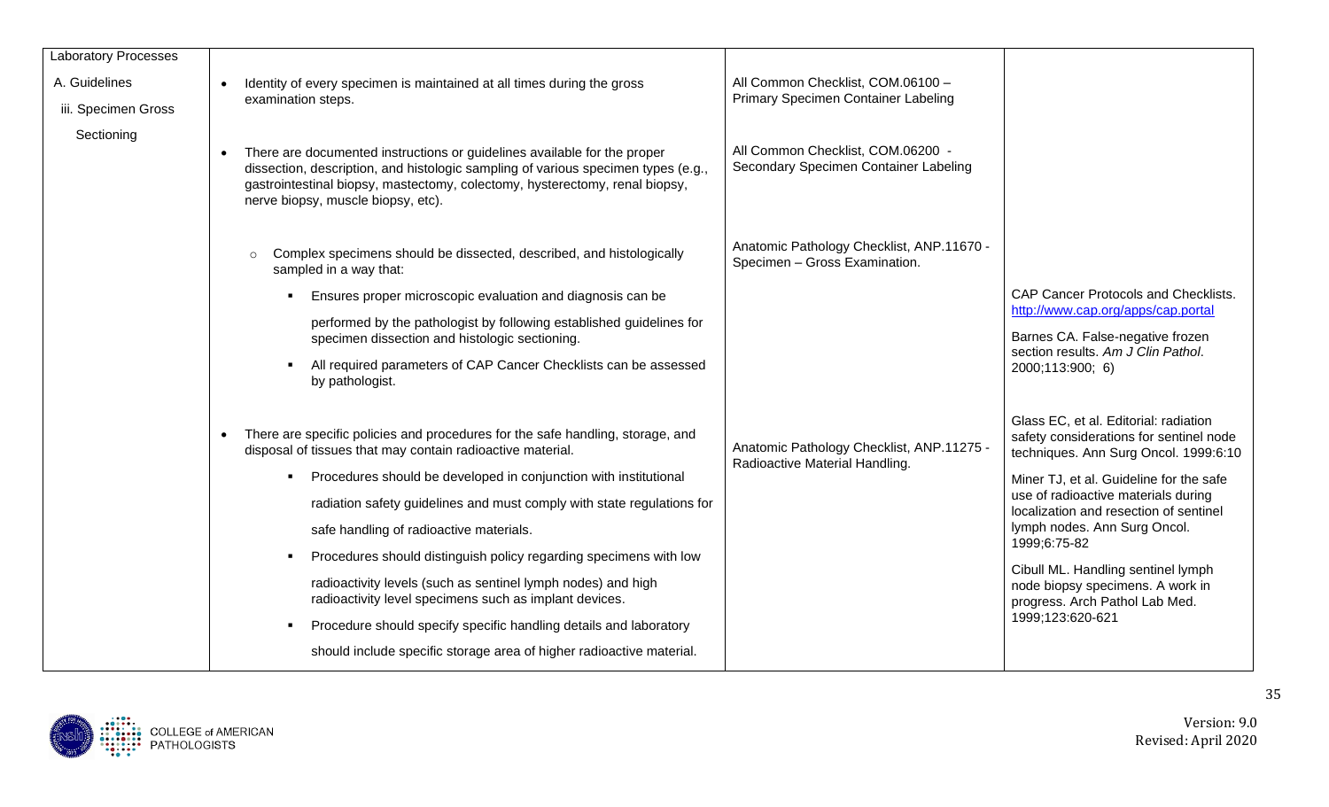| | | | |
|---|---|---|---|
| Laboratory Processes<br><br>A. Guidelines<br><br>iii. Specimen Gross Sectioning | • Identity of every specimen is maintained at all times during the gross examination steps. | All Common Checklist, COM.06100 – Primary Specimen Container Labeling | |
| | • There are documented instructions or guidelines available for the proper dissection, description, and histologic sampling of various specimen types (e.g., gastrointestinal biopsy, mastectomy, colectomy, hysterectomy, renal biopsy, nerve biopsy, muscle biopsy, etc). | All Common Checklist, COM.06200 - Secondary Specimen Container Labeling | |
| | ○ Complex specimens should be dissected, described, and histologically sampled in a way that:<br>▪ Ensures proper microscopic evaluation and diagnosis can be performed by the pathologist by following established guidelines for specimen dissection and histologic sectioning.<br>▪ All required parameters of CAP Cancer Checklists can be assessed by pathologist. | Anatomic Pathology Checklist, ANP.11670 - Specimen – Gross Examination. | CAP Cancer Protocols and Checklists. http://www.cap.org/apps/cap.portal<br><br>Barnes CA. False-negative frozen section results. *Am J Clin Pathol*. 2000;113:900; 6) |
| | • There are specific policies and procedures for the safe handling, storage, and disposal of tissues that may contain radioactive material.<br>▪ Procedures should be developed in conjunction with institutional radiation safety guidelines and must comply with state regulations for safe handling of radioactive materials.<br>▪ Procedures should distinguish policy regarding specimens with low radioactivity levels (such as sentinel lymph nodes) and high radioactivity level specimens such as implant devices.<br>▪ Procedure should specify specific handling details and laboratory should include specific storage area of higher radioactive material. | Anatomic Pathology Checklist, ANP.11275 - Radioactive Material Handling. | Glass EC, et al. Editorial: radiation safety considerations for sentinel node techniques. Ann Surg Oncol. 1999:6:10<br><br>Miner TJ, et al. Guideline for the safe use of radioactive materials during localization and resection of sentinel lymph nodes. Ann Surg Oncol. 1999;6:75-82<br><br>Cibull ML. Handling sentinel lymph node biopsy specimens. A work in progress. Arch Pathol Lab Med. 1999;123:620-621 |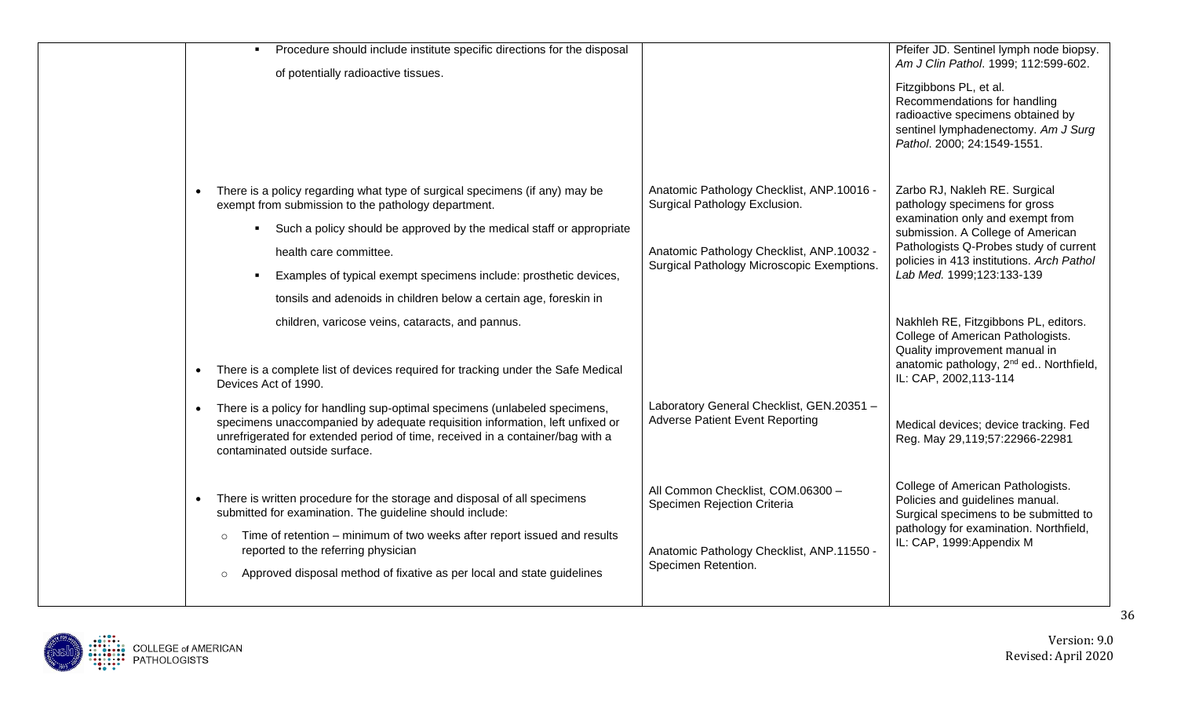| | | | |
|---|---|---|---|
| | ▪ Procedure should include institute specific directions for the disposal of potentially radioactive tissues. | | Pfeifer JD. Sentinel lymph node biopsy. *Am J Clin Pathol*. 1999; 112:599-602.<br><br>Fitzgibbons PL, et al. Recommendations for handling radioactive specimens obtained by sentinel lymphadenectomy. *Am J Surg Pathol*. 2000; 24:1549-1551. |
| | • There is a policy regarding what type of surgical specimens (if any) may be exempt from submission to the pathology department.<br>▪ Such a policy should be approved by the medical staff or appropriate health care committee.<br>▪ Examples of typical exempt specimens include: prosthetic devices, tonsils and adenoids in children below a certain age, foreskin in children, varicose veins, cataracts, and pannus. | Anatomic Pathology Checklist, ANP.10016 - Surgical Pathology Exclusion.<br><br>Anatomic Pathology Checklist, ANP.10032 - Surgical Pathology Microscopic Exemptions. | Zarbo RJ, Nakleh RE. Surgical pathology specimens for gross examination only and exempt from submission. A College of American Pathologists Q-Probes study of current policies in 413 institutions. *Arch Pathol Lab Med.* 1999;123:133-139<br><br>Nakhleh RE, Fitzgibbons PL, editors. College of American Pathologists. Quality improvement manual in anatomic pathology, 2nd ed.. Northfield, IL: CAP, 2002,113-114 |
| | • There is a complete list of devices required for tracking under the Safe Medical Devices Act of 1990.<br>• There is a policy for handling sup-optimal specimens (unlabeled specimens, specimens unaccompanied by adequate requisition information, left unfixed or unrefrigerated for extended period of time, received in a container/bag with a contaminated outside surface. | Laboratory General Checklist, GEN.20351 – Adverse Patient Event Reporting | Medical devices; device tracking. Fed Reg. May 29,119;57:22966-22981 |
| | • There is written procedure for the storage and disposal of all specimens submitted for examination. The guideline should include:<br>○ Time of retention – minimum of two weeks after report issued and results reported to the referring physician<br>○ Approved disposal method of fixative as per local and state guidelines | All Common Checklist, COM.06300 – Specimen Rejection Criteria<br><br>Anatomic Pathology Checklist, ANP.11550 - Specimen Retention. | College of American Pathologists. Policies and guidelines manual. Surgical specimens to be submitted to pathology for examination. Northfield, IL: CAP, 1999:Appendix M |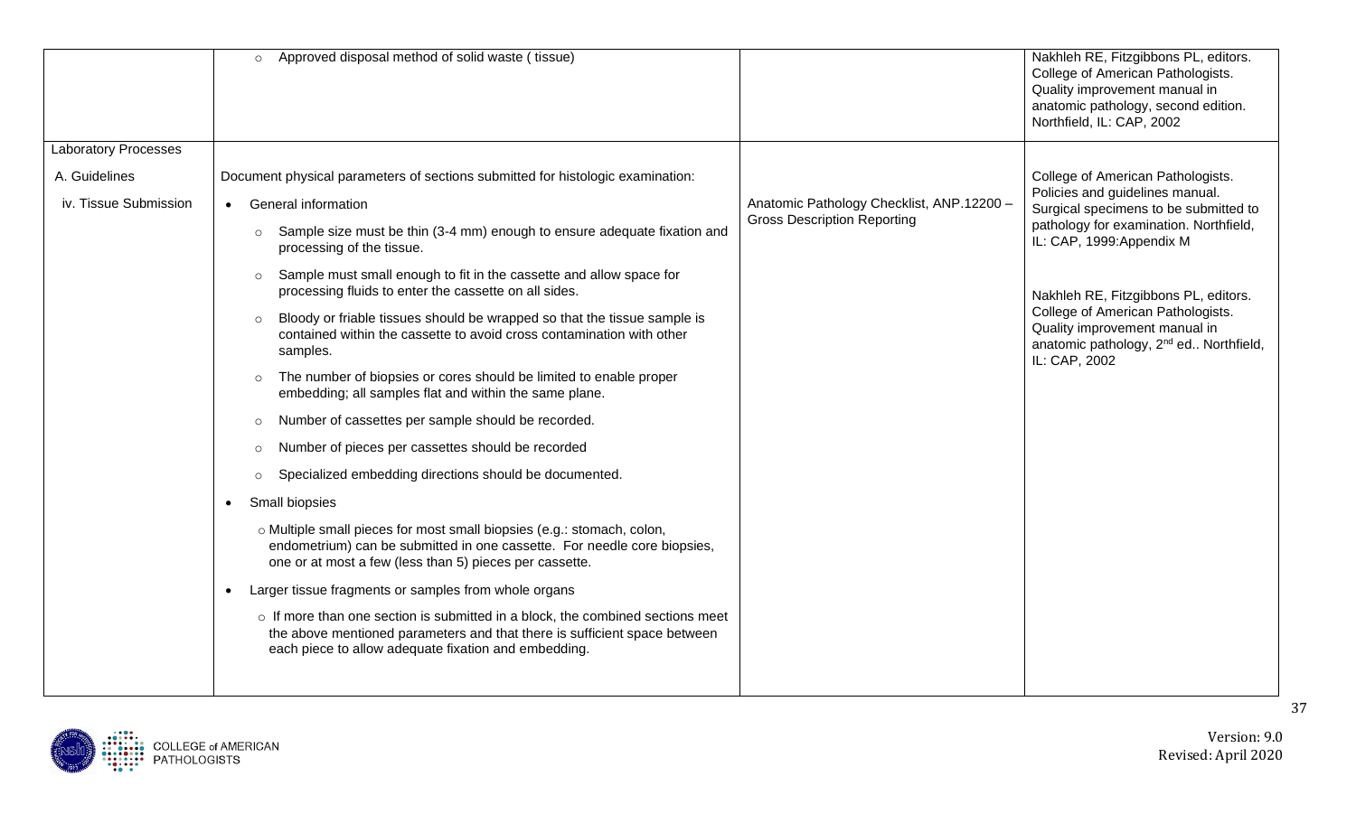| | | | |
|---|---|---|---|
| | ○ Approved disposal method of solid waste ( tissue) | | Nakhleh RE, Fitzgibbons PL, editors. College of American Pathologists. Quality improvement manual in anatomic pathology, second edition. Northfield, IL: CAP, 2002 |
| Laboratory Processes<br><br>A. Guidelines<br><br>iv. Tissue Submission | Document physical parameters of sections submitted for histologic examination:<br><br>• General information<br>  ○ Sample size must be thin (3-4 mm) enough to ensure adequate fixation and processing of the tissue.<br>  ○ Sample must small enough to fit in the cassette and allow space for processing fluids to enter the cassette on all sides.<br>  ○ Bloody or friable tissues should be wrapped so that the tissue sample is contained within the cassette to avoid cross contamination with other samples.<br>  ○ The number of biopsies or cores should be limited to enable proper embedding; all samples flat and within the same plane.<br>  ○ Number of cassettes per sample should be recorded.<br>  ○ Number of pieces per cassettes should be recorded<br>  ○ Specialized embedding directions should be documented.<br>• Small biopsies<br>  ○ Multiple small pieces for most small biopsies (e.g.: stomach, colon, endometrium) can be submitted in one cassette. For needle core biopsies, one or at most a few (less than 5) pieces per cassette.<br>• Larger tissue fragments or samples from whole organs<br>  ○ If more than one section is submitted in a block, the combined sections meet the above mentioned parameters and that there is sufficient space between each piece to allow adequate fixation and embedding. | Anatomic Pathology Checklist, ANP.12200 – Gross Description Reporting | College of American Pathologists. Policies and guidelines manual. Surgical specimens to be submitted to pathology for examination. Northfield, IL: CAP, 1999:Appendix M<br><br>Nakhleh RE, Fitzgibbons PL, editors. College of American Pathologists. Quality improvement manual in anatomic pathology, 2nd ed.. Northfield, IL: CAP, 2002 |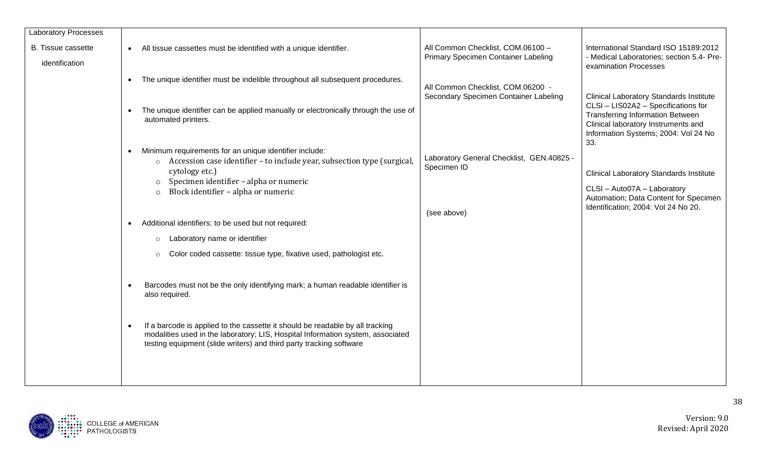| Laboratory Processes | | | |
|---|---|---|---|
| B. Tissue cassette identification | • All tissue cassettes must be identified with a unique identifier.<br><br>• The unique identifier must be indelible throughout all subsequent procedures.<br><br>• The unique identifier can be applied manually or electronically through the use of automated printers.<br><br>• Minimum requirements for an unique identifier include:<br>  ○ Accession case identifier – to include year, subsection type (surgical, cytology etc.)<br>  ○ Specimen identifier – alpha or numeric<br>  ○ Block identifier – alpha or numeric<br><br>• Additional identifiers: to be used but not required:<br>  ○ Laboratory name or identifier<br>  ○ Color coded cassette: tissue type, fixative used, pathologist etc.<br><br>• Barcodes must not be the only identifying mark; a human readable identifier is also required.<br><br>• If a barcode is applied to the cassette it should be readable by all tracking modalities used in the laboratory; LIS, Hospital Information system, associated testing equipment (slide writers) and third party tracking software | All Common Checklist, COM.06100 – Primary Specimen Container Labeling<br><br>All Common Checklist, COM.06200 - Secondary Specimen Container Labeling<br><br>Laboratory General Checklist, GEN.40825 - Specimen ID<br><br>(see above) | International Standard ISO 15189:2012 - Medical Laboratories; section 5.4- Pre-examination Processes<br><br>Clinical Laboratory Standards Institute CLSI – LIS02A2 – Specifications for Transferring Information Between Clinical laboratory Instruments and Information Systems; 2004: Vol 24 No 33.<br><br>Clinical Laboratory Standards Institute<br><br>CLSI – Auto07A – Laboratory Automation; Data Content for Specimen Identification; 2004: Vol 24 No 20. |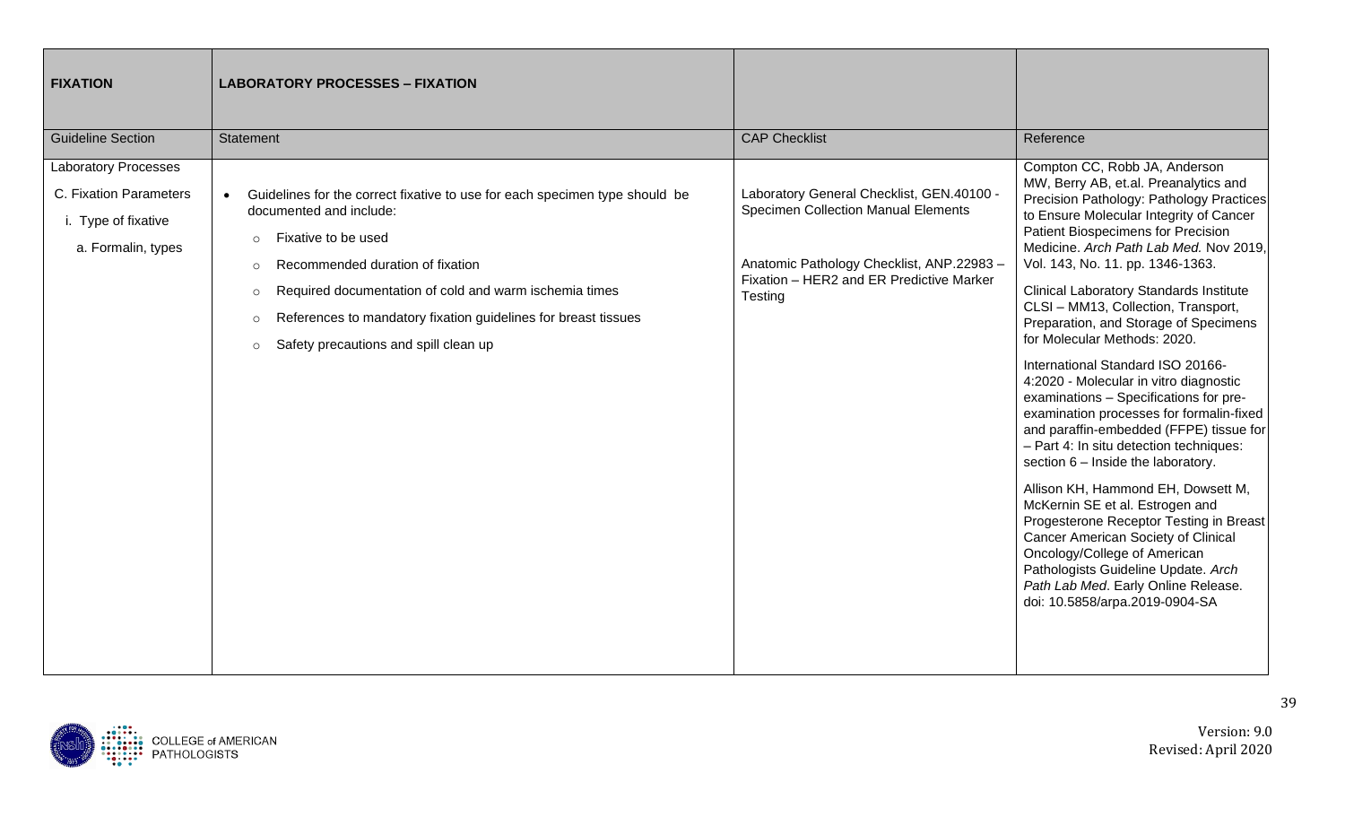| FIXATION | LABORATORY PROCESSES – FIXATION | | |
|---|---|---|---|
| Guideline Section | Statement | CAP Checklist | Reference |
| Laboratory Processes<br>C. Fixation Parameters<br>i. Type of fixative<br>a. Formalin, types | • Guidelines for the correct fixative to use for each specimen type should be documented and include:<br>○ Fixative to be used<br>○ Recommended duration of fixation<br>○ Required documentation of cold and warm ischemia times<br>○ References to mandatory fixation guidelines for breast tissues<br>○ Safety precautions and spill clean up | Laboratory General Checklist, GEN.40100 - Specimen Collection Manual Elements<br><br>Anatomic Pathology Checklist, ANP.22983 – Fixation – HER2 and ER Predictive Marker Testing | Compton CC, Robb JA, Anderson MW, Berry AB, et.al. Preanalytics and Precision Pathology: Pathology Practices to Ensure Molecular Integrity of Cancer Patient Biospecimens for Precision Medicine. *Arch Path Lab Med.* Nov 2019, Vol. 143, No. 11. pp. 1346-1363.<br><br>Clinical Laboratory Standards Institute CLSI – MM13, Collection, Transport, Preparation, and Storage of Specimens for Molecular Methods: 2020.<br><br>International Standard ISO 20166-4:2020 - Molecular in vitro diagnostic examinations – Specifications for pre-examination processes for formalin-fixed and paraffin-embedded (FFPE) tissue for – Part 4: In situ detection techniques: section 6 – Inside the laboratory.<br><br>Allison KH, Hammond EH, Dowsett M, McKernin SE et al. Estrogen and Progesterone Receptor Testing in Breast Cancer American Society of Clinical Oncology/College of American Pathologists Guideline Update. *Arch Path Lab Med*. Early Online Release. doi: 10.5858/arpa.2019-0904-SA |

Version: 9.0
Revised: April 2020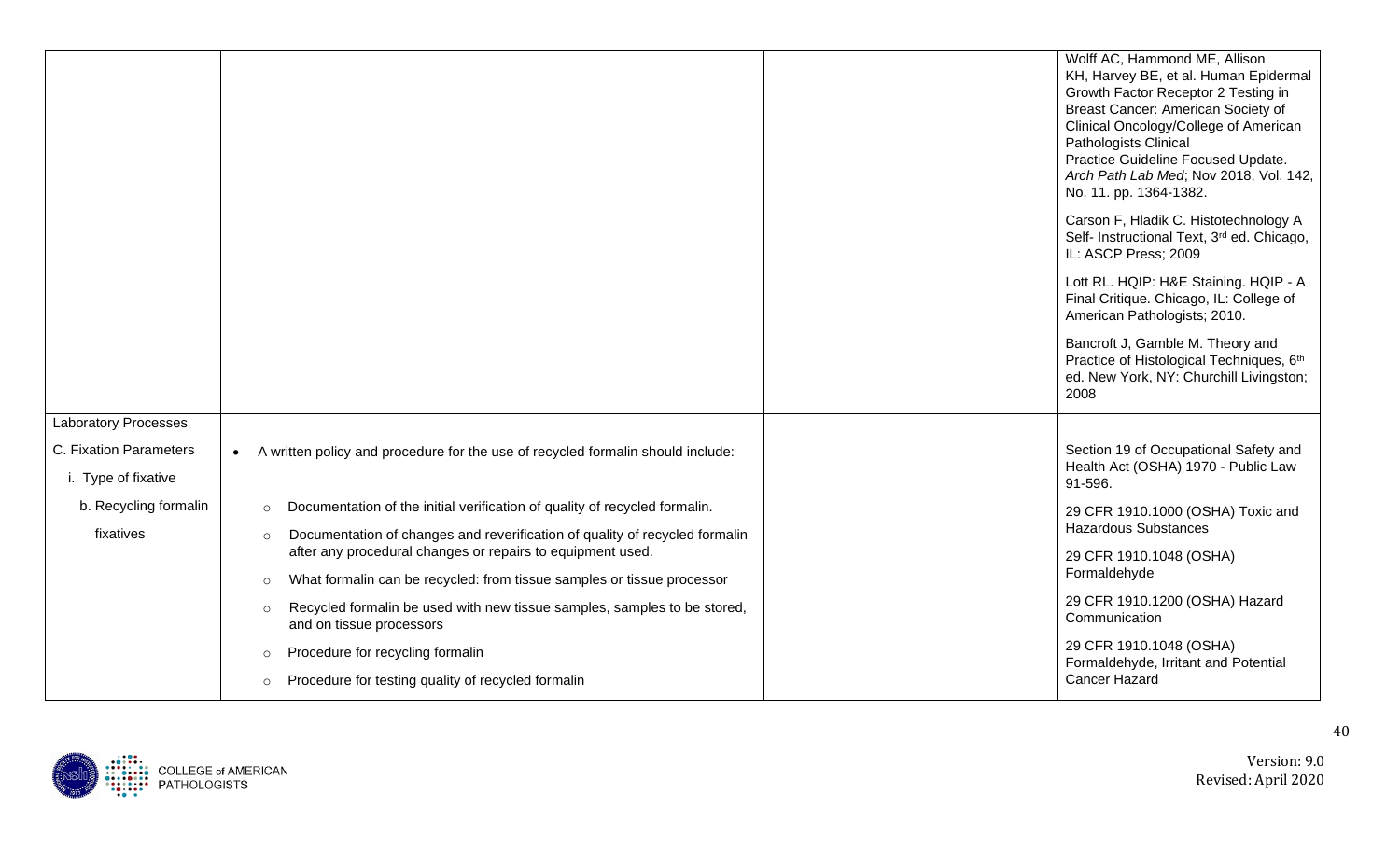| | | | |
|---|---|---|---|
| | | | Wolff AC, Hammond ME, Allison KH, Harvey BE, et al. Human Epidermal Growth Factor Receptor 2 Testing in Breast Cancer: American Society of Clinical Oncology/College of American Pathologists Clinical Practice Guideline Focused Update. *Arch Path Lab Med*; Nov 2018, Vol. 142, No. 11. pp. 1364-1382.<br><br>Carson F, Hladik C. Histotechnology A Self- Instructional Text, 3rd ed. Chicago, IL: ASCP Press; 2009<br><br>Lott RL. HQIP: H&E Staining. HQIP - A Final Critique. Chicago, IL: College of American Pathologists; 2010.<br><br>Bancroft J, Gamble M. Theory and Practice of Histological Techniques, 6th ed. New York, NY: Churchill Livingston; 2008 |
| Laboratory Processes<br><br>C. Fixation Parameters<br><br>i. Type of fixative<br><br>b. Recycling formalin fixatives | • A written policy and procedure for the use of recycled formalin should include:<br><br>○ Documentation of the initial verification of quality of recycled formalin.<br>○ Documentation of changes and reverification of quality of recycled formalin after any procedural changes or repairs to equipment used.<br>○ What formalin can be recycled: from tissue samples or tissue processor<br>○ Recycled formalin be used with new tissue samples, samples to be stored, and on tissue processors<br>○ Procedure for recycling formalin<br>○ Procedure for testing quality of recycled formalin | | Section 19 of Occupational Safety and Health Act (OSHA) 1970 - Public Law 91-596.<br><br>29 CFR 1910.1000 (OSHA) Toxic and Hazardous Substances<br><br>29 CFR 1910.1048 (OSHA) Formaldehyde<br><br>29 CFR 1910.1200 (OSHA) Hazard Communication<br><br>29 CFR 1910.1048 (OSHA) Formaldehyde, Irritant and Potential Cancer Hazard |

Version: 9.0
Revised: April 2020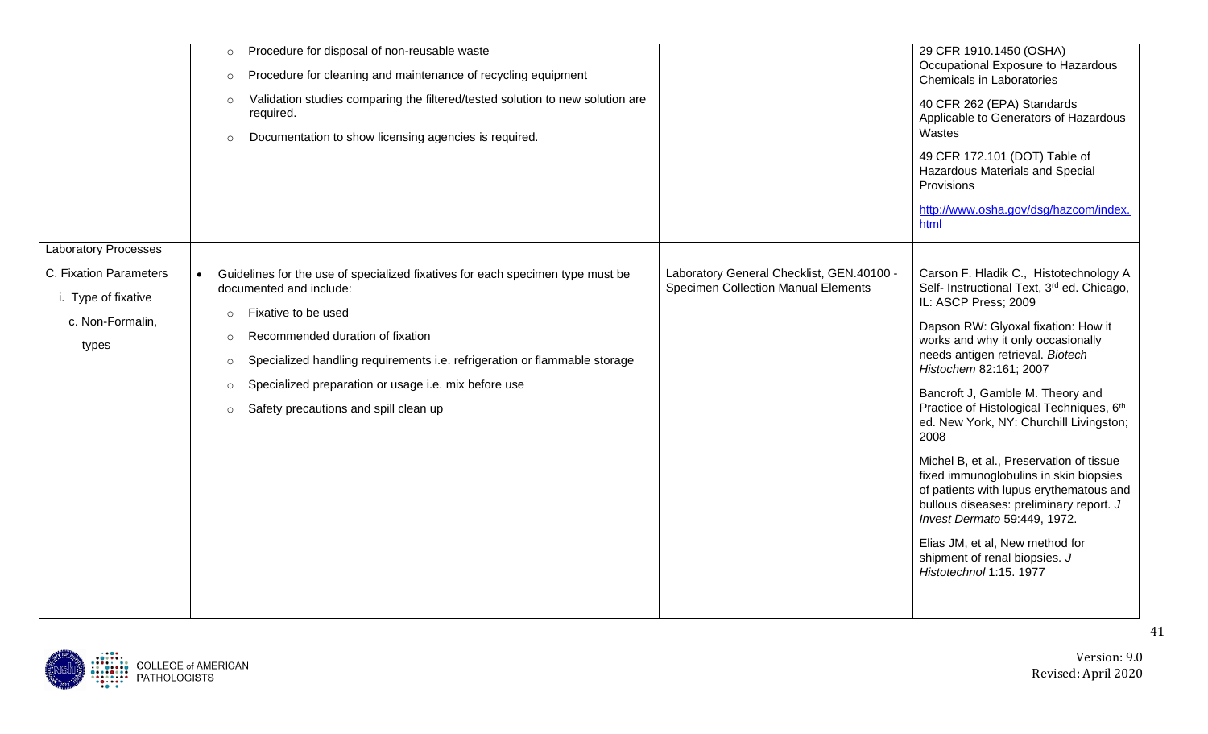| | | | |
|---|---|---|---|
| | ○ Procedure for disposal of non-reusable waste<br>○ Procedure for cleaning and maintenance of recycling equipment<br>○ Validation studies comparing the filtered/tested solution to new solution are required.<br>○ Documentation to show licensing agencies is required. | | 29 CFR 1910.1450 (OSHA) Occupational Exposure to Hazardous Chemicals in Laboratories<br><br>40 CFR 262 (EPA) Standards Applicable to Generators of Hazardous Wastes<br><br>49 CFR 172.101 (DOT) Table of Hazardous Materials and Special Provisions<br><br>[http://www.osha.gov/dsg/hazcom/index.html](http://www.osha.gov/dsg/hazcom/index.html) |
| Laboratory Processes<br><br>C. Fixation Parameters<br>i. Type of fixative<br>c. Non-Formalin, types | • Guidelines for the use of specialized fixatives for each specimen type must be documented and include:<br>○ Fixative to be used<br>○ Recommended duration of fixation<br>○ Specialized handling requirements i.e. refrigeration or flammable storage<br>○ Specialized preparation or usage i.e. mix before use<br>○ Safety precautions and spill clean up | Laboratory General Checklist, GEN.40100 - Specimen Collection Manual Elements | Carson F. Hladik C., Histotechnology A Self- Instructional Text, 3rd ed. Chicago, IL: ASCP Press; 2009<br><br>Dapson RW: Glyoxal fixation: How it works and why it only occasionally needs antigen retrieval. *Biotech Histochem* 82:161; 2007<br><br>Bancroft J, Gamble M. Theory and Practice of Histological Techniques, 6th ed. New York, NY: Churchill Livingston; 2008<br><br>Michel B, et al., Preservation of tissue fixed immunoglobulins in skin biopsies of patients with lupus erythematous and bullous diseases: preliminary report. *J Invest Dermato* 59:449, 1972.<br><br>Elias JM, et al, New method for shipment of renal biopsies. *J Histotechnol* 1:15. 1977 |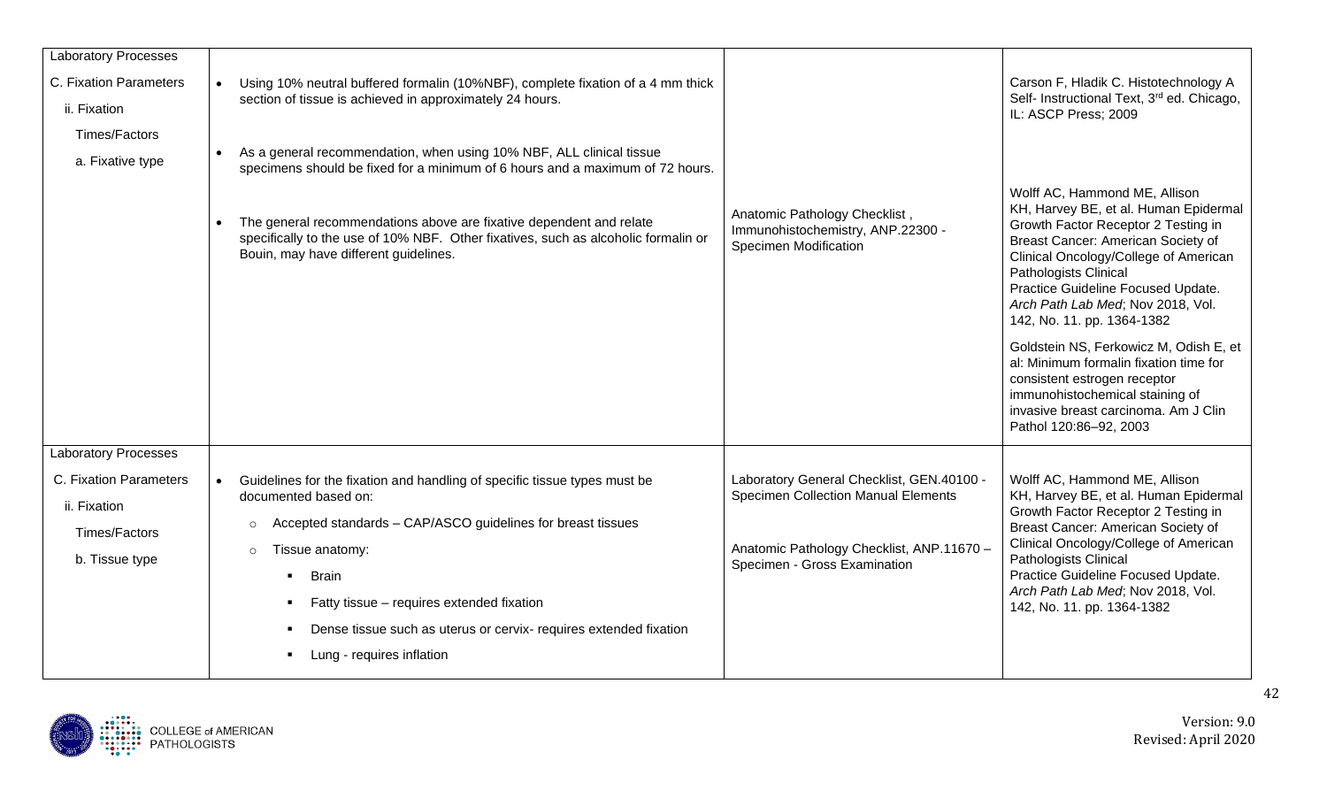| Laboratory Processes<br><br>C. Fixation Parameters<br>ii. Fixation Times/Factors<br>a. Fixative type | • Using 10% neutral buffered formalin (10%NBF), complete fixation of a 4 mm thick section of tissue is achieved in approximately 24 hours.<br><br>• As a general recommendation, when using 10% NBF, ALL clinical tissue specimens should be fixed for a minimum of 6 hours and a maximum of 72 hours.<br><br>• The general recommendations above are fixative dependent and relate specifically to the use of 10% NBF. Other fixatives, such as alcoholic formalin or Bouin, may have different guidelines. | Anatomic Pathology Checklist, Immunohistochemistry, ANP.22300 - Specimen Modification | Carson F, Hladik C. Histotechnology A Self- Instructional Text, 3rd ed. Chicago, IL: ASCP Press; 2009<br><br>Wolff AC, Hammond ME, Allison KH, Harvey BE, et al. Human Epidermal Growth Factor Receptor 2 Testing in Breast Cancer: American Society of Clinical Oncology/College of American Pathologists Clinical Practice Guideline Focused Update. *Arch Path Lab Med*; Nov 2018, Vol. 142, No. 11. pp. 1364-1382<br><br>Goldstein NS, Ferkowicz M, Odish E, et al: Minimum formalin fixation time for consistent estrogen receptor immunohistochemical staining of invasive breast carcinoma. Am J Clin Pathol 120:86–92, 2003 |
|---|---|---|---|
| Laboratory Processes<br><br>C. Fixation Parameters<br>ii. Fixation Times/Factors<br>b. Tissue type | • Guidelines for the fixation and handling of specific tissue types must be documented based on:<br>&nbsp;&nbsp;○ Accepted standards – CAP/ASCO guidelines for breast tissues<br>&nbsp;&nbsp;○ Tissue anatomy:<br>&nbsp;&nbsp;&nbsp;&nbsp;▪ Brain<br>&nbsp;&nbsp;&nbsp;&nbsp;▪ Fatty tissue – requires extended fixation<br>&nbsp;&nbsp;&nbsp;&nbsp;▪ Dense tissue such as uterus or cervix- requires extended fixation<br>&nbsp;&nbsp;&nbsp;&nbsp;▪ Lung - requires inflation | Laboratory General Checklist, GEN.40100 - Specimen Collection Manual Elements<br><br>Anatomic Pathology Checklist, ANP.11670 – Specimen - Gross Examination | Wolff AC, Hammond ME, Allison KH, Harvey BE, et al. Human Epidermal Growth Factor Receptor 2 Testing in Breast Cancer: American Society of Clinical Oncology/College of American Pathologists Clinical Practice Guideline Focused Update. *Arch Path Lab Med*; Nov 2018, Vol. 142, No. 11. pp. 1364-1382 |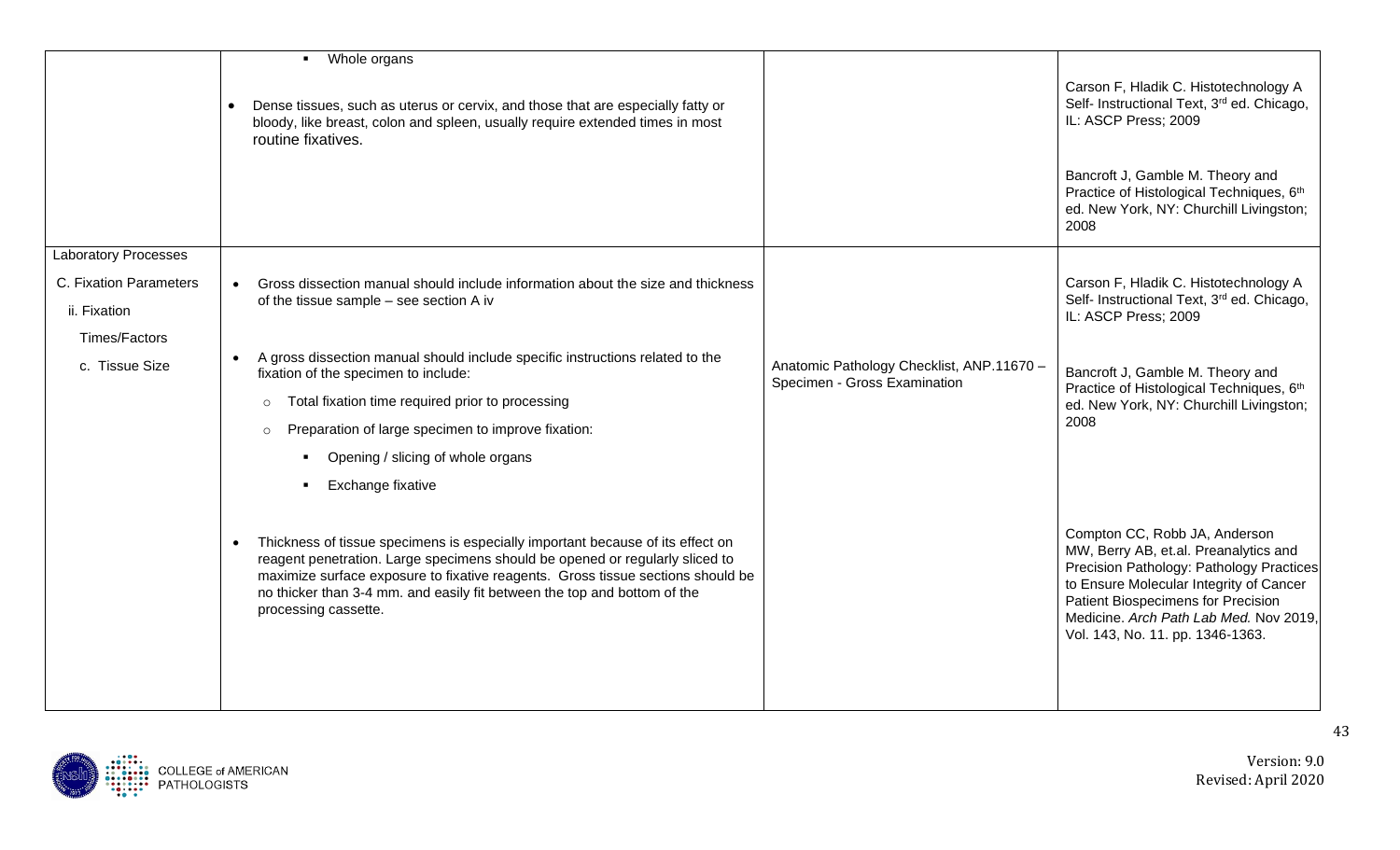| | | | |
|---|---|---|---|
| | ▪ Whole organs<br><br>• Dense tissues, such as uterus or cervix, and those that are especially fatty or bloody, like breast, colon and spleen, usually require extended times in most routine fixatives. | | Carson F, Hladik C. Histotechnology A Self- Instructional Text, 3rd ed. Chicago, IL: ASCP Press; 2009<br><br>Bancroft J, Gamble M. Theory and Practice of Histological Techniques, 6th ed. New York, NY: Churchill Livingston; 2008 |
| Laboratory Processes<br><br>C. Fixation Parameters<br><br>ii. Fixation Times/Factors<br><br>c. Tissue Size | • Gross dissection manual should include information about the size and thickness of the tissue sample – see section A iv<br><br>• A gross dissection manual should include specific instructions related to the fixation of the specimen to include:<br>  ○ Total fixation time required prior to processing<br>  ○ Preparation of large specimen to improve fixation:<br>    ▪ Opening / slicing of whole organs<br>    ▪ Exchange fixative<br><br>• Thickness of tissue specimens is especially important because of its effect on reagent penetration. Large specimens should be opened or regularly sliced to maximize surface exposure to fixative reagents. Gross tissue sections should be no thicker than 3-4 mm. and easily fit between the top and bottom of the processing cassette. | Anatomic Pathology Checklist, ANP.11670 – Specimen - Gross Examination | Carson F, Hladik C. Histotechnology A Self- Instructional Text, 3rd ed. Chicago, IL: ASCP Press; 2009<br><br>Bancroft J, Gamble M. Theory and Practice of Histological Techniques, 6th ed. New York, NY: Churchill Livingston; 2008<br><br>Compton CC, Robb JA, Anderson MW, Berry AB, et.al. Preanalytics and Precision Pathology: Pathology Practices to Ensure Molecular Integrity of Cancer Patient Biospecimens for Precision Medicine. *Arch Path Lab Med.* Nov 2019, Vol. 143, No. 11. pp. 1346-1363. |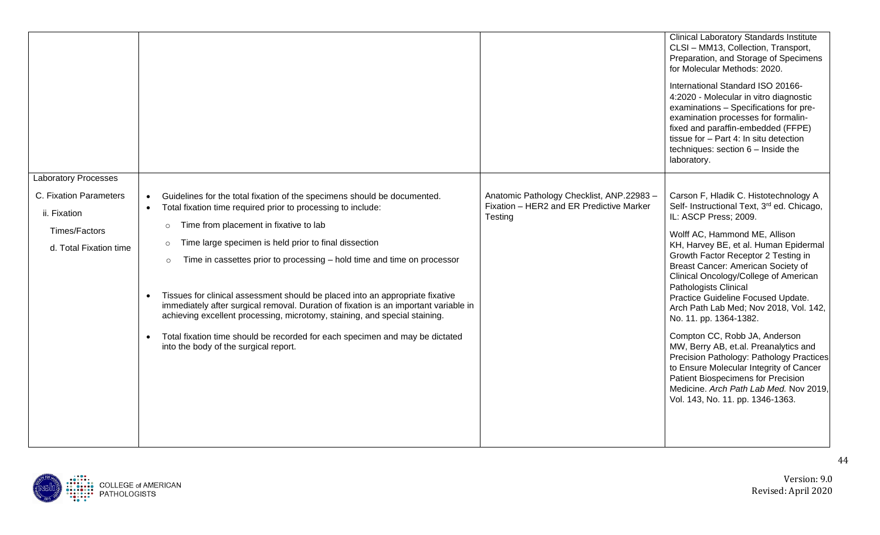| | | | |
|---|---|---|---|
| | | | Clinical Laboratory Standards Institute CLSI – MM13, Collection, Transport, Preparation, and Storage of Specimens for Molecular Methods: 2020.<br><br>International Standard ISO 20166-4:2020 - Molecular in vitro diagnostic examinations – Specifications for pre-examination processes for formalin-fixed and paraffin-embedded (FFPE) tissue for – Part 4: In situ detection techniques: section 6 – Inside the laboratory. |
| Laboratory Processes<br><br>C. Fixation Parameters<br><br>ii. Fixation Times/Factors<br><br>d. Total Fixation time | • Guidelines for the total fixation of the specimens should be documented.<br>• Total fixation time required prior to processing to include:<br>  ○ Time from placement in fixative to lab<br>  ○ Time large specimen is held prior to final dissection<br>  ○ Time in cassettes prior to processing – hold time and time on processor<br><br>• Tissues for clinical assessment should be placed into an appropriate fixative immediately after surgical removal. Duration of fixation is an important variable in achieving excellent processing, microtomy, staining, and special staining.<br><br>• Total fixation time should be recorded for each specimen and may be dictated into the body of the surgical report. | Anatomic Pathology Checklist, ANP.22983 – Fixation – HER2 and ER Predictive Marker Testing | Carson F, Hladik C. Histotechnology A Self- Instructional Text, 3rd ed. Chicago, IL: ASCP Press; 2009.<br><br>Wolff AC, Hammond ME, Allison KH, Harvey BE, et al. Human Epidermal Growth Factor Receptor 2 Testing in Breast Cancer: American Society of Clinical Oncology/College of American Pathologists Clinical Practice Guideline Focused Update. Arch Path Lab Med; Nov 2018, Vol. 142, No. 11. pp. 1364-1382.<br><br>Compton CC, Robb JA, Anderson MW, Berry AB, et.al. Preanalytics and Precision Pathology: Pathology Practices to Ensure Molecular Integrity of Cancer Patient Biospecimens for Precision Medicine. *Arch Path Lab Med.* Nov 2019, Vol. 143, No. 11. pp. 1346-1363. |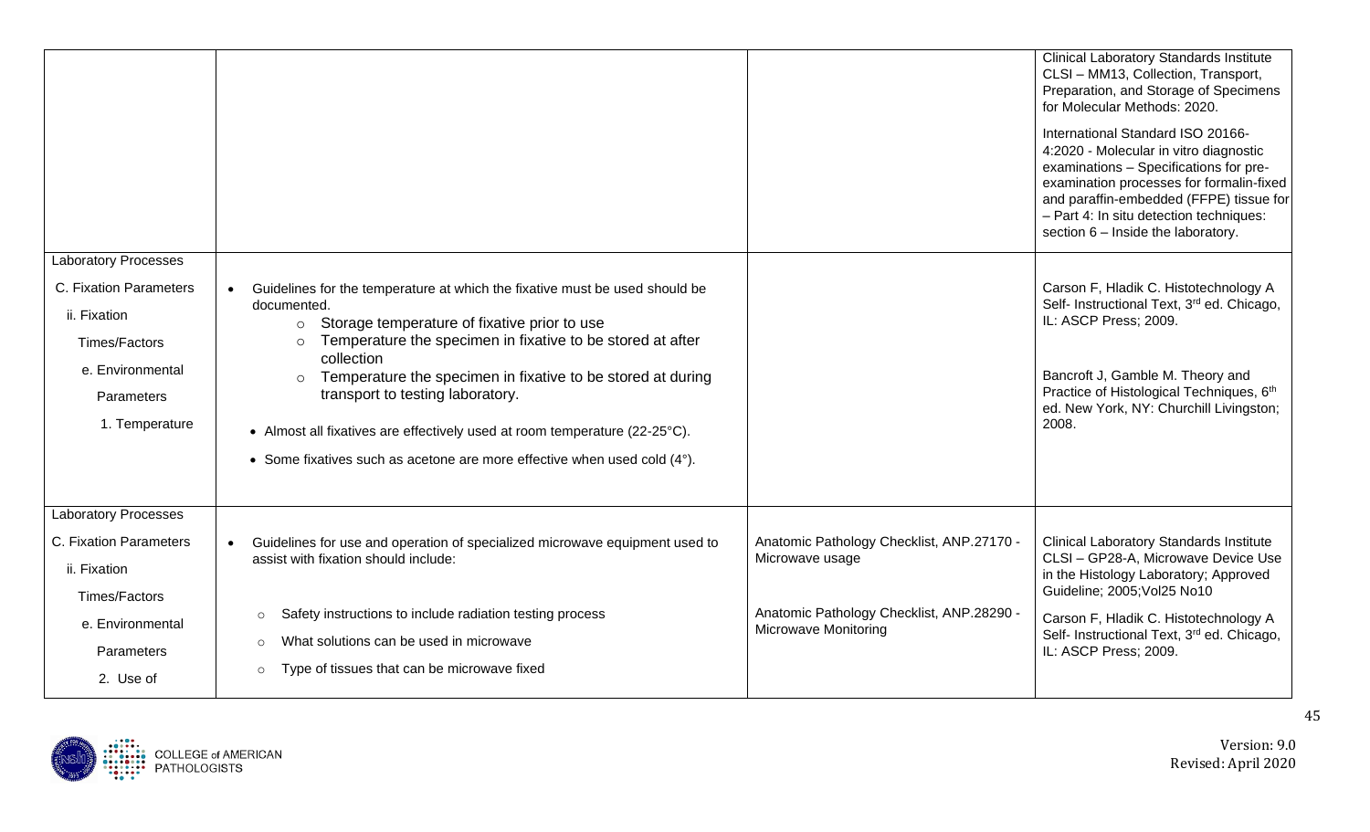| | | | |
|---|---|---|---|
| | | | Clinical Laboratory Standards Institute CLSI – MM13, Collection, Transport, Preparation, and Storage of Specimens for Molecular Methods: 2020.<br><br>International Standard ISO 20166-4:2020 - Molecular in vitro diagnostic examinations – Specifications for pre-examination processes for formalin-fixed and paraffin-embedded (FFPE) tissue for – Part 4: In situ detection techniques: section 6 – Inside the laboratory. |
| Laboratory Processes<br><br>C. Fixation Parameters<br><br>ii. Fixation Times/Factors<br><br>e. Environmental Parameters<br><br>1. Temperature | • Guidelines for the temperature at which the fixative must be used should be documented.<br>  ○ Storage temperature of fixative prior to use<br>  ○ Temperature the specimen in fixative to be stored at after collection<br>  ○ Temperature the specimen in fixative to be stored at during transport to testing laboratory.<br><br>• Almost all fixatives are effectively used at room temperature (22-25°C).<br><br>• Some fixatives such as acetone are more effective when used cold (4°). | | Carson F, Hladik C. Histotechnology A Self- Instructional Text, 3rd ed. Chicago, IL: ASCP Press; 2009.<br><br>Bancroft J, Gamble M. Theory and Practice of Histological Techniques, 6th ed. New York, NY: Churchill Livingston; 2008. |
| Laboratory Processes<br><br>C. Fixation Parameters<br><br>ii. Fixation Times/Factors<br><br>e. Environmental Parameters<br><br>2. Use of | • Guidelines for use and operation of specialized microwave equipment used to assist with fixation should include:<br><br>  ○ Safety instructions to include radiation testing process<br>  ○ What solutions can be used in microwave<br>  ○ Type of tissues that can be microwave fixed | Anatomic Pathology Checklist, ANP.27170 - Microwave usage<br><br>Anatomic Pathology Checklist, ANP.28290 - Microwave Monitoring | Clinical Laboratory Standards Institute CLSI – GP28-A, Microwave Device Use in the Histology Laboratory; Approved Guideline; 2005;Vol25 No10<br><br>Carson F, Hladik C. Histotechnology A Self- Instructional Text, 3rd ed. Chicago, IL: ASCP Press; 2009. |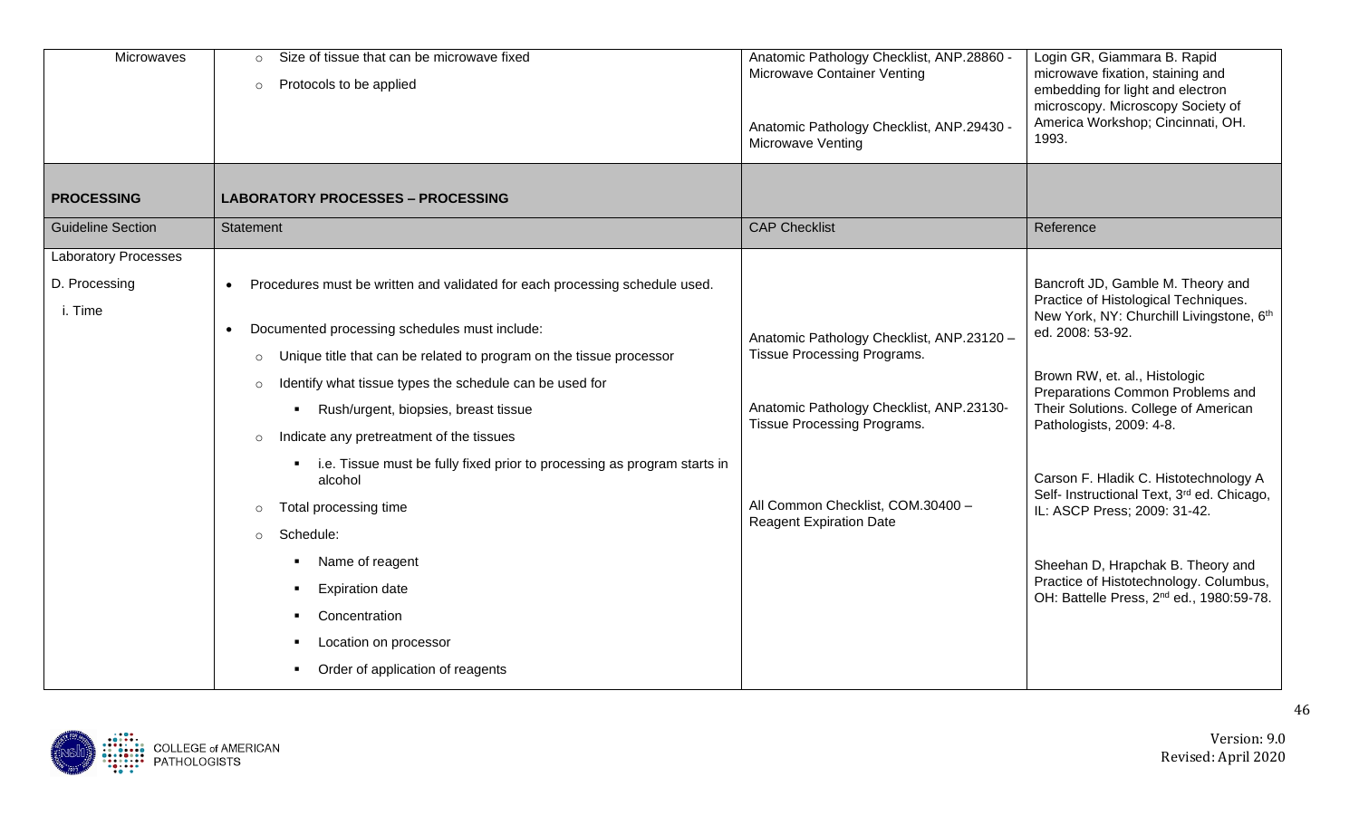| Microwaves | ○ Size of tissue that can be microwave fixed<br>○ Protocols to be applied | Anatomic Pathology Checklist, ANP.28860 - Microwave Container Venting<br><br>Anatomic Pathology Checklist, ANP.29430 - Microwave Venting | Login GR, Giammara B. Rapid microwave fixation, staining and embedding for light and electron microscopy. Microscopy Society of America Workshop; Cincinnati, OH. 1993. |
|---|---|---|---|
| **PROCESSING** | **LABORATORY PROCESSES – PROCESSING** | | |
| Guideline Section | Statement | CAP Checklist | Reference |
| Laboratory Processes<br>D. Processing<br>i. Time | • Procedures must be written and validated for each processing schedule used.<br>• Documented processing schedules must include:<br>○ Unique title that can be related to program on the tissue processor<br>○ Identify what tissue types the schedule can be used for<br>▪ Rush/urgent, biopsies, breast tissue<br>○ Indicate any pretreatment of the tissues<br>▪ i.e. Tissue must be fully fixed prior to processing as program starts in alcohol<br>○ Total processing time<br>○ Schedule:<br>▪ Name of reagent<br>▪ Expiration date<br>▪ Concentration<br>▪ Location on processor<br>▪ Order of application of reagents | Anatomic Pathology Checklist, ANP.23120 – Tissue Processing Programs.<br><br>Anatomic Pathology Checklist, ANP.23130- Tissue Processing Programs.<br><br>All Common Checklist, COM.30400 – Reagent Expiration Date | Bancroft JD, Gamble M. Theory and Practice of Histological Techniques. New York, NY: Churchill Livingstone, 6th ed. 2008: 53-92.<br><br>Brown RW, et. al., Histologic Preparations Common Problems and Their Solutions. College of American Pathologists, 2009: 4-8.<br><br>Carson F. Hladik C. Histotechnology A Self- Instructional Text, 3rd ed. Chicago, IL: ASCP Press; 2009: 31-42.<br><br>Sheehan D, Hrapchak B. Theory and Practice of Histotechnology. Columbus, OH: Battelle Press, 2nd ed., 1980:59-78. |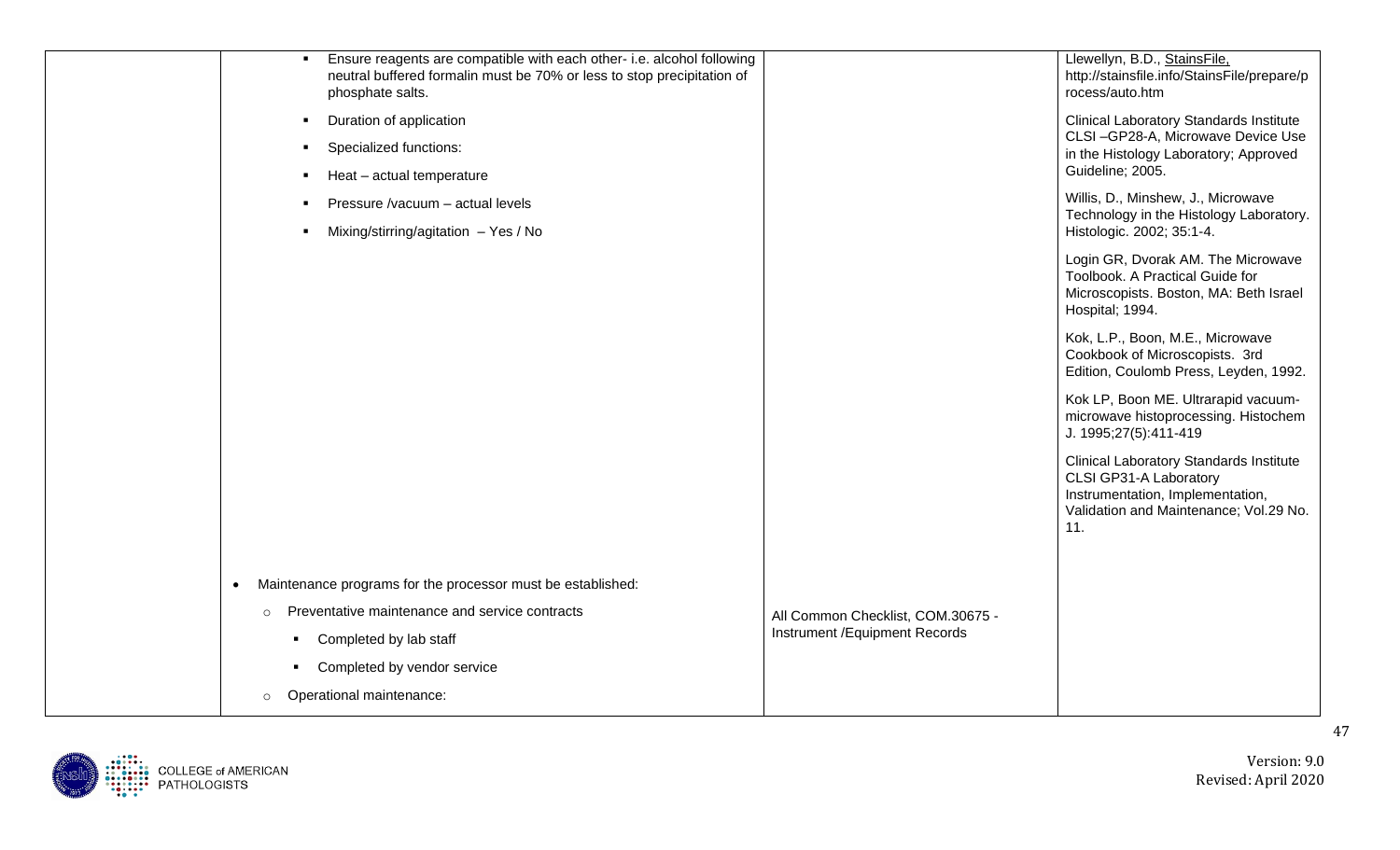| | | | |
|---|---|---|---|
| | ▪ Ensure reagents are compatible with each other- i.e. alcohol following neutral buffered formalin must be 70% or less to stop precipitation of phosphate salts.<br>▪ Duration of application<br>▪ Specialized functions:<br>▪ Heat – actual temperature<br>▪ Pressure /vacuum – actual levels<br>▪ Mixing/stirring/agitation – Yes / No | | Llewellyn, B.D., StainsFile, http://stainsfile.info/StainsFile/prepare/process/auto.htm<br><br>Clinical Laboratory Standards Institute CLSI –GP28-A, Microwave Device Use in the Histology Laboratory; Approved Guideline; 2005.<br><br>Willis, D., Minshew, J., Microwave Technology in the Histology Laboratory. Histologic. 2002; 35:1-4.<br><br>Login GR, Dvorak AM. The Microwave Toolbook. A Practical Guide for Microscopists. Boston, MA: Beth Israel Hospital; 1994.<br><br>Kok, L.P., Boon, M.E., Microwave Cookbook of Microscopists. 3rd Edition, Coulomb Press, Leyden, 1992.<br><br>Kok LP, Boon ME. Ultrarapid vacuum-microwave histoprocessing. Histochem J. 1995;27(5):411-419<br><br>Clinical Laboratory Standards Institute CLSI GP31-A Laboratory Instrumentation, Implementation, Validation and Maintenance; Vol.29 No. 11. |
| | • Maintenance programs for the processor must be established:<br>  ○ Preventative maintenance and service contracts<br>    ▪ Completed by lab staff<br>    ▪ Completed by vendor service<br>  ○ Operational maintenance: | All Common Checklist, COM.30675 - Instrument /Equipment Records | |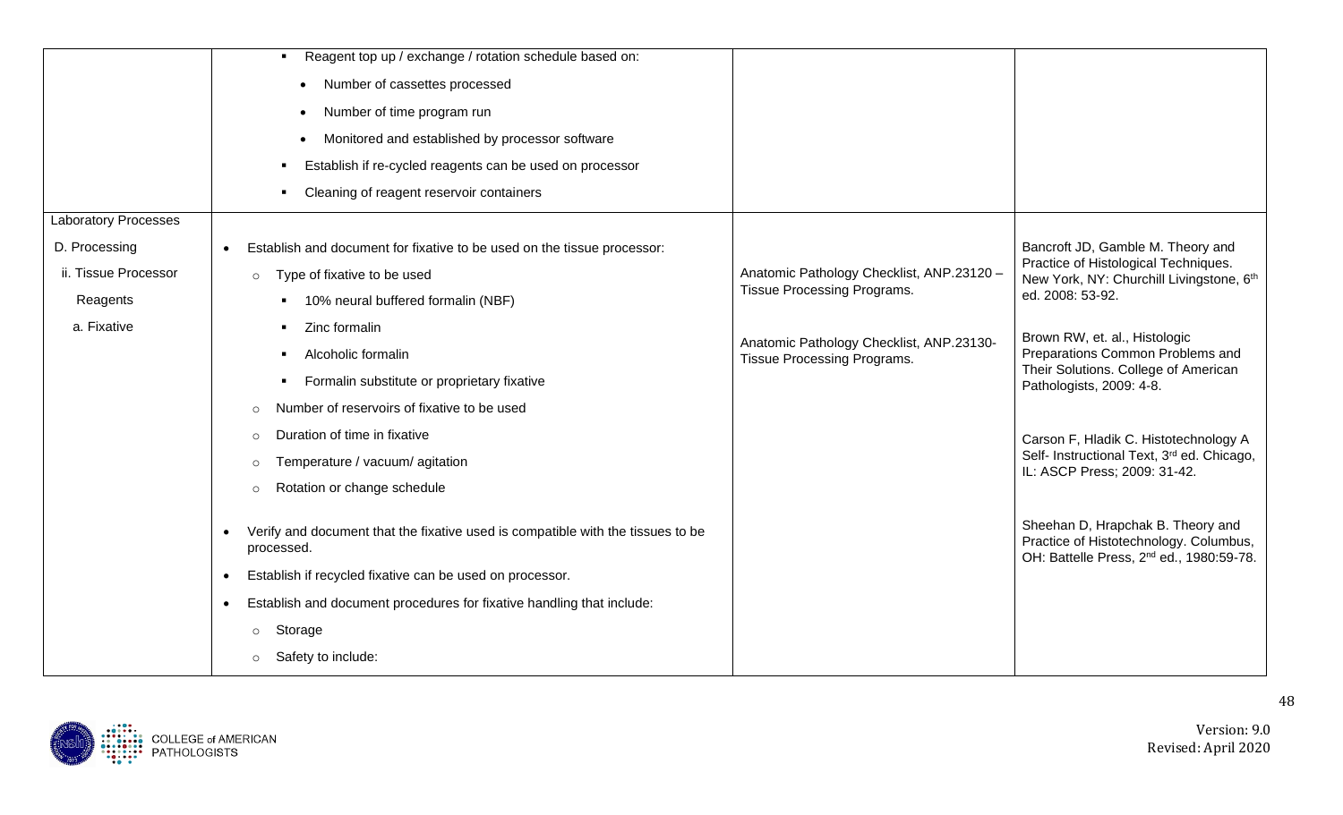| | | | |
|---|---|---|---|
| | ▪ Reagent top up / exchange / rotation schedule based on:<br>• Number of cassettes processed<br>• Number of time program run<br>• Monitored and established by processor software<br>▪ Establish if re-cycled reagents can be used on processor<br>▪ Cleaning of reagent reservoir containers | | |
| Laboratory Processes<br>D. Processing<br>ii. Tissue Processor<br>Reagents<br>a. Fixative | • Establish and document for fixative to be used on the tissue processor:<br>○ Type of fixative to be used<br>▪ 10% neural buffered formalin (NBF)<br>▪ Zinc formalin<br>▪ Alcoholic formalin<br>▪ Formalin substitute or proprietary fixative<br>○ Number of reservoirs of fixative to be used<br>○ Duration of time in fixative<br>○ Temperature / vacuum/ agitation<br>○ Rotation or change schedule<br>• Verify and document that the fixative used is compatible with the tissues to be processed.<br>• Establish if recycled fixative can be used on processor.<br>• Establish and document procedures for fixative handling that include:<br>○ Storage<br>○ Safety to include: | Anatomic Pathology Checklist, ANP.23120 – Tissue Processing Programs.<br><br>Anatomic Pathology Checklist, ANP.23130- Tissue Processing Programs. | Bancroft JD, Gamble M. Theory and Practice of Histological Techniques. New York, NY: Churchill Livingstone, 6th ed. 2008: 53-92.<br><br>Brown RW, et. al., Histologic Preparations Common Problems and Their Solutions. College of American Pathologists, 2009: 4-8.<br><br>Carson F, Hladik C. Histotechnology A Self- Instructional Text, 3rd ed. Chicago, IL: ASCP Press; 2009: 31-42.<br><br>Sheehan D, Hrapchak B. Theory and Practice of Histotechnology. Columbus, OH: Battelle Press, 2nd ed., 1980:59-78. |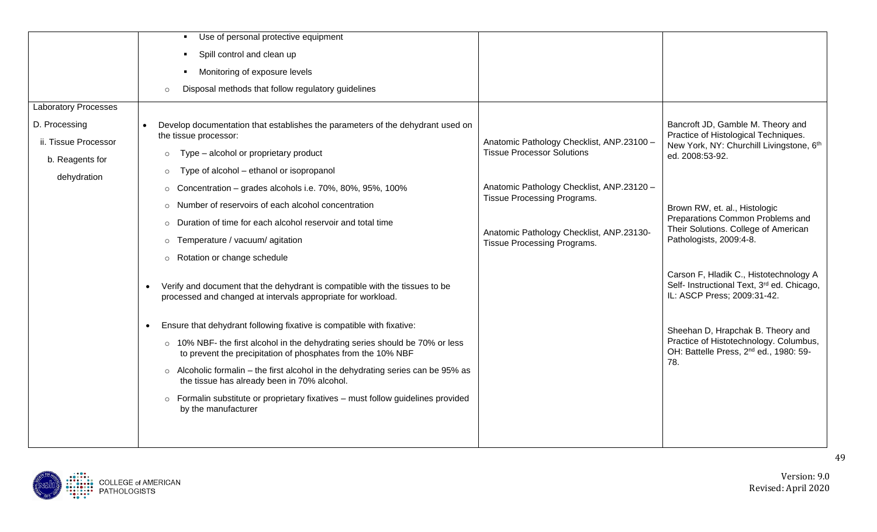| | | | |
|---|---|---|---|
| | ▪ Use of personal protective equipment<br>▪ Spill control and clean up<br>▪ Monitoring of exposure levels<br>○ Disposal methods that follow regulatory guidelines | | |
| Laboratory Processes<br>D. Processing<br>ii. Tissue Processor<br>b. Reagents for dehydration | • Develop documentation that establishes the parameters of the dehydrant used on the tissue processor:<br>○ Type – alcohol or proprietary product<br>○ Type of alcohol – ethanol or isopropanol<br>○ Concentration – grades alcohols i.e. 70%, 80%, 95%, 100%<br>○ Number of reservoirs of each alcohol concentration<br>○ Duration of time for each alcohol reservoir and total time<br>○ Temperature / vacuum/ agitation<br>○ Rotation or change schedule<br><br>• Verify and document that the dehydrant is compatible with the tissues to be processed and changed at intervals appropriate for workload.<br><br>• Ensure that dehydrant following fixative is compatible with fixative:<br>○ 10% NBF- the first alcohol in the dehydrating series should be 70% or less to prevent the precipitation of phosphates from the 10% NBF<br>○ Alcoholic formalin – the first alcohol in the dehydrating series can be 95% as the tissue has already been in 70% alcohol.<br>○ Formalin substitute or proprietary fixatives – must follow guidelines provided by the manufacturer | Anatomic Pathology Checklist, ANP.23100 – Tissue Processor Solutions<br><br>Anatomic Pathology Checklist, ANP.23120 – Tissue Processing Programs.<br><br>Anatomic Pathology Checklist, ANP.23130- Tissue Processing Programs. | Bancroft JD, Gamble M. Theory and Practice of Histological Techniques. New York, NY: Churchill Livingstone, 6th ed. 2008:53-92.<br><br>Brown RW, et. al., Histologic Preparations Common Problems and Their Solutions. College of American Pathologists, 2009:4-8.<br><br>Carson F, Hladik C., Histotechnology A Self- Instructional Text, 3rd ed. Chicago, IL: ASCP Press; 2009:31-42.<br><br>Sheehan D, Hrapchak B. Theory and Practice of Histotechnology. Columbus, OH: Battelle Press, 2nd ed., 1980: 59-78. |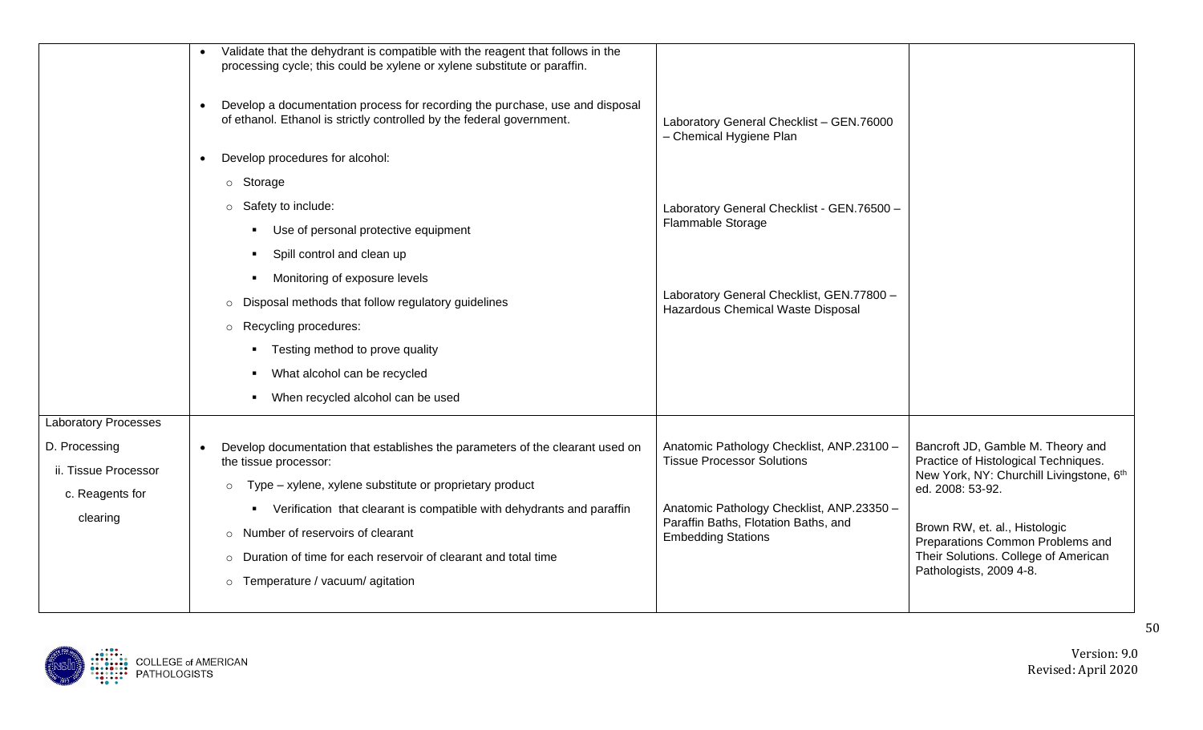| | | | |
|---|---|---|---|
| | • Validate that the dehydrant is compatible with the reagent that follows in the processing cycle; this could be xylene or xylene substitute or paraffin.<br><br>• Develop a documentation process for recording the purchase, use and disposal of ethanol. Ethanol is strictly controlled by the federal government.<br><br>• Develop procedures for alcohol:<br>  ○ Storage<br>  ○ Safety to include:<br>    ▪ Use of personal protective equipment<br>    ▪ Spill control and clean up<br>    ▪ Monitoring of exposure levels<br>  ○ Disposal methods that follow regulatory guidelines<br>  ○ Recycling procedures:<br>    ▪ Testing method to prove quality<br>    ▪ What alcohol can be recycled<br>    ▪ When recycled alcohol can be used | Laboratory General Checklist – GEN.76000 – Chemical Hygiene Plan<br><br>Laboratory General Checklist - GEN.76500 – Flammable Storage<br><br>Laboratory General Checklist, GEN.77800 – Hazardous Chemical Waste Disposal | |
| Laboratory Processes<br>D. Processing<br>ii. Tissue Processor<br>c. Reagents for clearing | • Develop documentation that establishes the parameters of the clearant used on the tissue processor:<br>  ○ Type – xylene, xylene substitute or proprietary product<br>    ▪ Verification that clearant is compatible with dehydrants and paraffin<br>  ○ Number of reservoirs of clearant<br>  ○ Duration of time for each reservoir of clearant and total time<br>  ○ Temperature / vacuum/ agitation | Anatomic Pathology Checklist, ANP.23100 – Tissue Processor Solutions<br><br>Anatomic Pathology Checklist, ANP.23350 – Paraffin Baths, Flotation Baths, and Embedding Stations | Bancroft JD, Gamble M. Theory and Practice of Histological Techniques. New York, NY: Churchill Livingstone, 6th ed. 2008: 53-92.<br><br>Brown RW, et. al., Histologic Preparations Common Problems and Their Solutions. College of American Pathologists, 2009 4-8. |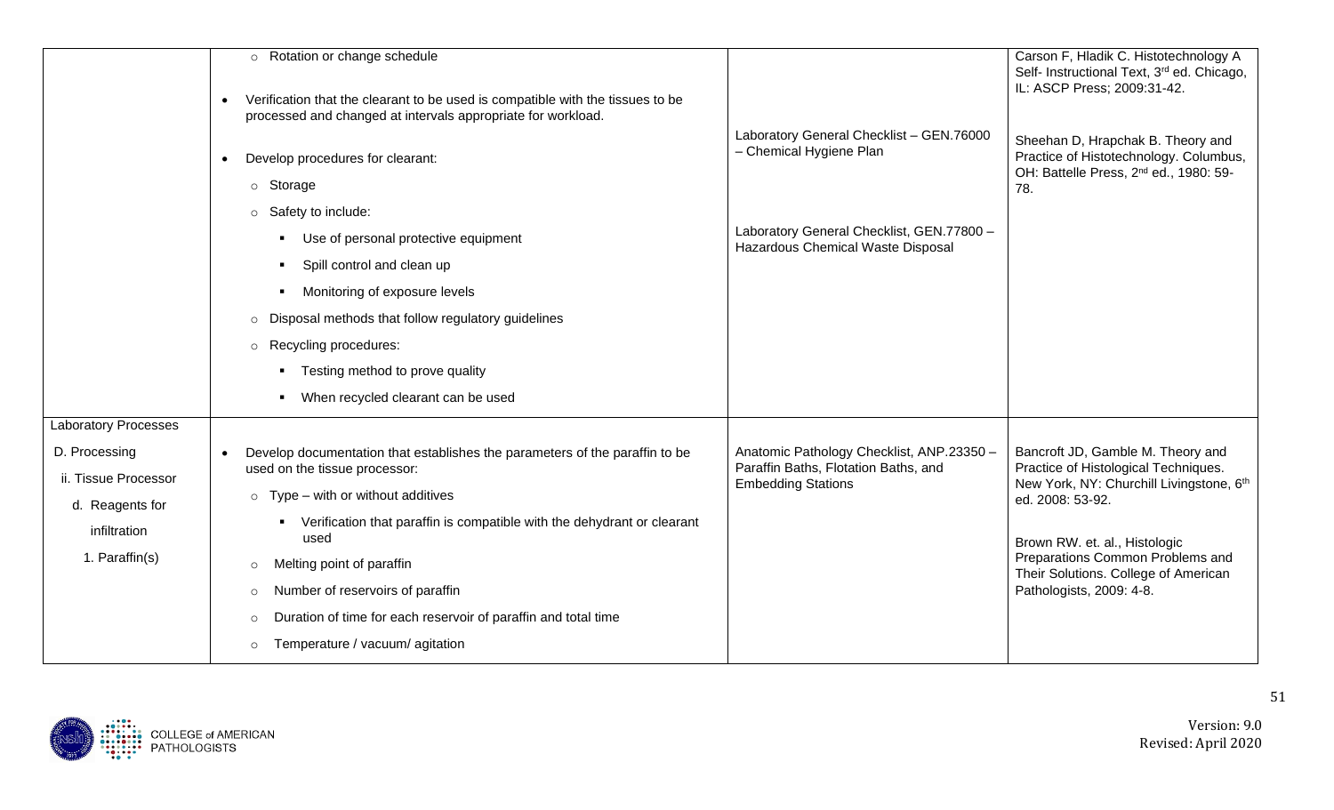| | | | |
|---|---|---|---|
| | ○ Rotation or change schedule<br>• Verification that the clearant to be used is compatible with the tissues to be processed and changed at intervals appropriate for workload.<br>• Develop procedures for clearant:<br>○ Storage<br>○ Safety to include:<br>▪ Use of personal protective equipment<br>▪ Spill control and clean up<br>▪ Monitoring of exposure levels<br>○ Disposal methods that follow regulatory guidelines<br>○ Recycling procedures:<br>▪ Testing method to prove quality<br>▪ When recycled clearant can be used | Laboratory General Checklist – GEN.76000 – Chemical Hygiene Plan<br><br>Laboratory General Checklist, GEN.77800 – Hazardous Chemical Waste Disposal | Carson F, Hladik C. Histotechnology A Self- Instructional Text, 3rd ed. Chicago, IL: ASCP Press; 2009:31-42.<br><br>Sheehan D, Hrapchak B. Theory and Practice of Histotechnology. Columbus, OH: Battelle Press, 2nd ed., 1980: 59-78. |
| Laboratory Processes<br>D. Processing<br>ii. Tissue Processor<br>d. Reagents for infiltration<br>1. Paraffin(s) | • Develop documentation that establishes the parameters of the paraffin to be used on the tissue processor:<br>○ Type – with or without additives<br>▪ Verification that paraffin is compatible with the dehydrant or clearant used<br>○ Melting point of paraffin<br>○ Number of reservoirs of paraffin<br>○ Duration of time for each reservoir of paraffin and total time<br>○ Temperature / vacuum/ agitation | Anatomic Pathology Checklist, ANP.23350 – Paraffin Baths, Flotation Baths, and Embedding Stations | Bancroft JD, Gamble M. Theory and Practice of Histological Techniques. New York, NY: Churchill Livingstone, 6th ed. 2008: 53-92.<br><br>Brown RW. et. al., Histologic Preparations Common Problems and Their Solutions. College of American Pathologists, 2009: 4-8. |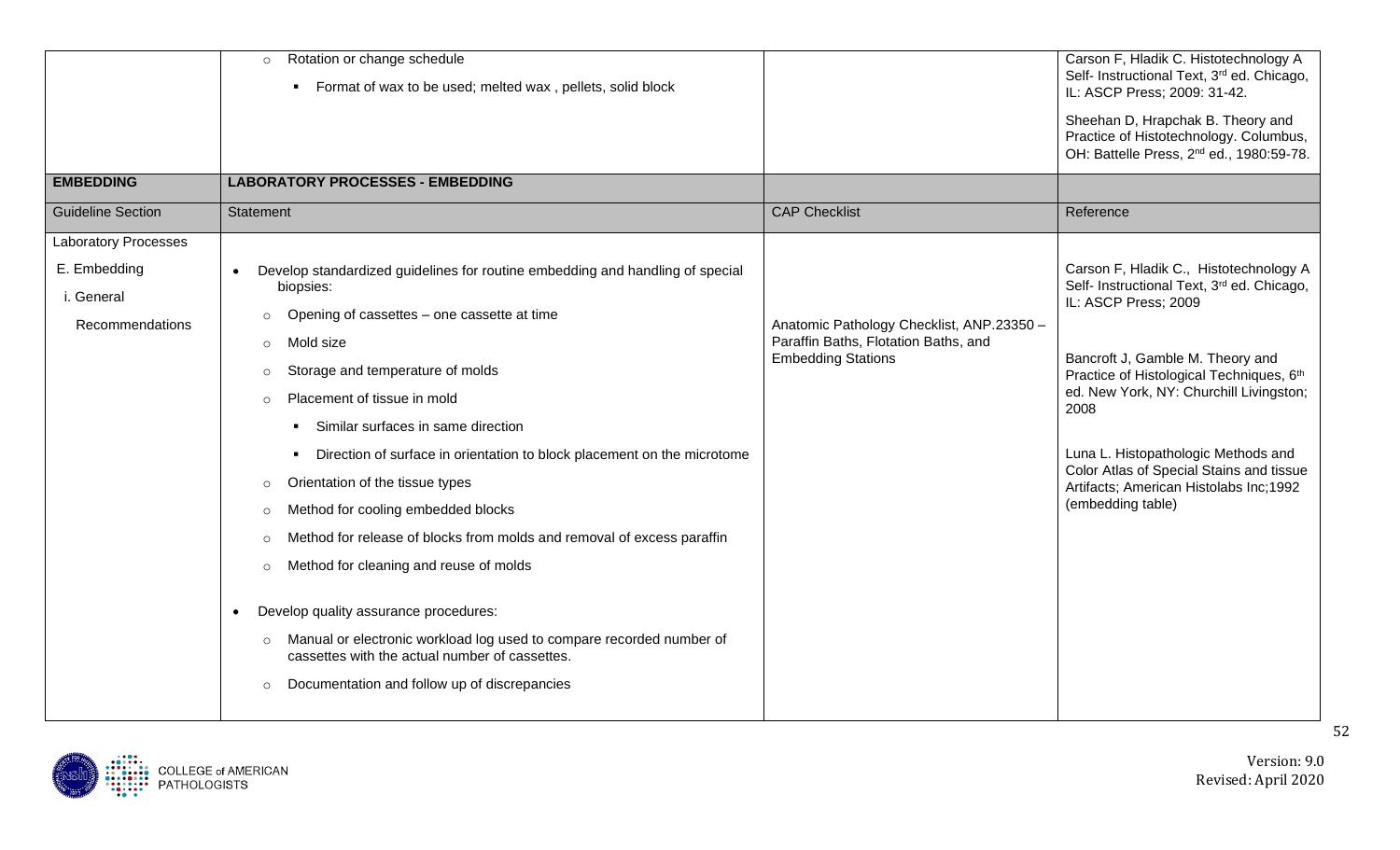| | | | |
|---|---|---|---|
| | ○ Rotation or change schedule<br>▪ Format of wax to be used; melted wax , pellets, solid block | | Carson F, Hladik C. Histotechnology A Self- Instructional Text, 3rd ed. Chicago, IL: ASCP Press; 2009: 31-42.<br><br>Sheehan D, Hrapchak B. Theory and Practice of Histotechnology. Columbus, OH: Battelle Press, 2nd ed., 1980:59-78. |
| **EMBEDDING** | **LABORATORY PROCESSES - EMBEDDING** | | |
| Guideline Section | Statement | CAP Checklist | Reference |
| Laboratory Processes<br><br>E. Embedding<br><br>i. General Recommendations | • Develop standardized guidelines for routine embedding and handling of special biopsies:<br>○ Opening of cassettes – one cassette at time<br>○ Mold size<br>○ Storage and temperature of molds<br>○ Placement of tissue in mold<br>▪ Similar surfaces in same direction<br>▪ Direction of surface in orientation to block placement on the microtome<br>○ Orientation of the tissue types<br>○ Method for cooling embedded blocks<br>○ Method for release of blocks from molds and removal of excess paraffin<br>○ Method for cleaning and reuse of molds<br><br>• Develop quality assurance procedures:<br>○ Manual or electronic workload log used to compare recorded number of cassettes with the actual number of cassettes.<br>○ Documentation and follow up of discrepancies | Anatomic Pathology Checklist, ANP.23350 – Paraffin Baths, Flotation Baths, and Embedding Stations | Carson F, Hladik C., Histotechnology A Self- Instructional Text, 3rd ed. Chicago, IL: ASCP Press; 2009<br><br>Bancroft J, Gamble M. Theory and Practice of Histological Techniques, 6th ed. New York, NY: Churchill Livingston; 2008<br><br>Luna L. Histopathologic Methods and Color Atlas of Special Stains and tissue Artifacts; American Histolabs Inc;1992 (embedding table) |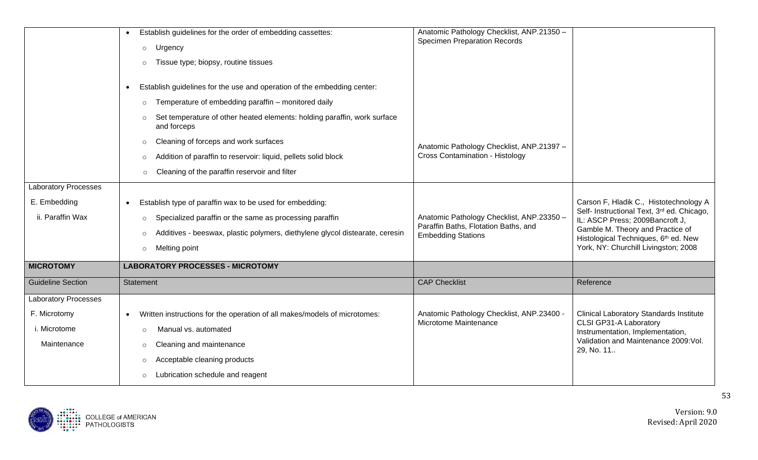| | | | |
|---|---|---|---|
| | • Establish guidelines for the order of embedding cassettes:<br>○ Urgency<br>○ Tissue type; biopsy, routine tissues<br><br>• Establish guidelines for the use and operation of the embedding center:<br>○ Temperature of embedding paraffin – monitored daily<br>○ Set temperature of other heated elements: holding paraffin, work surface and forceps<br>○ Cleaning of forceps and work surfaces<br>○ Addition of paraffin to reservoir: liquid, pellets solid block<br>○ Cleaning of the paraffin reservoir and filter | Anatomic Pathology Checklist, ANP.21350 – Specimen Preparation Records<br><br>Anatomic Pathology Checklist, ANP.21397 – Cross Contamination - Histology | |
| Laboratory Processes<br>E. Embedding<br>ii. Paraffin Wax | • Establish type of paraffin wax to be used for embedding:<br>○ Specialized paraffin or the same as processing paraffin<br>○ Additives - beeswax, plastic polymers, diethylene glycol distearate, ceresin<br>○ Melting point | Anatomic Pathology Checklist, ANP.23350 – Paraffin Baths, Flotation Baths, and Embedding Stations | Carson F, Hladik C., Histotechnology A Self- Instructional Text, 3rd ed. Chicago, IL: ASCP Press; 2009Bancroft J, Gamble M. Theory and Practice of Histological Techniques, 6th ed. New York, NY: Churchill Livingston; 2008 |
| **MICROTOMY** | **LABORATORY PROCESSES - MICROTOMY** | | |
| Guideline Section | Statement | CAP Checklist | Reference |
| Laboratory Processes<br>F. Microtomy<br>i. Microtome Maintenance | • Written instructions for the operation of all makes/models of microtomes:<br>○ Manual vs. automated<br>○ Cleaning and maintenance<br>○ Acceptable cleaning products<br>○ Lubrication schedule and reagent | Anatomic Pathology Checklist, ANP.23400 - Microtome Maintenance | Clinical Laboratory Standards Institute CLSI GP31-A Laboratory Instrumentation, Implementation, Validation and Maintenance 2009:Vol. 29, No. 11.. |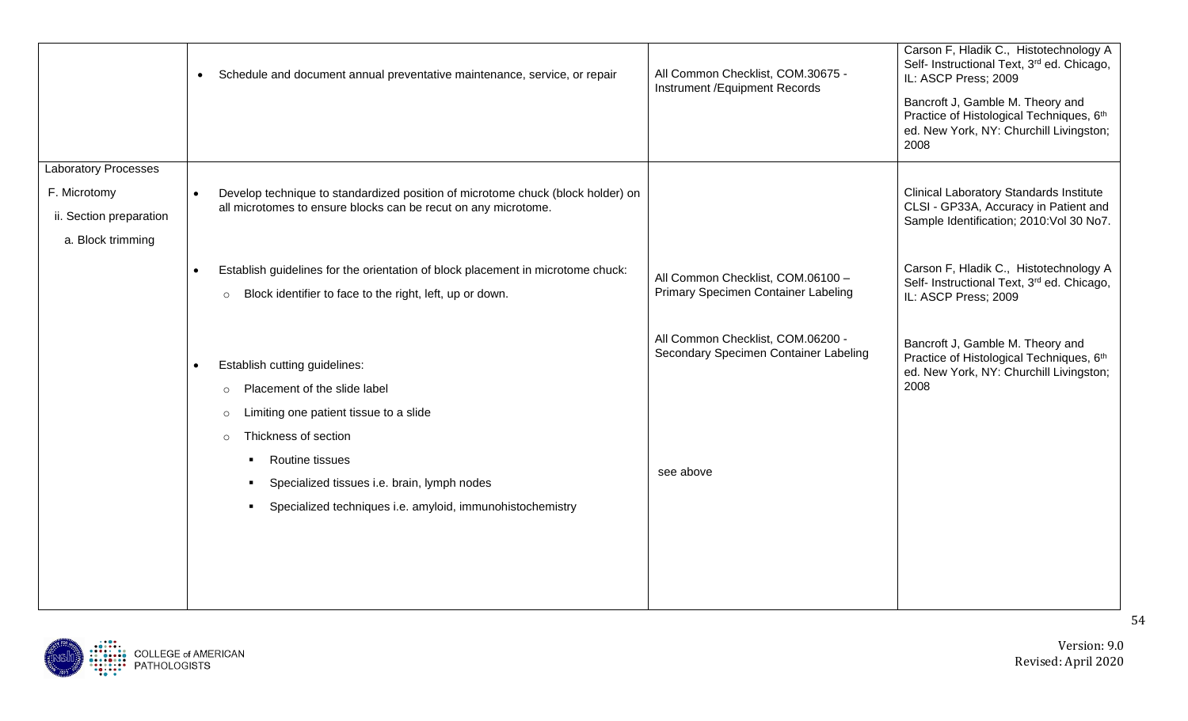| | | | |
|---|---|---|---|
| | • Schedule and document annual preventative maintenance, service, or repair | All Common Checklist, COM.30675 - Instrument /Equipment Records | Carson F, Hladik C., Histotechnology A Self- Instructional Text, 3rd ed. Chicago, IL: ASCP Press; 2009<br><br>Bancroft J, Gamble M. Theory and Practice of Histological Techniques, 6th ed. New York, NY: Churchill Livingston; 2008 |
| Laboratory Processes<br><br>F. Microtomy<br><br>ii. Section preparation<br><br>a. Block trimming | • Develop technique to standardized position of microtome chuck (block holder) on all microtomes to ensure blocks can be recut on any microtome.<br><br>• Establish guidelines for the orientation of block placement in microtome chuck:<br>  ○ Block identifier to face to the right, left, up or down.<br><br>• Establish cutting guidelines:<br>  ○ Placement of the slide label<br>  ○ Limiting one patient tissue to a slide<br>  ○ Thickness of section<br>    ▪ Routine tissues<br>    ▪ Specialized tissues i.e. brain, lymph nodes<br>    ▪ Specialized techniques i.e. amyloid, immunohistochemistry | All Common Checklist, COM.06100 – Primary Specimen Container Labeling<br><br>All Common Checklist, COM.06200 - Secondary Specimen Container Labeling<br><br>see above | Clinical Laboratory Standards Institute CLSI - GP33A, Accuracy in Patient and Sample Identification; 2010:Vol 30 No7.<br><br>Carson F, Hladik C., Histotechnology A Self- Instructional Text, 3rd ed. Chicago, IL: ASCP Press; 2009<br><br>Bancroft J, Gamble M. Theory and Practice of Histological Techniques, 6th ed. New York, NY: Churchill Livingston; 2008 |

Version: 9.0
Revised: April 2020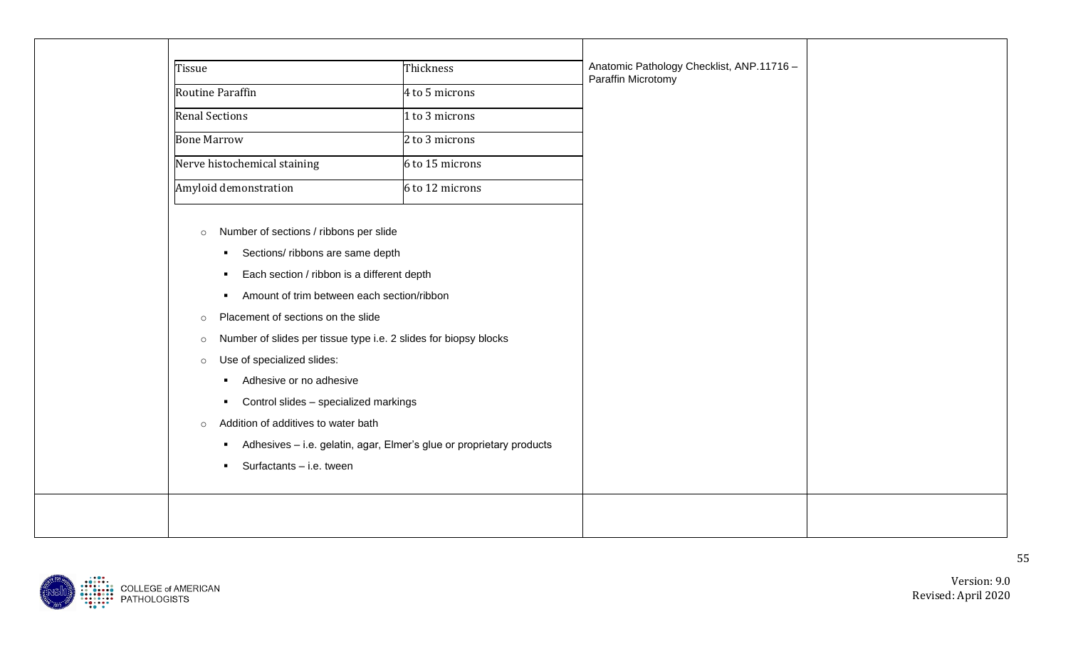| Tissue | Thickness |
| --- | --- |
| Routine Paraffin | 4 to 5 microns |
| Renal Sections | 1 to 3 microns |
| Bone Marrow | 2 to 3 microns |
| Nerve histochemical staining | 6 to 15 microns |
| Amyloid demonstration | 6 to 12 microns |

- Number of sections / ribbons per slide
  - Sections/ ribbons are same depth
  - Each section / ribbon is a different depth
  - Amount of trim between each section/ribbon
- Placement of sections on the slide
- Number of slides per tissue type i.e. 2 slides for biopsy blocks
- Use of specialized slides:
  - Adhesive or no adhesive
  - Control slides – specialized markings
- Addition of additives to water bath
  - Adhesives – i.e. gelatin, agar, Elmer's glue or proprietary products
  - Surfactants – i.e. tween

Anatomic Pathology Checklist, ANP.11716 – Paraffin Microtomy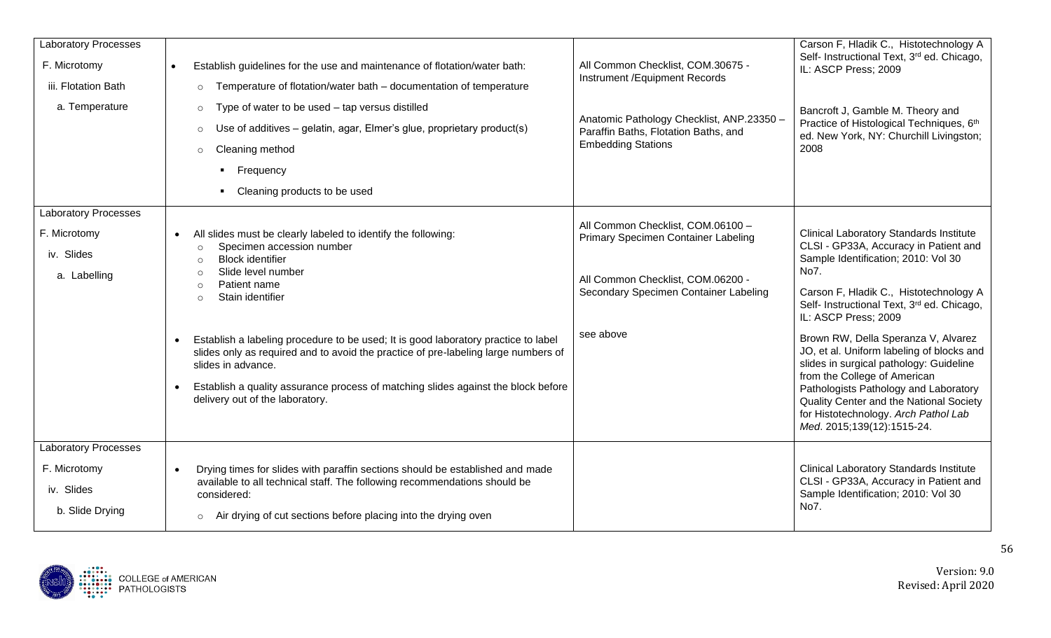| | | | |
|---|---|---|---|
| Laboratory Processes<br>F. Microtomy<br>iii. Flotation Bath<br>a. Temperature | • Establish guidelines for the use and maintenance of flotation/water bath:<br>○ Temperature of flotation/water bath – documentation of temperature<br>○ Type of water to be used – tap versus distilled<br>○ Use of additives – gelatin, agar, Elmer's glue, proprietary product(s)<br>○ Cleaning method<br>▪ Frequency<br>▪ Cleaning products to be used | All Common Checklist, COM.30675 - Instrument /Equipment Records<br><br>Anatomic Pathology Checklist, ANP.23350 – Paraffin Baths, Flotation Baths, and Embedding Stations | Carson F, Hladik C., Histotechnology A Self- Instructional Text, 3rd ed. Chicago, IL: ASCP Press; 2009<br><br>Bancroft J, Gamble M. Theory and Practice of Histological Techniques, 6th ed. New York, NY: Churchill Livingston; 2008 |
| Laboratory Processes<br>F. Microtomy<br>iv. Slides<br>a. Labelling | • All slides must be clearly labeled to identify the following:<br>○ Specimen accession number<br>○ Block identifier<br>○ Slide level number<br>○ Patient name<br>○ Stain identifier<br><br>• Establish a labeling procedure to be used; It is good laboratory practice to label slides only as required and to avoid the practice of pre-labeling large numbers of slides in advance.<br>• Establish a quality assurance process of matching slides against the block before delivery out of the laboratory. | All Common Checklist, COM.06100 – Primary Specimen Container Labeling<br><br>All Common Checklist, COM.06200 - Secondary Specimen Container Labeling<br><br>see above | Clinical Laboratory Standards Institute CLSI - GP33A, Accuracy in Patient and Sample Identification; 2010: Vol 30 No7.<br><br>Carson F, Hladik C., Histotechnology A Self- Instructional Text, 3rd ed. Chicago, IL: ASCP Press; 2009<br><br>Brown RW, Della Speranza V, Alvarez JO, et al. Uniform labeling of blocks and slides in surgical pathology: Guideline from the College of American Pathologists Pathology and Laboratory Quality Center and the National Society for Histotechnology. *Arch Pathol Lab Med*. 2015;139(12):1515-24. |
| Laboratory Processes<br>F. Microtomy<br>iv. Slides<br>b. Slide Drying | • Drying times for slides with paraffin sections should be established and made available to all technical staff. The following recommendations should be considered:<br>○ Air drying of cut sections before placing into the drying oven | | Clinical Laboratory Standards Institute CLSI - GP33A, Accuracy in Patient and Sample Identification; 2010: Vol 30 No7. |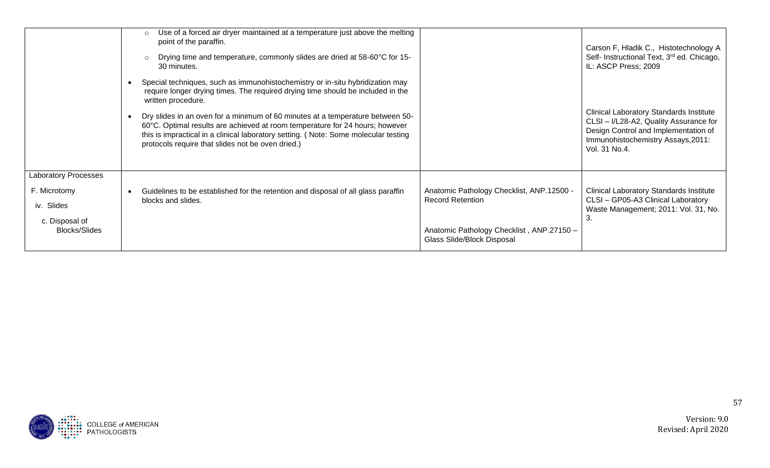| | | | |
|---|---|---|---|
| | ○ Use of a forced air dryer maintained at a temperature just above the melting point of the paraffin.<br>○ Drying time and temperature, commonly slides are dried at 58-60°C for 15-30 minutes.<br>• Special techniques, such as immunohistochemistry or in-situ hybridization may require longer drying times. The required drying time should be included in the written procedure.<br>• Dry slides in an oven for a minimum of 60 minutes at a temperature between 50-60°C. Optimal results are achieved at room temperature for 24 hours; however this is impractical in a clinical laboratory setting. ( Note: Some molecular testing protocols require that slides not be oven dried.) | | Carson F, Hladik C., Histotechnology A Self- Instructional Text, 3rd ed. Chicago, IL: ASCP Press; 2009<br><br>Clinical Laboratory Standards Institute CLSI – I/L28-A2, Quality Assurance for Design Control and Implementation of Immunohistochemistry Assays,2011: Vol. 31 No.4. |
| Laboratory Processes<br>F. Microtomy<br>iv. Slides<br>c. Disposal of Blocks/Slides | • Guidelines to be established for the retention and disposal of all glass paraffin blocks and slides. | Anatomic Pathology Checklist, ANP.12500 - Record Retention<br><br>Anatomic Pathology Checklist , ANP.27150 – Glass Slide/Block Disposal | Clinical Laboratory Standards Institute CLSI – GP05-A3 Clinical Laboratory Waste Management; 2011: Vol. 31, No. 3. |

Version: 9.0
Revised: April 2020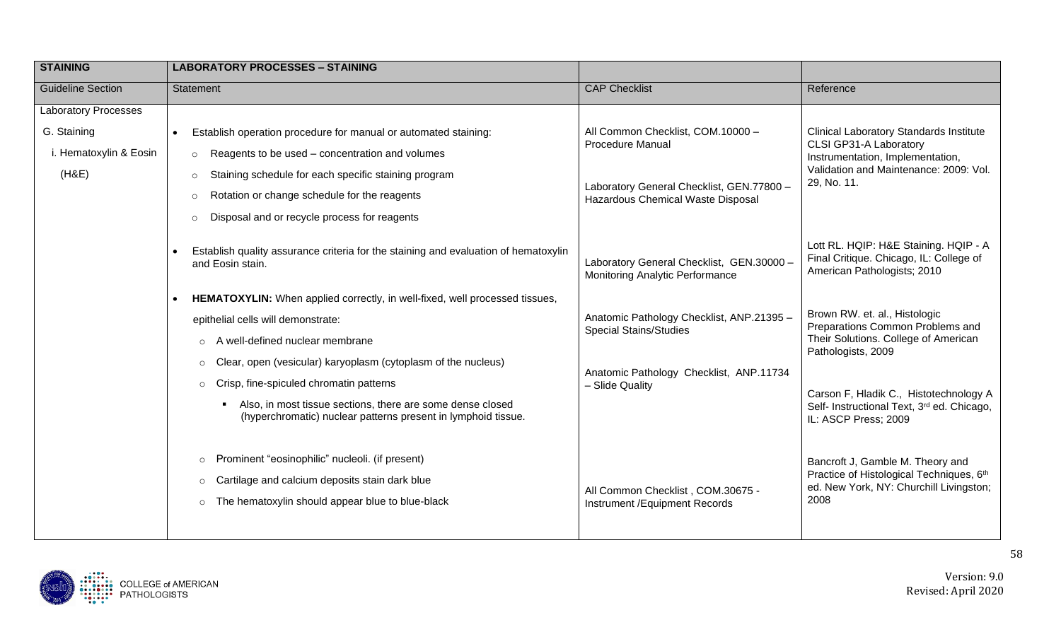| STAINING | LABORATORY PROCESSES – STAINING | | |
|---|---|---|---|
| Guideline Section | Statement | CAP Checklist | Reference |
| Laboratory Processes<br><br>G. Staining<br><br>i. Hematoxylin & Eosin (H&E) | • Establish operation procedure for manual or automated staining:<br>○ Reagents to be used – concentration and volumes<br>○ Staining schedule for each specific staining program<br>○ Rotation or change schedule for the reagents<br>○ Disposal and or recycle process for reagents<br><br>• Establish quality assurance criteria for the staining and evaluation of hematoxylin and Eosin stain.<br><br>• **HEMATOXYLIN:** When applied correctly, in well-fixed, well processed tissues, epithelial cells will demonstrate:<br>○ A well-defined nuclear membrane<br>○ Clear, open (vesicular) karyoplasm (cytoplasm of the nucleus)<br>○ Crisp, fine-spiculed chromatin patterns<br>▪ Also, in most tissue sections, there are some dense closed (hyperchromatic) nuclear patterns present in lymphoid tissue.<br><br>○ Prominent "eosinophilic" nucleoli. (if present)<br>○ Cartilage and calcium deposits stain dark blue<br>○ The hematoxylin should appear blue to blue-black | All Common Checklist, COM.10000 – Procedure Manual<br><br>Laboratory General Checklist, GEN.77800 – Hazardous Chemical Waste Disposal<br><br>Laboratory General Checklist, GEN.30000 – Monitoring Analytic Performance<br><br>Anatomic Pathology Checklist, ANP.21395 – Special Stains/Studies<br><br>Anatomic Pathology Checklist, ANP.11734 – Slide Quality<br><br>All Common Checklist, COM.30675 - Instrument /Equipment Records | Clinical Laboratory Standards Institute CLSI GP31-A Laboratory Instrumentation, Implementation, Validation and Maintenance: 2009: Vol. 29, No. 11.<br><br>Lott RL. HQIP: H&E Staining. HQIP - A Final Critique. Chicago, IL: College of American Pathologists; 2010<br><br>Brown RW. et. al., Histologic Preparations Common Problems and Their Solutions. College of American Pathologists, 2009<br><br>Carson F, Hladik C., Histotechnology A Self- Instructional Text, 3rd ed. Chicago, IL: ASCP Press; 2009<br><br>Bancroft J, Gamble M. Theory and Practice of Histological Techniques, 6th ed. New York, NY: Churchill Livingston; 2008 |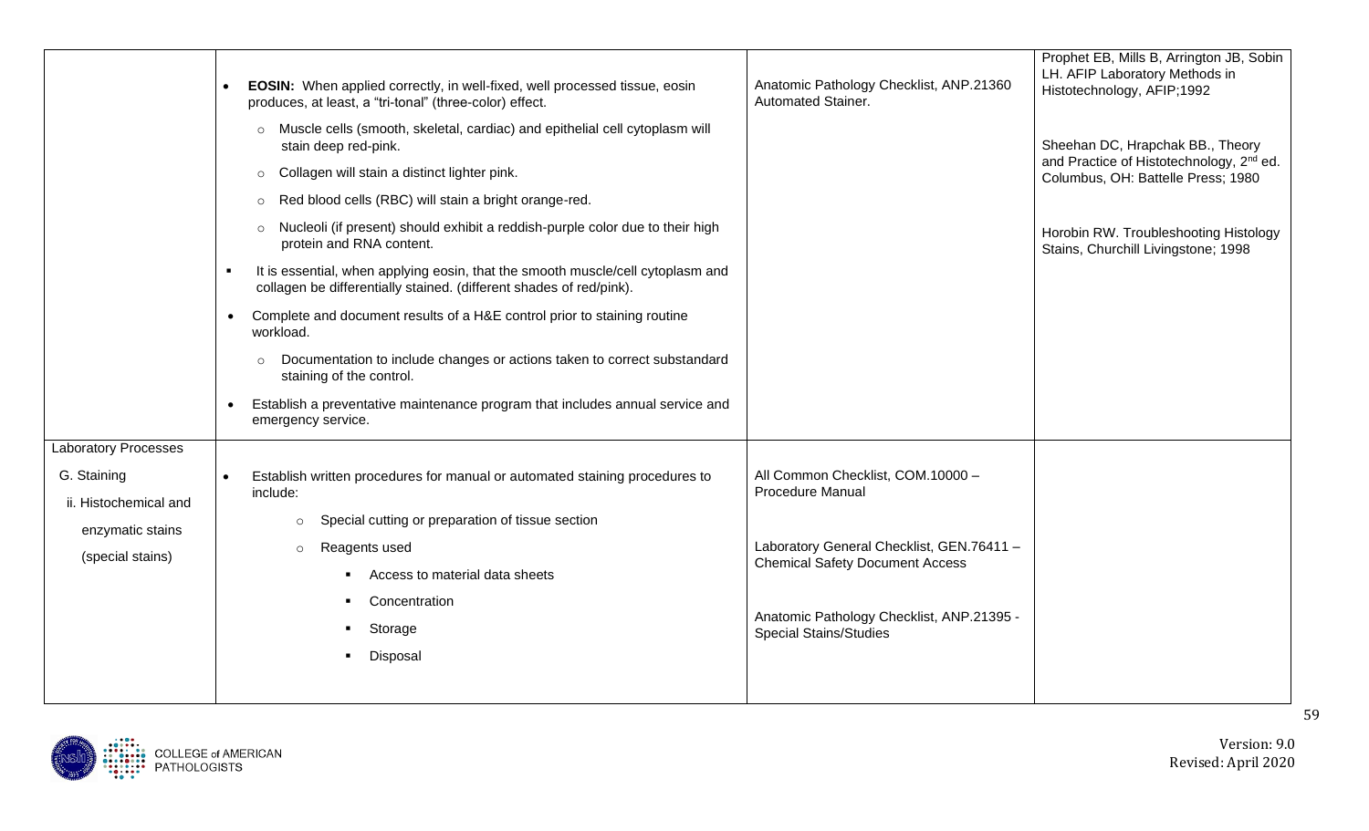| | | | |
|---|---|---|---|
| | • **EOSIN:** When applied correctly, in well-fixed, well processed tissue, eosin produces, at least, a "tri-tonal" (three-color) effect.<br>○ Muscle cells (smooth, skeletal, cardiac) and epithelial cell cytoplasm will stain deep red-pink.<br>○ Collagen will stain a distinct lighter pink.<br>○ Red blood cells (RBC) will stain a bright orange-red.<br>○ Nucleoli (if present) should exhibit a reddish-purple color due to their high protein and RNA content.<br>▪ It is essential, when applying eosin, that the smooth muscle/cell cytoplasm and collagen be differentially stained. (different shades of red/pink).<br>• Complete and document results of a H&E control prior to staining routine workload.<br>○ Documentation to include changes or actions taken to correct substandard staining of the control.<br>• Establish a preventative maintenance program that includes annual service and emergency service. | Anatomic Pathology Checklist, ANP.21360 Automated Stainer. | Prophet EB, Mills B, Arrington JB, Sobin LH. AFIP Laboratory Methods in Histotechnology, AFIP;1992<br><br>Sheehan DC, Hrapchak BB., Theory and Practice of Histotechnology, 2nd ed. Columbus, OH: Battelle Press; 1980<br><br>Horobin RW. Troubleshooting Histology Stains, Churchill Livingstone; 1998 |
| Laboratory Processes<br>G. Staining<br>ii. Histochemical and enzymatic stains (special stains) | • Establish written procedures for manual or automated staining procedures to include:<br>○ Special cutting or preparation of tissue section<br>○ Reagents used<br>▪ Access to material data sheets<br>▪ Concentration<br>▪ Storage<br>▪ Disposal | All Common Checklist, COM.10000 – Procedure Manual<br><br>Laboratory General Checklist, GEN.76411 – Chemical Safety Document Access<br><br>Anatomic Pathology Checklist, ANP.21395 - Special Stains/Studies | |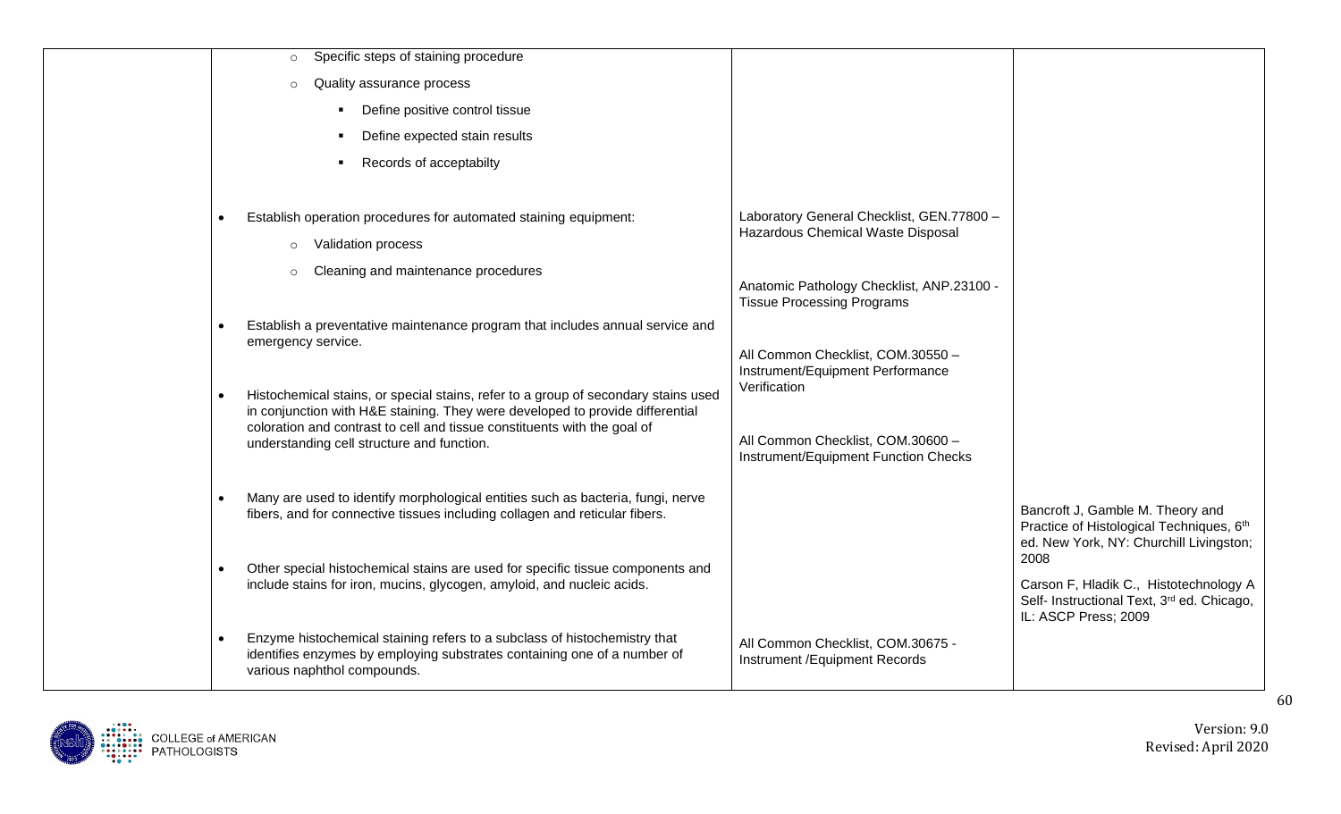| | | | |
|---|---|---|---|
| | <ul><li>Specific steps of staining procedure</li><li>Quality assurance process<ul><li>Define positive control tissue</li><li>Define expected stain results</li><li>Records of acceptabilty</li></ul></li></ul><br>• Establish operation procedures for automated staining equipment:<ul><li>Validation process</li><li>Cleaning and maintenance procedures</li></ul>• Establish a preventative maintenance program that includes annual service and emergency service.<br><br>• Histochemical stains, or special stains, refer to a group of secondary stains used in conjunction with H&E staining. They were developed to provide differential coloration and contrast to cell and tissue constituents with the goal of understanding cell structure and function.<br><br>• Many are used to identify morphological entities such as bacteria, fungi, nerve fibers, and for connective tissues including collagen and reticular fibers.<br><br>• Other special histochemical stains are used for specific tissue components and include stains for iron, mucins, glycogen, amyloid, and nucleic acids.<br><br>• Enzyme histochemical staining refers to a subclass of histochemistry that identifies enzymes by employing substrates containing one of a number of various naphthol compounds. | Laboratory General Checklist, GEN.77800 – Hazardous Chemical Waste Disposal<br><br>Anatomic Pathology Checklist, ANP.23100 - Tissue Processing Programs<br><br>All Common Checklist, COM.30550 – Instrument/Equipment Performance Verification<br><br>All Common Checklist, COM.30600 – Instrument/Equipment Function Checks<br><br>All Common Checklist, COM.30675 - Instrument /Equipment Records | Bancroft J, Gamble M. Theory and Practice of Histological Techniques, 6th ed. New York, NY: Churchill Livingston; 2008<br><br>Carson F, Hladik C., Histotechnology A Self- Instructional Text, 3rd ed. Chicago, IL: ASCP Press; 2009 |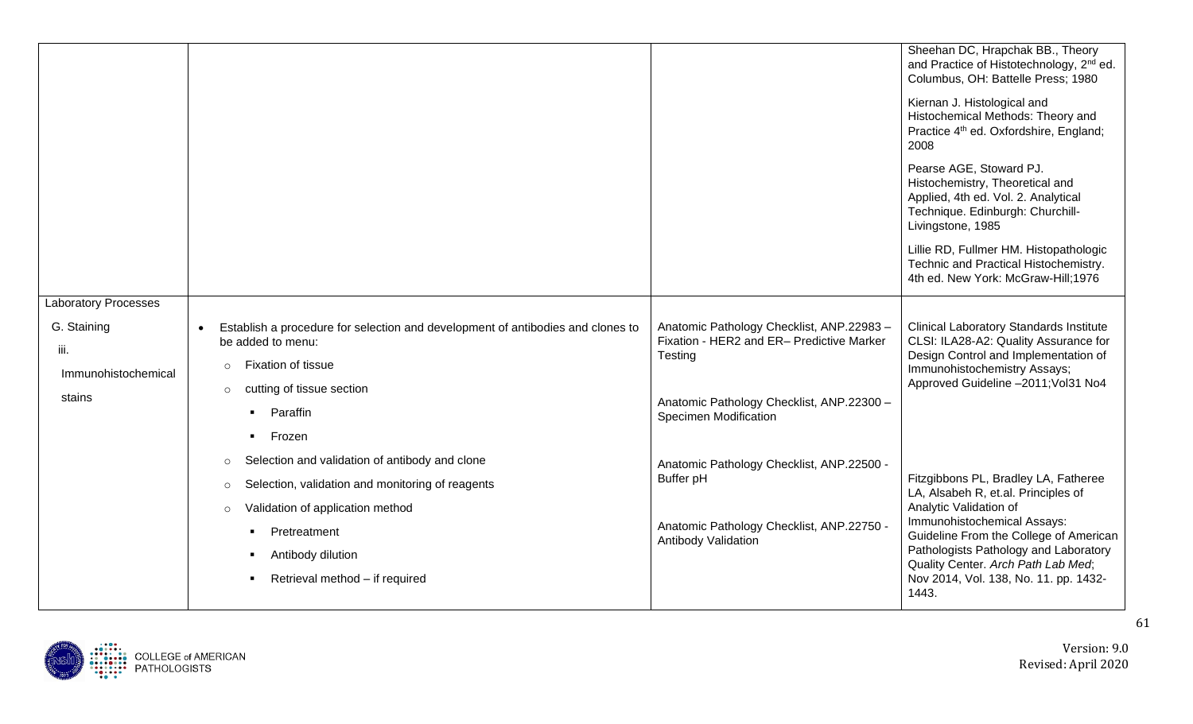| | | | |
|---|---|---|---|
| | | | Sheehan DC, Hrapchak BB., Theory and Practice of Histotechnology, 2[nd] ed. Columbus, OH: Battelle Press; 1980<br><br>Kiernan J. Histological and Histochemical Methods: Theory and Practice 4[th] ed. Oxfordshire, England; 2008<br><br>Pearse AGE, Stoward PJ. Histochemistry, Theoretical and Applied, 4th ed. Vol. 2. Analytical Technique. Edinburgh: Churchill-Livingstone, 1985<br><br>Lillie RD, Fullmer HM. Histopathologic Technic and Practical Histochemistry. 4th ed. New York: McGraw-Hill;1976 |
| Laboratory Processes<br><br>G. Staining<br><br>iii.<br><br>Immunohistochemical stains | • Establish a procedure for selection and development of antibodies and clones to be added to menu:<br>  ○ Fixation of tissue<br>  ○ cutting of tissue section<br>    ▪ Paraffin<br>    ▪ Frozen<br>  ○ Selection and validation of antibody and clone<br>  ○ Selection, validation and monitoring of reagents<br>  ○ Validation of application method<br>    ▪ Pretreatment<br>    ▪ Antibody dilution<br>    ▪ Retrieval method – if required | Anatomic Pathology Checklist, ANP.22983 – Fixation - HER2 and ER– Predictive Marker Testing<br><br>Anatomic Pathology Checklist, ANP.22300 – Specimen Modification<br><br>Anatomic Pathology Checklist, ANP.22500 - Buffer pH<br><br>Anatomic Pathology Checklist, ANP.22750 - Antibody Validation | Clinical Laboratory Standards Institute CLSI: ILA28-A2: Quality Assurance for Design Control and Implementation of Immunohistochemistry Assays; Approved Guideline –2011;Vol31 No4<br><br>Fitzgibbons PL, Bradley LA, Fatheree LA, Alsabeh R, et.al. Principles of Analytic Validation of Immunohistochemical Assays: Guideline From the College of American Pathologists Pathology and Laboratory Quality Center. *Arch Path Lab Med*; Nov 2014, Vol. 138, No. 11. pp. 1432-1443. |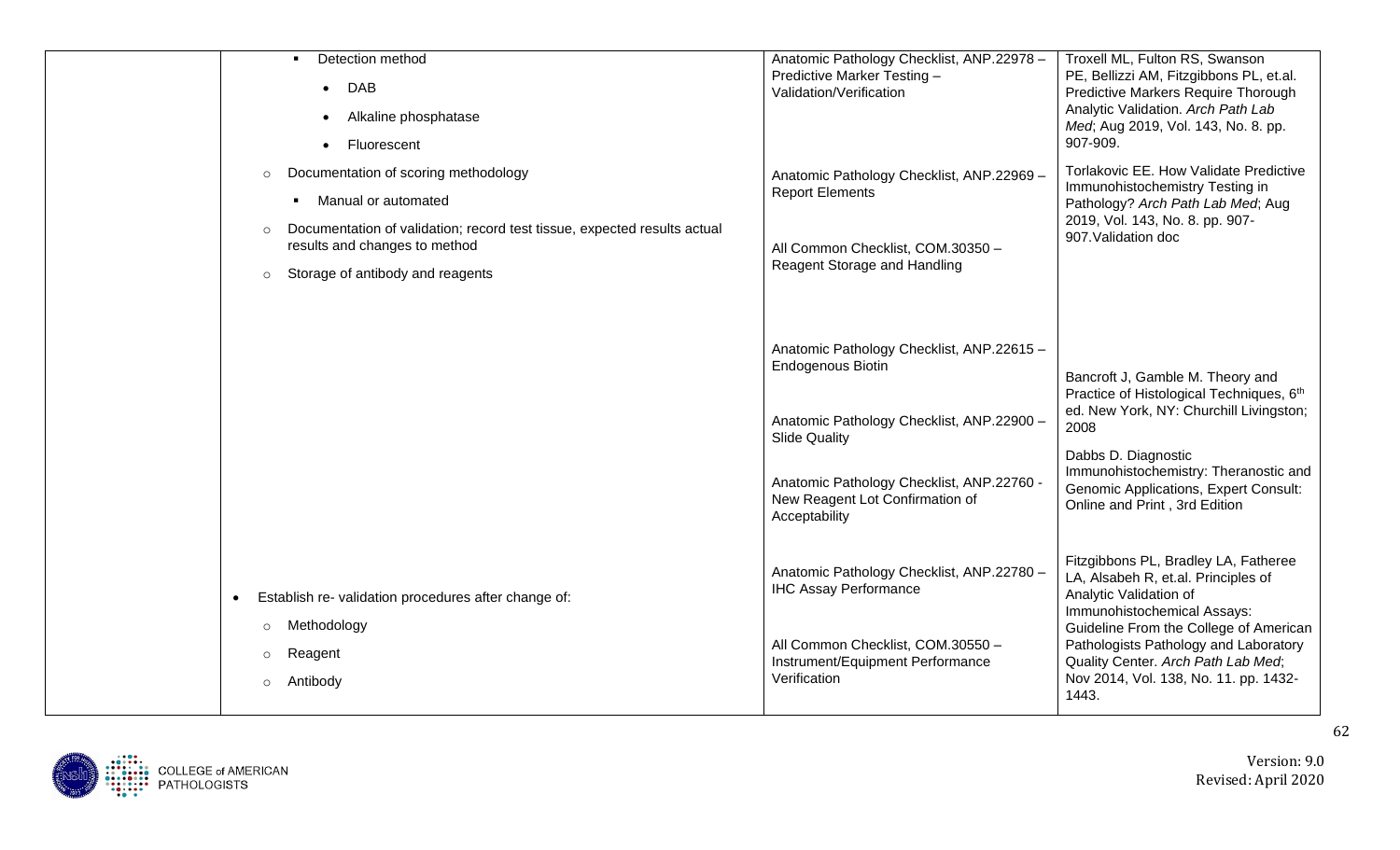| | | | |
|---|---|---|---|
| | ▪ Detection method<br>• DAB<br>• Alkaline phosphatase<br>• Fluorescent<br>○ Documentation of scoring methodology<br>▪ Manual or automated<br>○ Documentation of validation; record test tissue, expected results actual results and changes to method<br>○ Storage of antibody and reagents<br><br><br><br><br><br><br><br><br><br><br>• Establish re- validation procedures after change of:<br>○ Methodology<br>○ Reagent<br>○ Antibody | Anatomic Pathology Checklist, ANP.22978 – Predictive Marker Testing – Validation/Verification<br><br>Anatomic Pathology Checklist, ANP.22969 – Report Elements<br><br>All Common Checklist, COM.30350 – Reagent Storage and Handling<br><br>Anatomic Pathology Checklist, ANP.22615 – Endogenous Biotin<br><br>Anatomic Pathology Checklist, ANP.22900 – Slide Quality<br><br>Anatomic Pathology Checklist, ANP.22760 - New Reagent Lot Confirmation of Acceptability<br><br>Anatomic Pathology Checklist, ANP.22780 – IHC Assay Performance<br><br>All Common Checklist, COM.30550 – Instrument/Equipment Performance Verification | Troxell ML, Fulton RS, Swanson PE, Bellizzi AM, Fitzgibbons PL, et.al. Predictive Markers Require Thorough Analytic Validation. *Arch Path Lab Med*; Aug 2019, Vol. 143, No. 8. pp. 907-909.<br><br>Torlakovic EE. How Validate Predictive Immunohistochemistry Testing in Pathology? *Arch Path Lab Med*; Aug 2019, Vol. 143, No. 8. pp. 907-907.Validation doc<br><br>Bancroft J, Gamble M. Theory and Practice of Histological Techniques, 6th ed. New York, NY: Churchill Livingston; 2008<br><br>Dabbs D. Diagnostic Immunohistochemistry: Theranostic and Genomic Applications, Expert Consult: Online and Print , 3rd Edition<br><br>Fitzgibbons PL, Bradley LA, Fatheree LA, Alsabeh R, et.al. Principles of Analytic Validation of Immunohistochemical Assays: Guideline From the College of American Pathologists Pathology and Laboratory Quality Center. *Arch Path Lab Med*; Nov 2014, Vol. 138, No. 11. pp. 1432-1443. |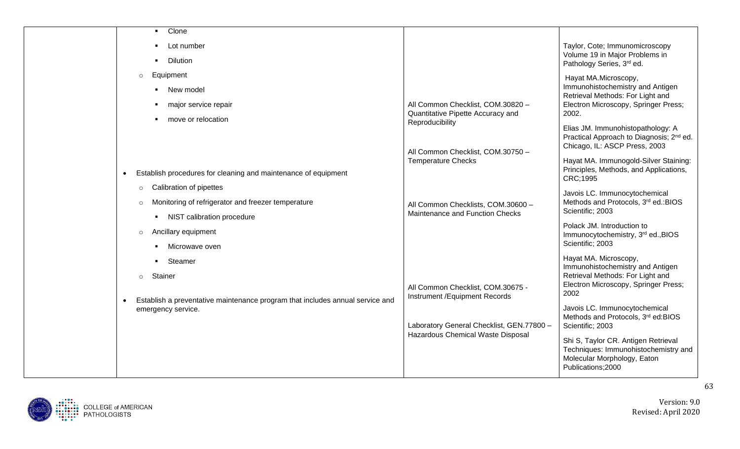| | | | |
|---|---|---|---|
| | ▪ Clone<br>▪ Lot number<br>▪ Dilution<br>○ Equipment<br>▪ New model<br>▪ major service repair<br>▪ move or relocation<br><br>• Establish procedures for cleaning and maintenance of equipment<br>○ Calibration of pipettes<br>○ Monitoring of refrigerator and freezer temperature<br>▪ NIST calibration procedure<br>○ Ancillary equipment<br>▪ Microwave oven<br>▪ Steamer<br>○ Stainer<br><br>• Establish a preventative maintenance program that includes annual service and emergency service. | All Common Checklist, COM.30820 – Quantitative Pipette Accuracy and Reproducibility<br><br>All Common Checklist, COM.30750 – Temperature Checks<br><br>All Common Checklists, COM.30600 – Maintenance and Function Checks<br><br>All Common Checklist, COM.30675 - Instrument /Equipment Records<br><br>Laboratory General Checklist, GEN.77800 – Hazardous Chemical Waste Disposal | Taylor, Cote; Immunomicroscopy Volume 19 in Major Problems in Pathology Series, 3rd ed.<br><br>Hayat MA.Microscopy, Immunohistochemistry and Antigen Retrieval Methods: For Light and Electron Microscopy, Springer Press; 2002.<br><br>Elias JM. Immunohistopathology: A Practical Approach to Diagnosis; 2nd ed. Chicago, IL: ASCP Press, 2003<br><br>Hayat MA. Immunogold-Silver Staining: Principles, Methods, and Applications, CRC;1995<br><br>Javois LC. Immunocytochemical Methods and Protocols, 3rd ed.:BIOS Scientific; 2003<br><br>Polack JM. Introduction to Immunocytochemistry, 3rd ed.,BIOS Scientific; 2003<br><br>Hayat MA. Microscopy, Immunohistochemistry and Antigen Retrieval Methods: For Light and Electron Microscopy, Springer Press; 2002<br><br>Javois LC. Immunocytochemical Methods and Protocols, 3rd ed:BIOS Scientific; 2003<br><br>Shi S, Taylor CR. Antigen Retrieval Techniques: Immunohistochemistry and Molecular Morphology, Eaton Publications;2000 |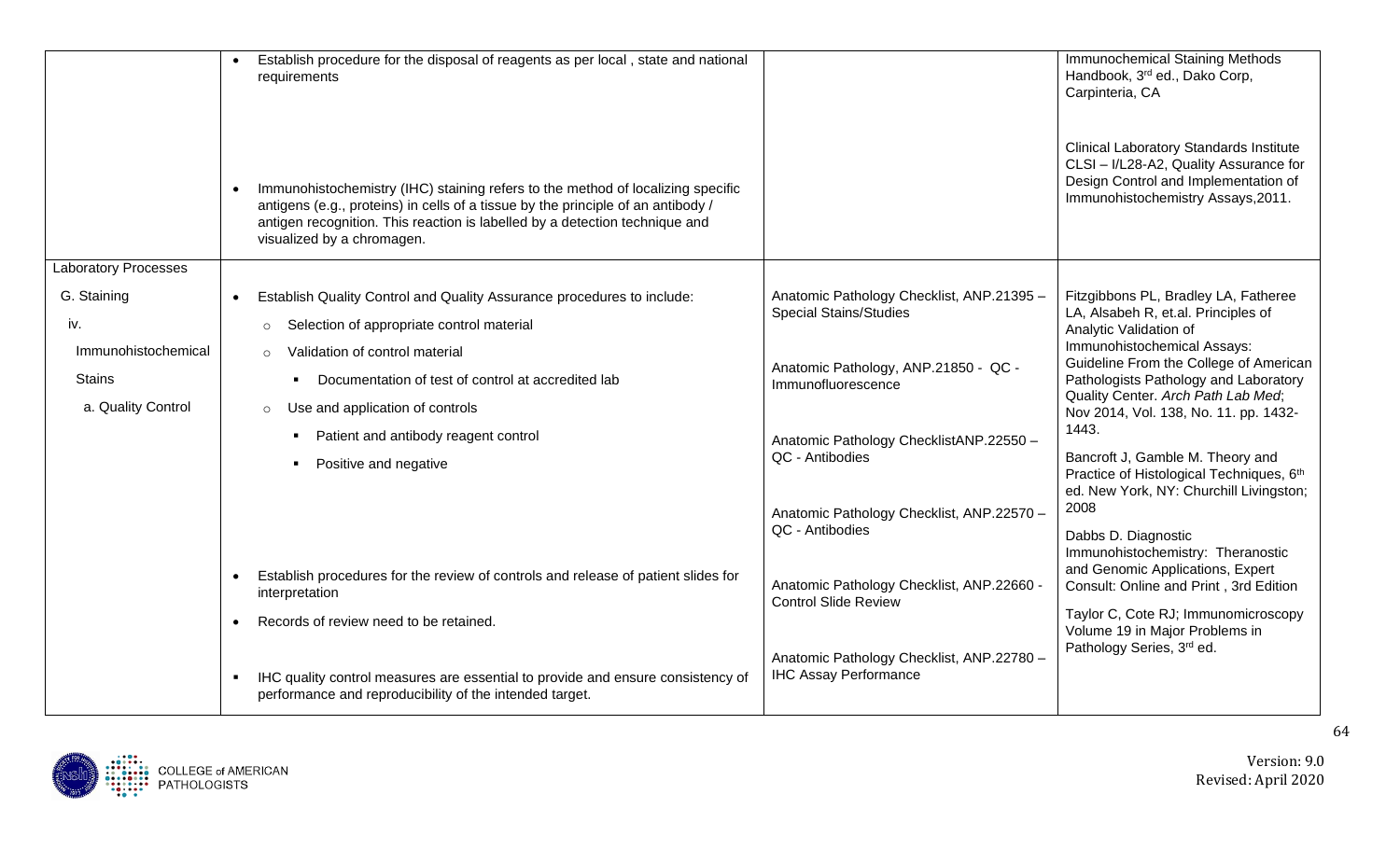| | | | |
|---|---|---|---|
| | • Establish procedure for the disposal of reagents as per local , state and national requirements<br><br>• Immunohistochemistry (IHC) staining refers to the method of localizing specific antigens (e.g., proteins) in cells of a tissue by the principle of an antibody / antigen recognition. This reaction is labelled by a detection technique and visualized by a chromagen. | | Immunochemical Staining Methods Handbook, 3rd ed., Dako Corp, Carpinteria, CA<br><br>Clinical Laboratory Standards Institute CLSI – I/L28-A2, Quality Assurance for Design Control and Implementation of Immunohistochemistry Assays,2011. |
| Laboratory Processes<br>G. Staining<br>iv.<br>Immunohistochemical Stains<br>a. Quality Control | • Establish Quality Control and Quality Assurance procedures to include:<br>◦ Selection of appropriate control material<br>◦ Validation of control material<br>▪ Documentation of test of control at accredited lab<br>◦ Use and application of controls<br>▪ Patient and antibody reagent control<br>▪ Positive and negative<br><br>• Establish procedures for the review of controls and release of patient slides for interpretation<br>• Records of review need to be retained.<br><br>▪ IHC quality control measures are essential to provide and ensure consistency of performance and reproducibility of the intended target. | Anatomic Pathology Checklist, ANP.21395 – Special Stains/Studies<br><br>Anatomic Pathology, ANP.21850 - QC - Immunofluorescence<br><br>Anatomic Pathology ChecklistANP.22550 – QC - Antibodies<br><br>Anatomic Pathology Checklist, ANP.22570 – QC - Antibodies<br><br>Anatomic Pathology Checklist, ANP.22660 - Control Slide Review<br><br>Anatomic Pathology Checklist, ANP.22780 – IHC Assay Performance | Fitzgibbons PL, Bradley LA, Fatheree LA, Alsabeh R, et.al. Principles of Analytic Validation of Immunohistochemical Assays: Guideline From the College of American Pathologists Pathology and Laboratory Quality Center. *Arch Path Lab Med*; Nov 2014, Vol. 138, No. 11. pp. 1432-1443.<br><br>Bancroft J, Gamble M. Theory and Practice of Histological Techniques, 6th ed. New York, NY: Churchill Livingston; 2008<br><br>Dabbs D. Diagnostic Immunohistochemistry: Theranostic and Genomic Applications, Expert Consult: Online and Print , 3rd Edition<br><br>Taylor C, Cote RJ; Immunomicroscopy Volume 19 in Major Problems in Pathology Series, 3rd ed. |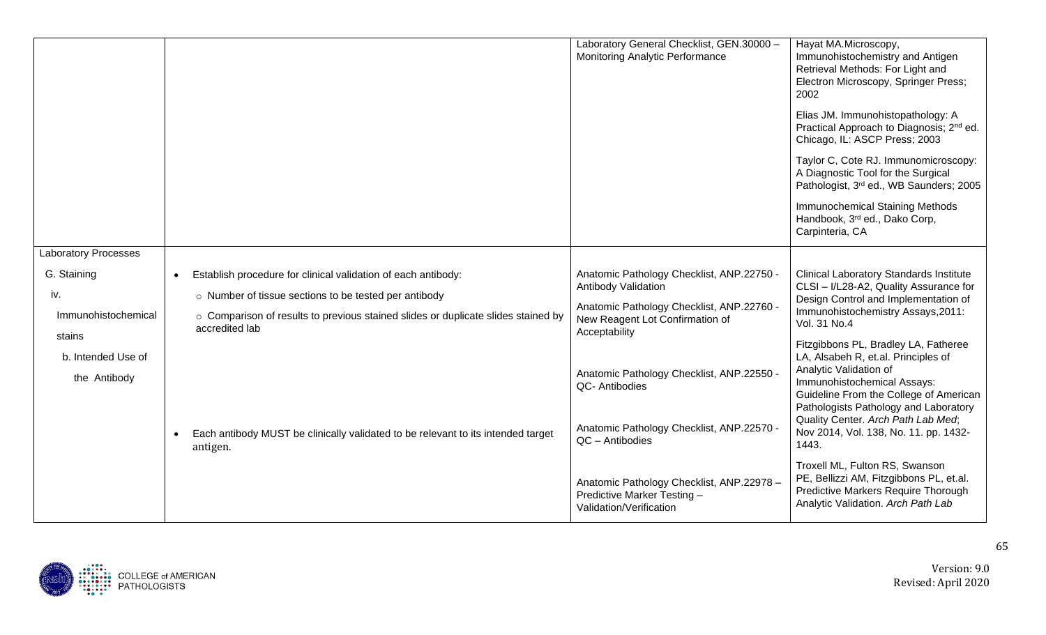| | | | |
|---|---|---|---|
| | | Laboratory General Checklist, GEN.30000 – Monitoring Analytic Performance | Hayat MA.Microscopy, Immunohistochemistry and Antigen Retrieval Methods: For Light and Electron Microscopy, Springer Press; 2002<br><br>Elias JM. Immunohistopathology: A Practical Approach to Diagnosis; 2nd ed. Chicago, IL: ASCP Press; 2003<br><br>Taylor C, Cote RJ. Immunomicroscopy: A Diagnostic Tool for the Surgical Pathologist, 3rd ed., WB Saunders; 2005<br><br>Immunochemical Staining Methods Handbook, 3rd ed., Dako Corp, Carpinteria, CA |
| Laboratory Processes<br><br>G. Staining<br><br>iv. Immunohistochemical stains<br><br>b. Intended Use of the Antibody | • Establish procedure for clinical validation of each antibody:<br>○ Number of tissue sections to be tested per antibody<br>○ Comparison of results to previous stained slides or duplicate slides stained by accredited lab<br><br>• Each antibody MUST be clinically validated to be relevant to its intended target antigen. | Anatomic Pathology Checklist, ANP.22750 - Antibody Validation<br><br>Anatomic Pathology Checklist, ANP.22760 - New Reagent Lot Confirmation of Acceptability<br><br>Anatomic Pathology Checklist, ANP.22550 - QC- Antibodies<br><br>Anatomic Pathology Checklist, ANP.22570 - QC – Antibodies<br><br>Anatomic Pathology Checklist, ANP.22978 – Predictive Marker Testing – Validation/Verification | Clinical Laboratory Standards Institute CLSI – I/L28-A2, Quality Assurance for Design Control and Implementation of Immunohistochemistry Assays,2011: Vol. 31 No.4<br><br>Fitzgibbons PL, Bradley LA, Fatheree LA, Alsabeh R, et.al. Principles of Analytic Validation of Immunohistochemical Assays: Guideline From the College of American Pathologists Pathology and Laboratory Quality Center. *Arch Path Lab Med*; Nov 2014, Vol. 138, No. 11. pp. 1432-1443.<br><br>Troxell ML, Fulton RS, Swanson PE, Bellizzi AM, Fitzgibbons PL, et.al. Predictive Markers Require Thorough Analytic Validation. *Arch Path Lab* |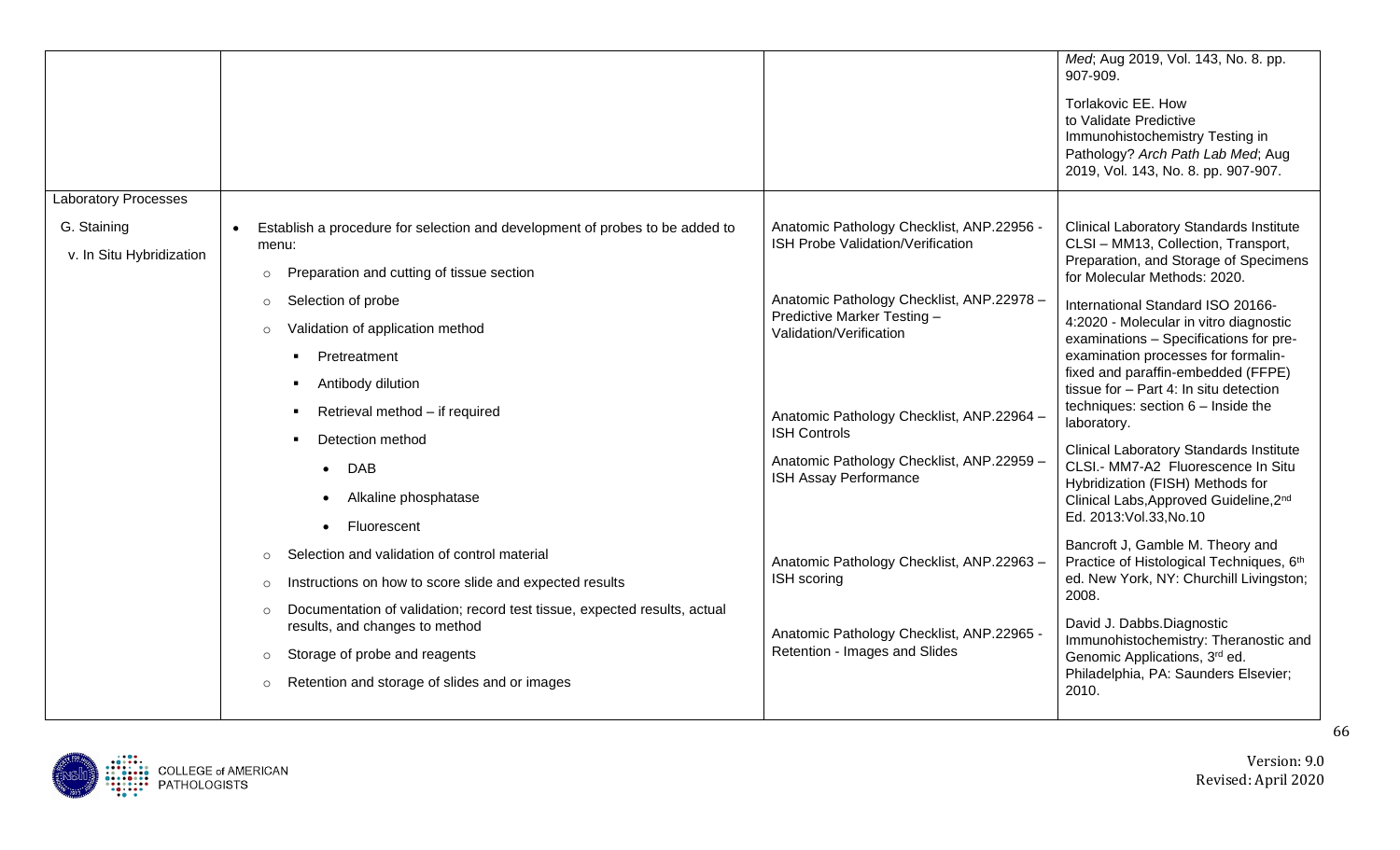| | | | |
|---|---|---|---|
| | | | *Med*; Aug 2019, Vol. 143, No. 8. pp. 907-909.<br><br>Torlakovic EE. How to Validate Predictive Immunohistochemistry Testing in Pathology? *Arch Path Lab Med*; Aug 2019, Vol. 143, No. 8. pp. 907-907. |
| Laboratory Processes<br><br>G. Staining<br><br>v. In Situ Hybridization | • Establish a procedure for selection and development of probes to be added to menu:<br>○ Preparation and cutting of tissue section<br>○ Selection of probe<br>○ Validation of application method<br>▪ Pretreatment<br>▪ Antibody dilution<br>▪ Retrieval method – if required<br>▪ Detection method<br>• DAB<br>• Alkaline phosphatase<br>• Fluorescent<br>○ Selection and validation of control material<br>○ Instructions on how to score slide and expected results<br>○ Documentation of validation; record test tissue, expected results, actual results, and changes to method<br>○ Storage of probe and reagents<br>○ Retention and storage of slides and or images | Anatomic Pathology Checklist, ANP.22956 - ISH Probe Validation/Verification<br><br>Anatomic Pathology Checklist, ANP.22978 – Predictive Marker Testing – Validation/Verification<br><br>Anatomic Pathology Checklist, ANP.22964 – ISH Controls<br><br>Anatomic Pathology Checklist, ANP.22959 – ISH Assay Performance<br><br>Anatomic Pathology Checklist, ANP.22963 – ISH scoring<br><br>Anatomic Pathology Checklist, ANP.22965 - Retention - Images and Slides | Clinical Laboratory Standards Institute CLSI – MM13, Collection, Transport, Preparation, and Storage of Specimens for Molecular Methods: 2020.<br><br>International Standard ISO 20166-4:2020 - Molecular in vitro diagnostic examinations – Specifications for pre-examination processes for formalin-fixed and paraffin-embedded (FFPE) tissue for – Part 4: In situ detection techniques: section 6 – Inside the laboratory.<br><br>Clinical Laboratory Standards Institute CLSI.- MM7-A2 Fluorescence In Situ Hybridization (FISH) Methods for Clinical Labs,Approved Guideline,2nd Ed. 2013:Vol.33,No.10<br><br>Bancroft J, Gamble M. Theory and Practice of Histological Techniques, 6th ed. New York, NY: Churchill Livingston; 2008.<br><br>David J. Dabbs.Diagnostic Immunohistochemistry: Theranostic and Genomic Applications, 3rd ed. Philadelphia, PA: Saunders Elsevier; 2010. |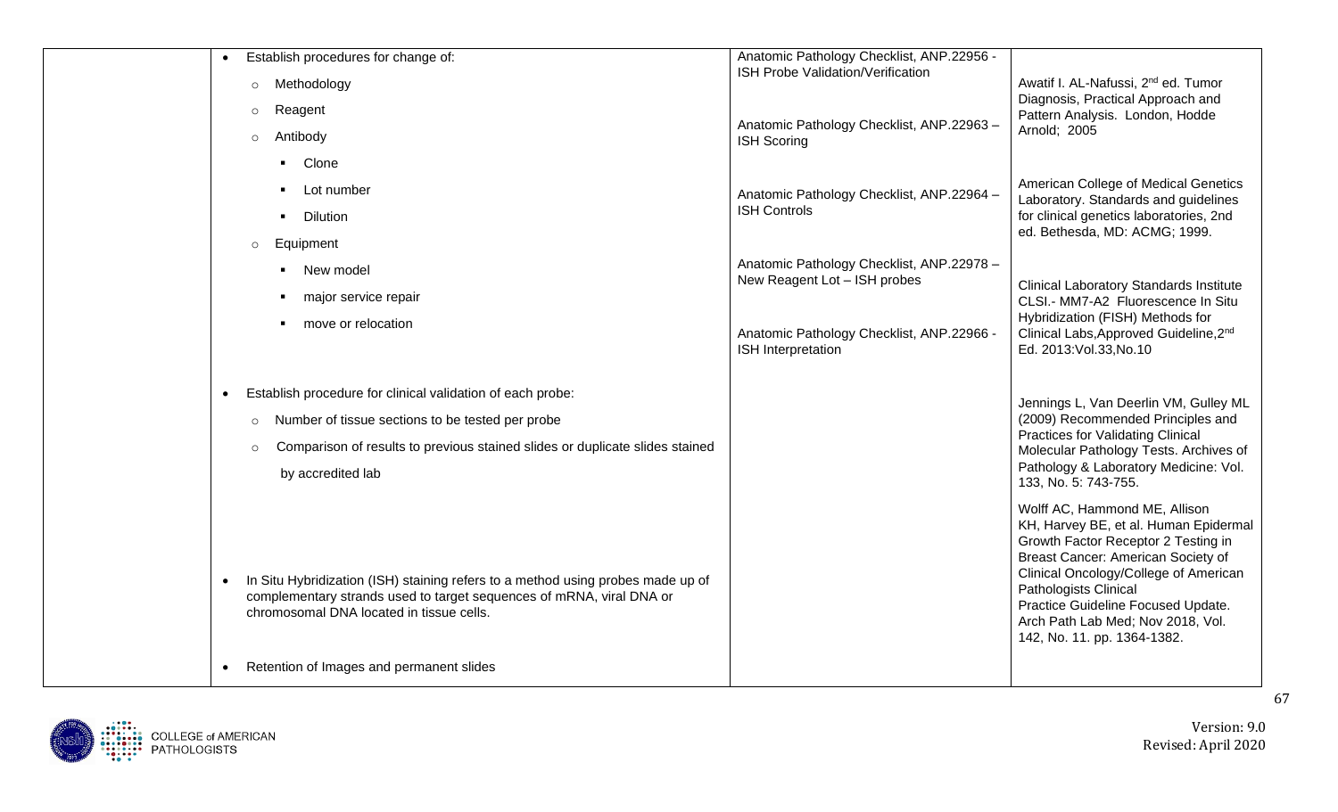| | | | |
|---|---|---|---|
| | • Establish procedures for change of:<br>  ○ Methodology<br>  ○ Reagent<br>  ○ Antibody<br>    ▪ Clone<br>    ▪ Lot number<br>    ▪ Dilution<br>  ○ Equipment<br>    ▪ New model<br>    ▪ major service repair<br>    ▪ move or relocation<br><br>• Establish procedure for clinical validation of each probe:<br>  ○ Number of tissue sections to be tested per probe<br>  ○ Comparison of results to previous stained slides or duplicate slides stained by accredited lab<br><br>• In Situ Hybridization (ISH) staining refers to a method using probes made up of complementary strands used to target sequences of mRNA, viral DNA or chromosomal DNA located in tissue cells.<br><br>• Retention of Images and permanent slides | Anatomic Pathology Checklist, ANP.22956 - ISH Probe Validation/Verification<br><br>Anatomic Pathology Checklist, ANP.22963 – ISH Scoring<br><br>Anatomic Pathology Checklist, ANP.22964 – ISH Controls<br><br>Anatomic Pathology Checklist, ANP.22978 – New Reagent Lot – ISH probes<br><br>Anatomic Pathology Checklist, ANP.22966 - ISH Interpretation | Awatif I. AL-Nafussi, 2nd ed. Tumor Diagnosis, Practical Approach and Pattern Analysis. London, Hodde Arnold; 2005<br><br>American College of Medical Genetics Laboratory. Standards and guidelines for clinical genetics laboratories, 2nd ed. Bethesda, MD: ACMG; 1999.<br><br>Clinical Laboratory Standards Institute CLSI.- MM7-A2 Fluorescence In Situ Hybridization (FISH) Methods for Clinical Labs,Approved Guideline,2nd Ed. 2013:Vol.33,No.10<br><br>Jennings L, Van Deerlin VM, Gulley ML (2009) Recommended Principles and Practices for Validating Clinical Molecular Pathology Tests. Archives of Pathology & Laboratory Medicine: Vol. 133, No. 5: 743-755.<br><br>Wolff AC, Hammond ME, Allison KH, Harvey BE, et al. Human Epidermal Growth Factor Receptor 2 Testing in Breast Cancer: American Society of Clinical Oncology/College of American Pathologists Clinical Practice Guideline Focused Update. Arch Path Lab Med; Nov 2018, Vol. 142, No. 11. pp. 1364-1382. |

Version: 9.0
Revised: April 2020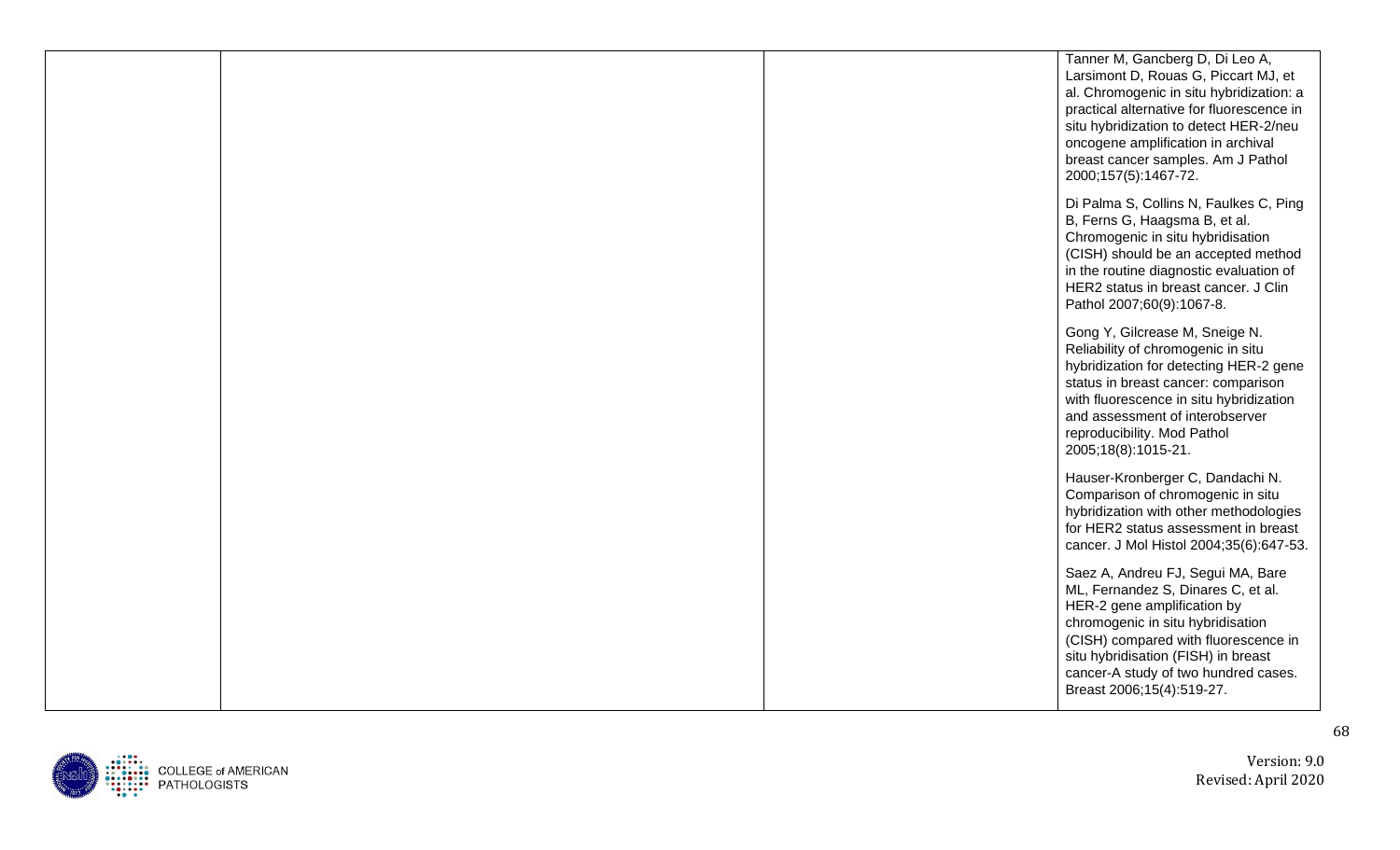|  |  |  | Tanner M, Gancberg D, Di Leo A, Larsimont D, Rouas G, Piccart MJ, et al. Chromogenic in situ hybridization: a practical alternative for fluorescence in situ hybridization to detect HER-2/neu oncogene amplification in archival breast cancer samples. Am J Pathol 2000;157(5):1467-72.<br><br>Di Palma S, Collins N, Faulkes C, Ping B, Ferns G, Haagsma B, et al. Chromogenic in situ hybridisation (CISH) should be an accepted method in the routine diagnostic evaluation of HER2 status in breast cancer. J Clin Pathol 2007;60(9):1067-8.<br><br>Gong Y, Gilcrease M, Sneige N. Reliability of chromogenic in situ hybridization for detecting HER-2 gene status in breast cancer: comparison with fluorescence in situ hybridization and assessment of interobserver reproducibility. Mod Pathol 2005;18(8):1015-21.<br><br>Hauser-Kronberger C, Dandachi N. Comparison of chromogenic in situ hybridization with other methodologies for HER2 status assessment in breast cancer. J Mol Histol 2004;35(6):647-53.<br><br>Saez A, Andreu FJ, Segui MA, Bare ML, Fernandez S, Dinares C, et al. HER-2 gene amplification by chromogenic in situ hybridisation (CISH) compared with fluorescence in situ hybridisation (FISH) in breast cancer-A study of two hundred cases. Breast 2006;15(4):519-27. |
|---|---|---|---|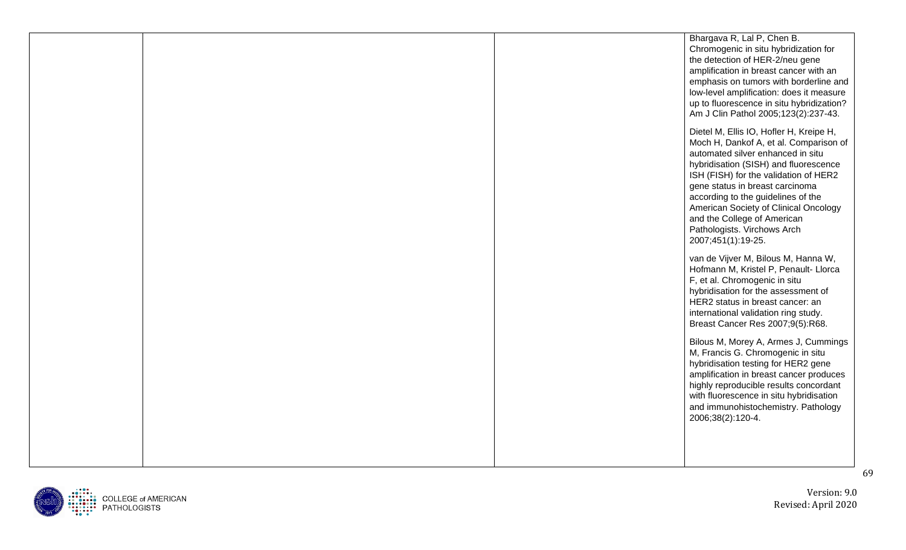|  |  |  | Bhargava R, Lal P, Chen B. Chromogenic in situ hybridization for the detection of HER-2/neu gene amplification in breast cancer with an emphasis on tumors with borderline and low-level amplification: does it measure up to fluorescence in situ hybridization? Am J Clin Pathol 2005;123(2):237-43.<br><br>Dietel M, Ellis IO, Hofler H, Kreipe H, Moch H, Dankof A, et al. Comparison of automated silver enhanced in situ hybridisation (SISH) and fluorescence ISH (FISH) for the validation of HER2 gene status in breast carcinoma according to the guidelines of the American Society of Clinical Oncology and the College of American Pathologists. Virchows Arch 2007;451(1):19-25.<br><br>van de Vijver M, Bilous M, Hanna W, Hofmann M, Kristel P, Penault- Llorca F, et al. Chromogenic in situ hybridisation for the assessment of HER2 status in breast cancer: an international validation ring study. Breast Cancer Res 2007;9(5):R68.<br><br>Bilous M, Morey A, Armes J, Cummings M, Francis G. Chromogenic in situ hybridisation testing for HER2 gene amplification in breast cancer produces highly reproducible results concordant with fluorescence in situ hybridisation and immunohistochemistry. Pathology 2006;38(2):120-4. |
|---|---|---|---|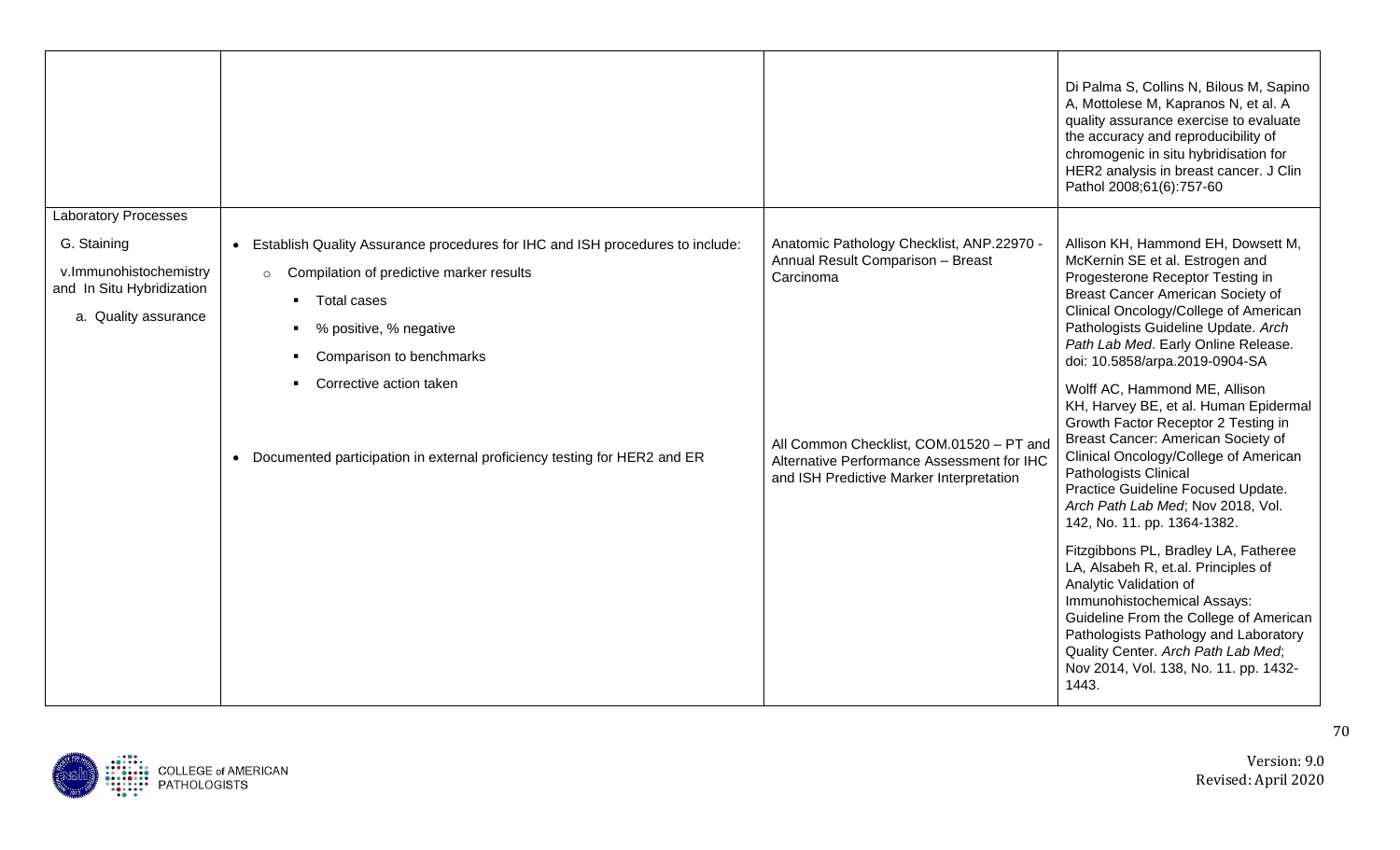| | | | |
|---|---|---|---|
| | | | Di Palma S, Collins N, Bilous M, Sapino A, Mottolese M, Kapranos N, et al. A quality assurance exercise to evaluate the accuracy and reproducibility of chromogenic in situ hybridisation for HER2 analysis in breast cancer. J Clin Pathol 2008;61(6):757-60 |
| Laboratory Processes<br><br>G. Staining<br><br>v.Immunohistochemistry and In Situ Hybridization<br><br>a. Quality assurance | • Establish Quality Assurance procedures for IHC and ISH procedures to include:<br>○ Compilation of predictive marker results<br>▪ Total cases<br>▪ % positive, % negative<br>▪ Comparison to benchmarks<br>▪ Corrective action taken<br><br>• Documented participation in external proficiency testing for HER2 and ER | Anatomic Pathology Checklist, ANP.22970 - Annual Result Comparison – Breast Carcinoma<br><br>All Common Checklist, COM.01520 – PT and Alternative Performance Assessment for IHC and ISH Predictive Marker Interpretation | Allison KH, Hammond EH, Dowsett M, McKernin SE et al. Estrogen and Progesterone Receptor Testing in Breast Cancer American Society of Clinical Oncology/College of American Pathologists Guideline Update. *Arch Path Lab Med*. Early Online Release. doi: 10.5858/arpa.2019-0904-SA<br><br>Wolff AC, Hammond ME, Allison KH, Harvey BE, et al. Human Epidermal Growth Factor Receptor 2 Testing in Breast Cancer: American Society of Clinical Oncology/College of American Pathologists Clinical Practice Guideline Focused Update. *Arch Path Lab Med*; Nov 2018, Vol. 142, No. 11. pp. 1364-1382.<br><br>Fitzgibbons PL, Bradley LA, Fatheree LA, Alsabeh R, et.al. Principles of Analytic Validation of Immunohistochemical Assays: Guideline From the College of American Pathologists Pathology and Laboratory Quality Center. *Arch Path Lab Med*; Nov 2014, Vol. 138, No. 11. pp. 1432-1443. |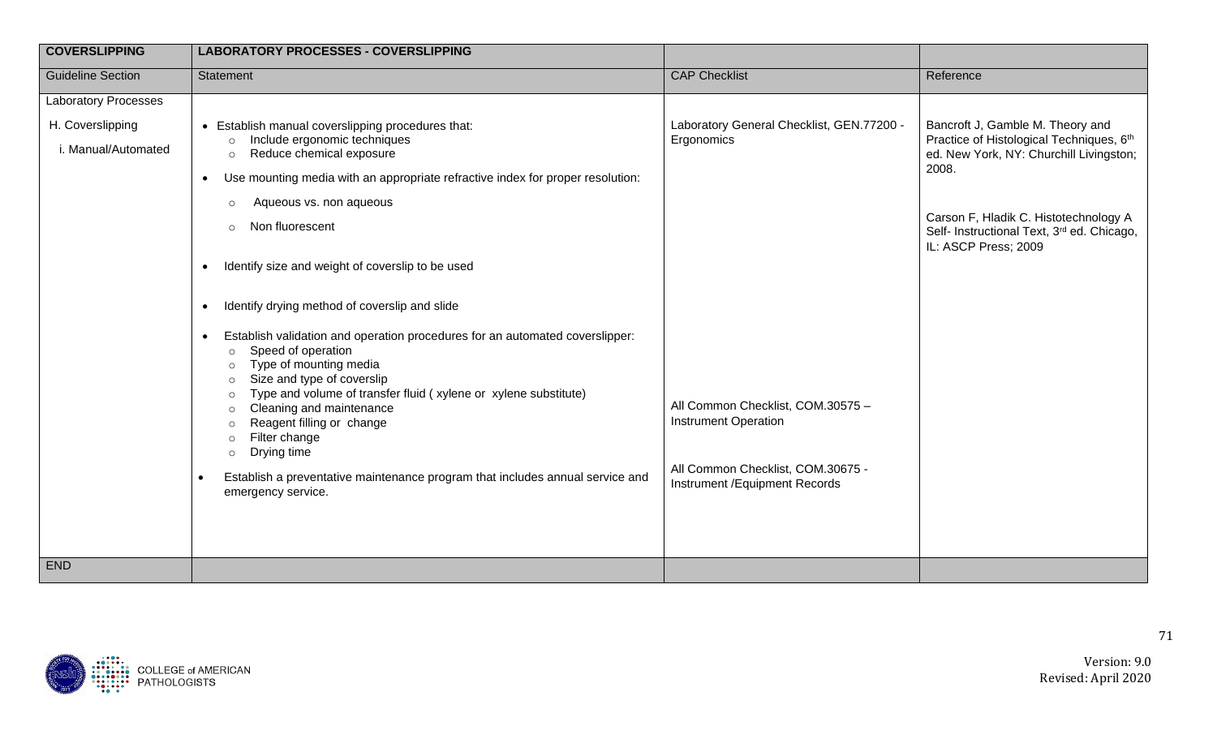| COVERSLIPPING | LABORATORY PROCESSES - COVERSLIPPING | | |
|---|---|---|---|
| Guideline Section | Statement | CAP Checklist | Reference |
| Laboratory Processes<br><br>H. Coverslipping<br><br>i. Manual/Automated | • Establish manual coverslipping procedures that:<br>&nbsp;&nbsp;○ Include ergonomic techniques<br>&nbsp;&nbsp;○ Reduce chemical exposure<br>• Use mounting media with an appropriate refractive index for proper resolution:<br>&nbsp;&nbsp;○ Aqueous vs. non aqueous<br>&nbsp;&nbsp;○ Non fluorescent<br>• Identify size and weight of coverslip to be used<br>• Identify drying method of coverslip and slide<br>• Establish validation and operation procedures for an automated coverslipper:<br>&nbsp;&nbsp;○ Speed of operation<br>&nbsp;&nbsp;○ Type of mounting media<br>&nbsp;&nbsp;○ Size and type of coverslip<br>&nbsp;&nbsp;○ Type and volume of transfer fluid ( xylene or xylene substitute)<br>&nbsp;&nbsp;○ Cleaning and maintenance<br>&nbsp;&nbsp;○ Reagent filling or change<br>&nbsp;&nbsp;○ Filter change<br>&nbsp;&nbsp;○ Drying time<br>• Establish a preventative maintenance program that includes annual service and emergency service. | Laboratory General Checklist, GEN.77200 - Ergonomics<br><br>All Common Checklist, COM.30575 – Instrument Operation<br><br>All Common Checklist, COM.30675 - Instrument /Equipment Records | Bancroft J, Gamble M. Theory and Practice of Histological Techniques, 6th ed. New York, NY: Churchill Livingston; 2008.<br><br>Carson F, Hladik C. Histotechnology A Self- Instructional Text, 3rd ed. Chicago, IL: ASCP Press; 2009 |
| END | | | |